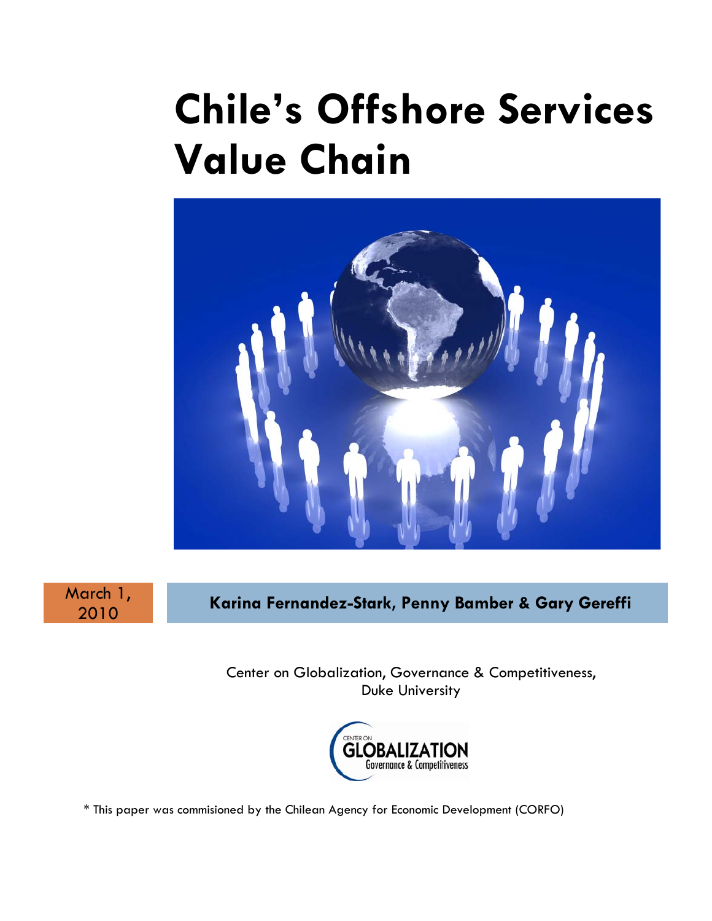# Chile's Offshore Services Value Chain

March 1, 2010

**Karina Fernandez-Stark, Penny Bamber & Gary Gereffi**

Center on Globalization, Governance & Competitiveness, Duke University

\* This paper was commisioned by the Chilean Agency for Economic Development (CORFO)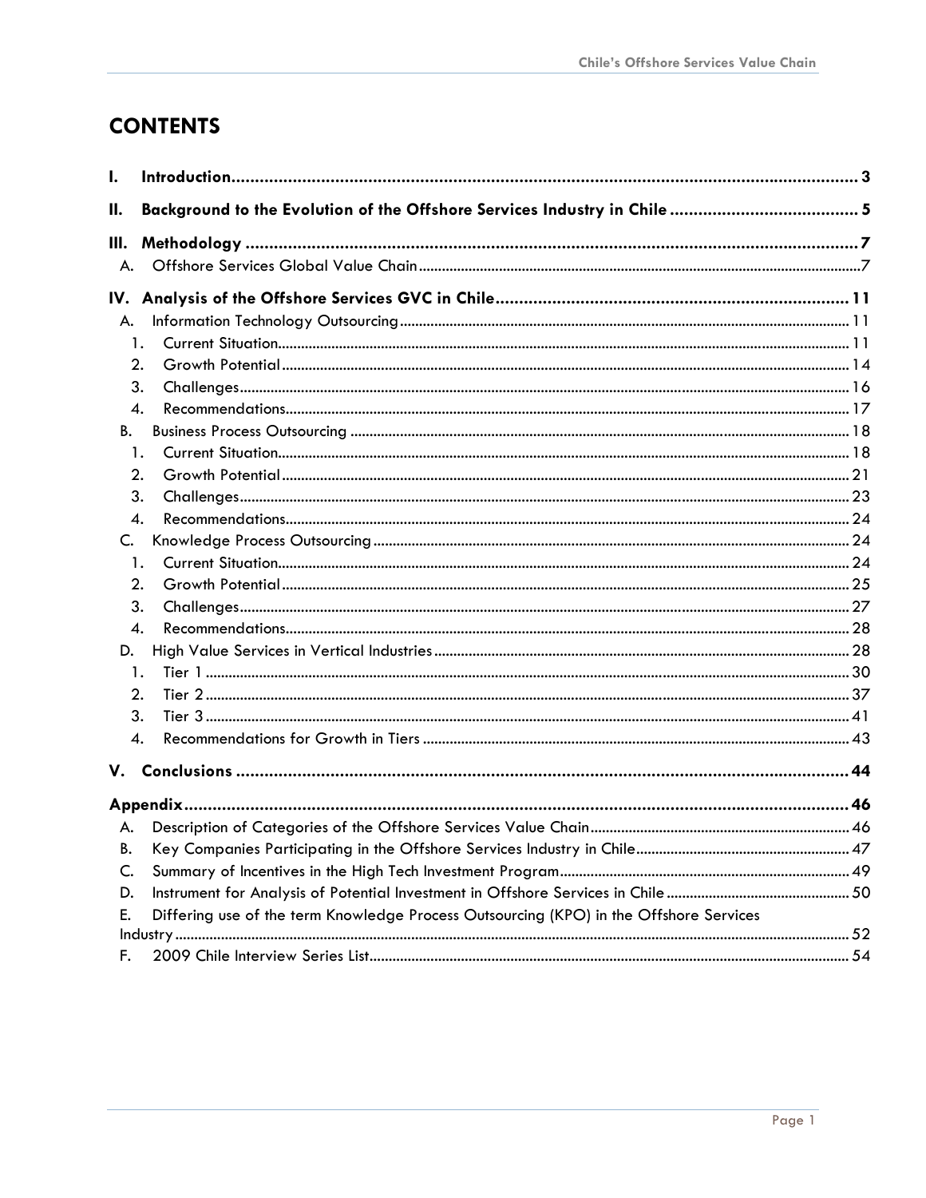# CONTENTS

**I. Introduction** .......... 3

**II. Background to the Evolution of the Offshore Services Industry in Chile** .......... 5

**III. Methodology** .......... 7

- A. Offshore Services Global Value Chain .......... 7

**IV. Analysis of the Offshore Services GVC in Chile** .......... 11

- A. Information Technology Outsourcing .......... 11
  1. Current Situation .......... 11
  2. Growth Potential .......... 14
  3. Challenges .......... 16
  4. Recommendations .......... 17
- B. Business Process Outsourcing .......... 18
  1. Current Situation .......... 18
  2. Growth Potential .......... 21
  3. Challenges .......... 23
  4. Recommendations .......... 24
- C. Knowledge Process Outsourcing .......... 24
  1. Current Situation .......... 24
  2. Growth Potential .......... 25
  3. Challenges .......... 27
  4. Recommendations .......... 28
- D. High Value Services in Vertical Industries .......... 28
  1. Tier 1 .......... 30
  2. Tier 2 .......... 37
  3. Tier 3 .......... 41
  4. Recommendations for Growth in Tiers .......... 43

**V. Conclusions** .......... 44

**Appendix** .......... 46

- A. Description of Categories of the Offshore Services Value Chain .......... 46
- B. Key Companies Participating in the Offshore Services Industry in Chile .......... 47
- C. Summary of Incentives in the High Tech Investment Program .......... 49
- D. Instrument for Analysis of Potential Investment in Offshore Services in Chile .......... 50
- E. Differing use of the term Knowledge Process Outsourcing (KPO) in the Offshore Services Industry .......... 52
- F. 2009 Chile Interview Series List .......... 54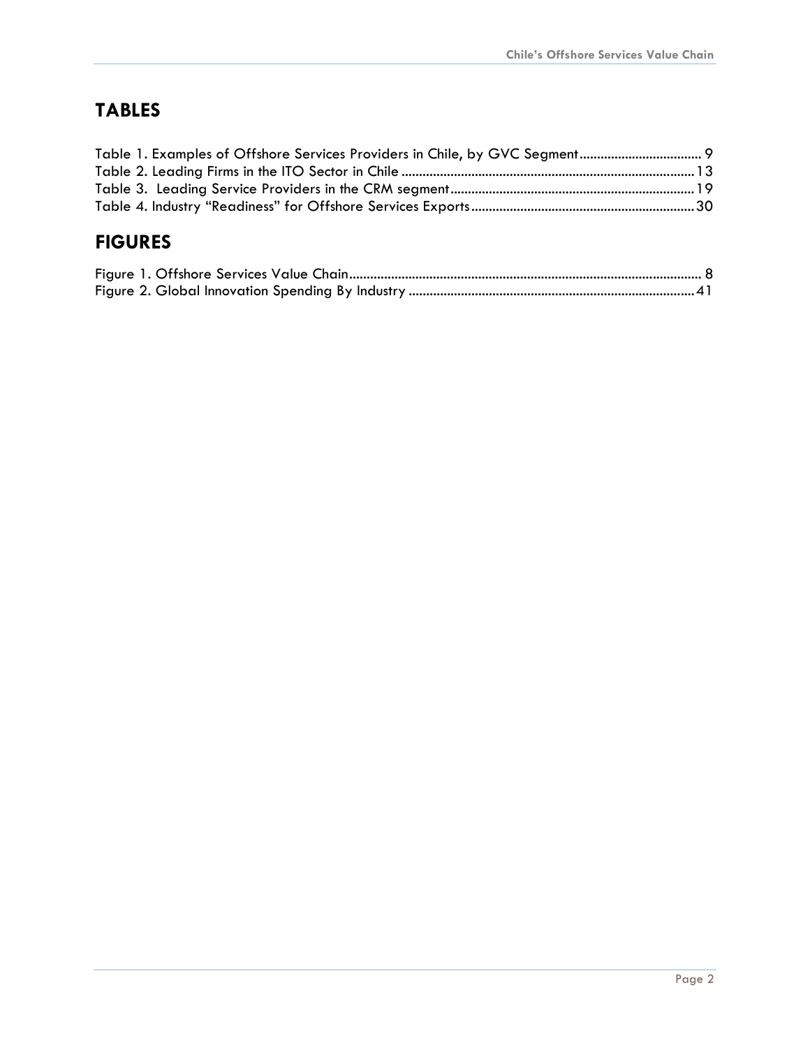## TABLES

Table 1. Examples of Offshore Services Providers in Chile, by GVC Segment .................................. 9
Table 2. Leading Firms in the ITO Sector in Chile .................................................................................. 13
Table 3. Leading Service Providers in the CRM segment .................................................................... 19
Table 4. Industry "Readiness" for Offshore Services Exports .............................................................. 30

## FIGURES

Figure 1. Offshore Services Value Chain .................................................................................................. 8
Figure 2. Global Innovation Spending By Industry ................................................................................ 41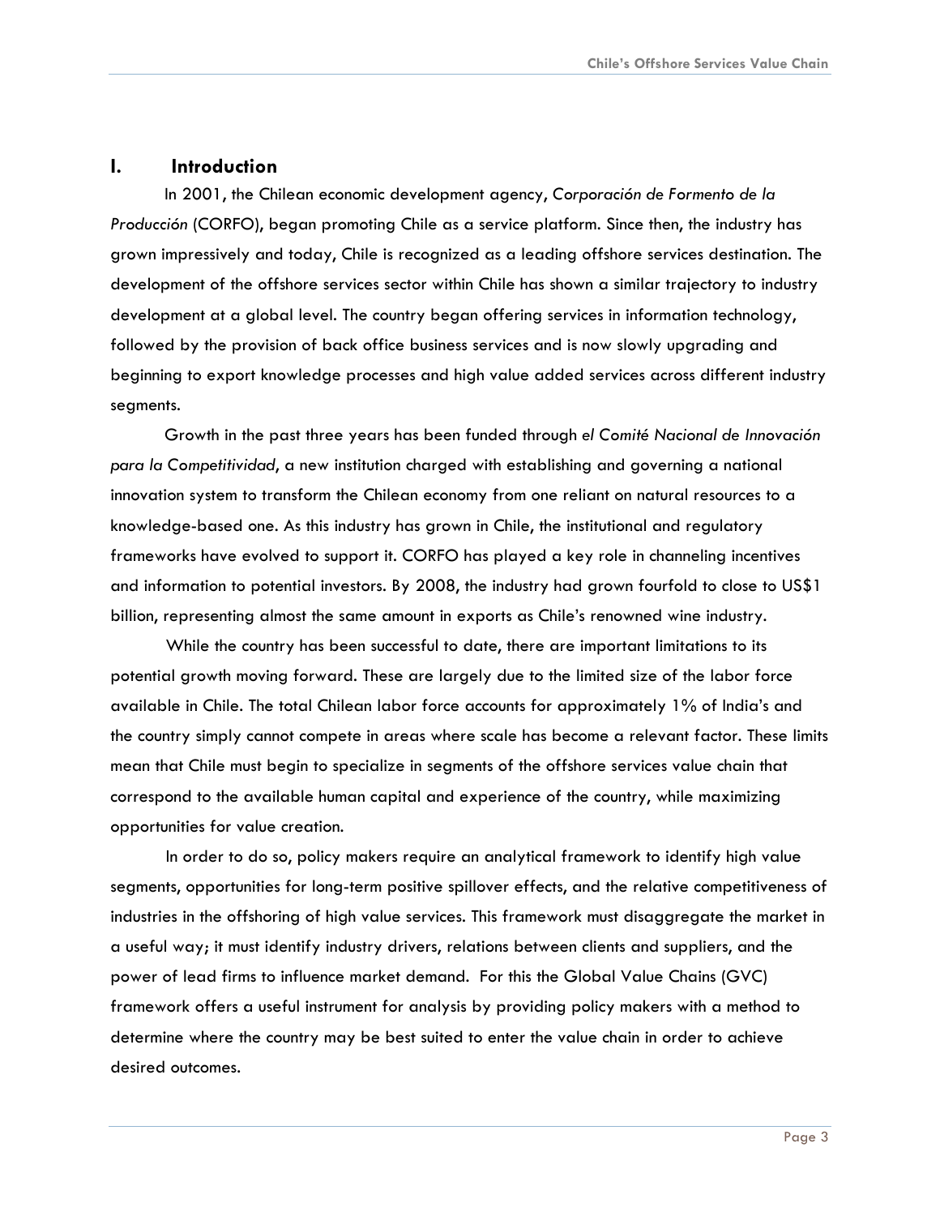## I. Introduction

In 2001, the Chilean economic development agency, *Corporación de Formento de la Producción* (CORFO), began promoting Chile as a service platform. Since then, the industry has grown impressively and today, Chile is recognized as a leading offshore services destination. The development of the offshore services sector within Chile has shown a similar trajectory to industry development at a global level. The country began offering services in information technology, followed by the provision of back office business services and is now slowly upgrading and beginning to export knowledge processes and high value added services across different industry segments.

Growth in the past three years has been funded through *el Comité Nacional de Innovación para la Competitividad*, a new institution charged with establishing and governing a national innovation system to transform the Chilean economy from one reliant on natural resources to a knowledge-based one. As this industry has grown in Chile, the institutional and regulatory frameworks have evolved to support it. CORFO has played a key role in channeling incentives and information to potential investors. By 2008, the industry had grown fourfold to close to US$1 billion, representing almost the same amount in exports as Chile's renowned wine industry.

While the country has been successful to date, there are important limitations to its potential growth moving forward. These are largely due to the limited size of the labor force available in Chile. The total Chilean labor force accounts for approximately 1% of India's and the country simply cannot compete in areas where scale has become a relevant factor. These limits mean that Chile must begin to specialize in segments of the offshore services value chain that correspond to the available human capital and experience of the country, while maximizing opportunities for value creation.

In order to do so, policy makers require an analytical framework to identify high value segments, opportunities for long-term positive spillover effects, and the relative competitiveness of industries in the offshoring of high value services. This framework must disaggregate the market in a useful way; it must identify industry drivers, relations between clients and suppliers, and the power of lead firms to influence market demand. For this the Global Value Chains (GVC) framework offers a useful instrument for analysis by providing policy makers with a method to determine where the country may be best suited to enter the value chain in order to achieve desired outcomes.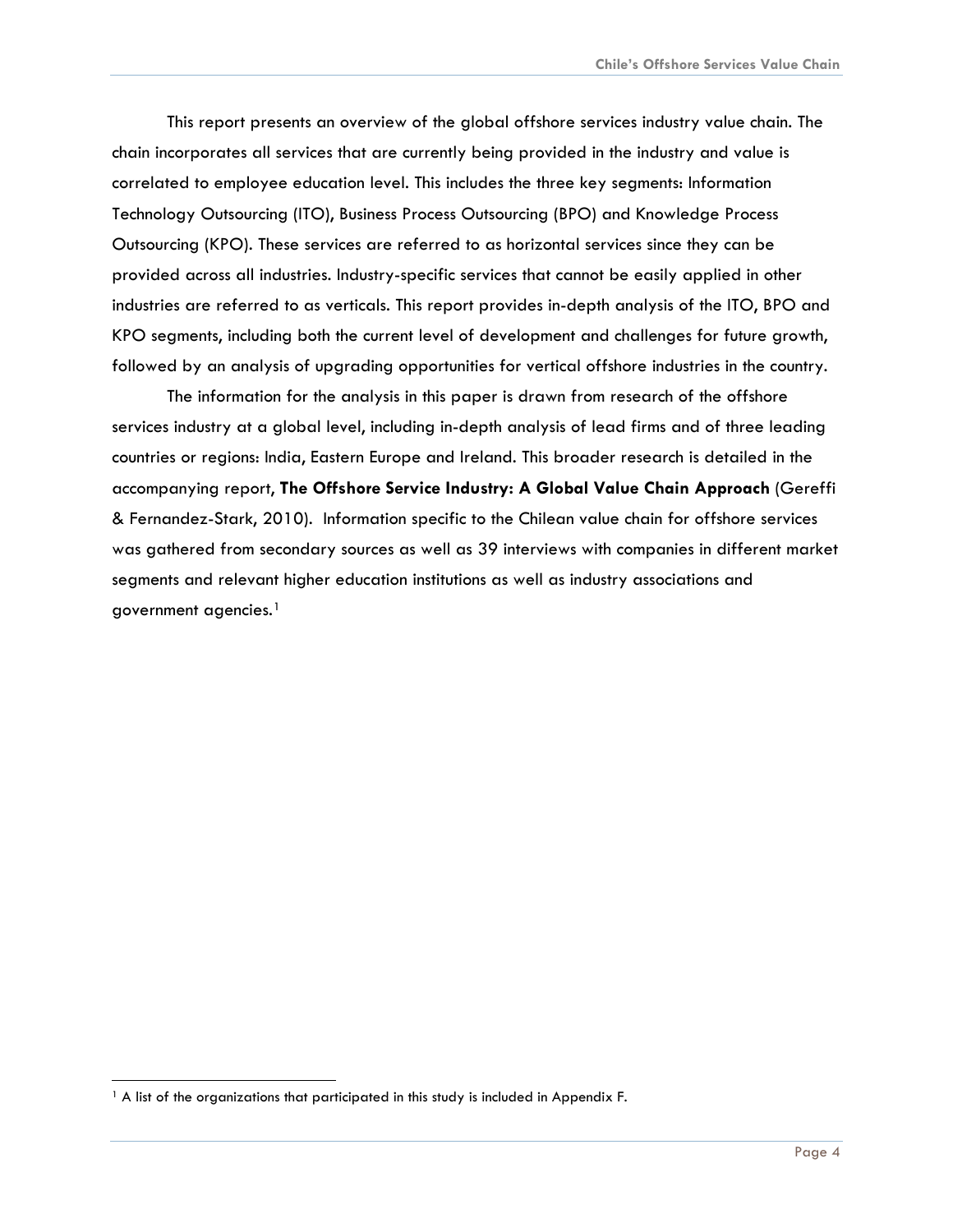This report presents an overview of the global offshore services industry value chain. The chain incorporates all services that are currently being provided in the industry and value is correlated to employee education level. This includes the three key segments: Information Technology Outsourcing (ITO), Business Process Outsourcing (BPO) and Knowledge Process Outsourcing (KPO). These services are referred to as horizontal services since they can be provided across all industries. Industry-specific services that cannot be easily applied in other industries are referred to as verticals. This report provides in-depth analysis of the ITO, BPO and KPO segments, including both the current level of development and challenges for future growth, followed by an analysis of upgrading opportunities for vertical offshore industries in the country.

The information for the analysis in this paper is drawn from research of the offshore services industry at a global level, including in-depth analysis of lead firms and of three leading countries or regions: India, Eastern Europe and Ireland. This broader research is detailed in the accompanying report, **The Offshore Service Industry: A Global Value Chain Approach** (Gereffi & Fernandez-Stark, 2010). Information specific to the Chilean value chain for offshore services was gathered from secondary sources as well as 39 interviews with companies in different market segments and relevant higher education institutions as well as industry associations and government agencies.[1]

[1] A list of the organizations that participated in this study is included in Appendix F.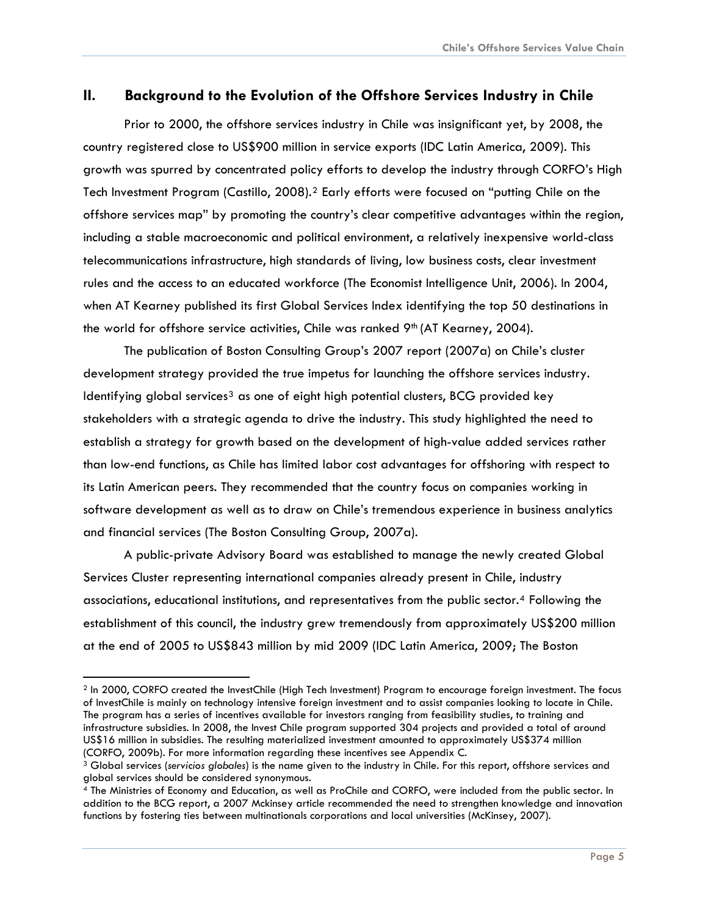## II. Background to the Evolution of the Offshore Services Industry in Chile

Prior to 2000, the offshore services industry in Chile was insignificant yet, by 2008, the country registered close to US$900 million in service exports (IDC Latin America, 2009). This growth was spurred by concentrated policy efforts to develop the industry through CORFO's High Tech Investment Program (Castillo, 2008).[2] Early efforts were focused on "putting Chile on the offshore services map" by promoting the country's clear competitive advantages within the region, including a stable macroeconomic and political environment, a relatively inexpensive world-class telecommunications infrastructure, high standards of living, low business costs, clear investment rules and the access to an educated workforce (The Economist Intelligence Unit, 2006). In 2004, when AT Kearney published its first Global Services Index identifying the top 50 destinations in the world for offshore service activities, Chile was ranked 9th (AT Kearney, 2004).

The publication of Boston Consulting Group's 2007 report (2007a) on Chile's cluster development strategy provided the true impetus for launching the offshore services industry. Identifying global services[3] as one of eight high potential clusters, BCG provided key stakeholders with a strategic agenda to drive the industry. This study highlighted the need to establish a strategy for growth based on the development of high-value added services rather than low-end functions, as Chile has limited labor cost advantages for offshoring with respect to its Latin American peers. They recommended that the country focus on companies working in software development as well as to draw on Chile's tremendous experience in business analytics and financial services (The Boston Consulting Group, 2007a).

A public-private Advisory Board was established to manage the newly created Global Services Cluster representing international companies already present in Chile, industry associations, educational institutions, and representatives from the public sector.[4] Following the establishment of this council, the industry grew tremendously from approximately US$200 million at the end of 2005 to US$843 million by mid 2009 (IDC Latin America, 2009; The Boston

---

[2] In 2000, CORFO created the InvestChile (High Tech Investment) Program to encourage foreign investment. The focus of InvestChile is mainly on technology intensive foreign investment and to assist companies looking to locate in Chile. The program has a series of incentives available for investors ranging from feasibility studies, to training and infrastructure subsidies. In 2008, the Invest Chile program supported 304 projects and provided a total of around US$16 million in subsidies. The resulting materialized investment amounted to approximately US$374 million (CORFO, 2009b). For more information regarding these incentives see Appendix C.

[3] Global services (*servicios globales*) is the name given to the industry in Chile. For this report, offshore services and global services should be considered synonymous.

[4] The Ministries of Economy and Education, as well as ProChile and CORFO, were included from the public sector. In addition to the BCG report, a 2007 Mckinsey article recommended the need to strengthen knowledge and innovation functions by fostering ties between multinationals corporations and local universities (McKinsey, 2007).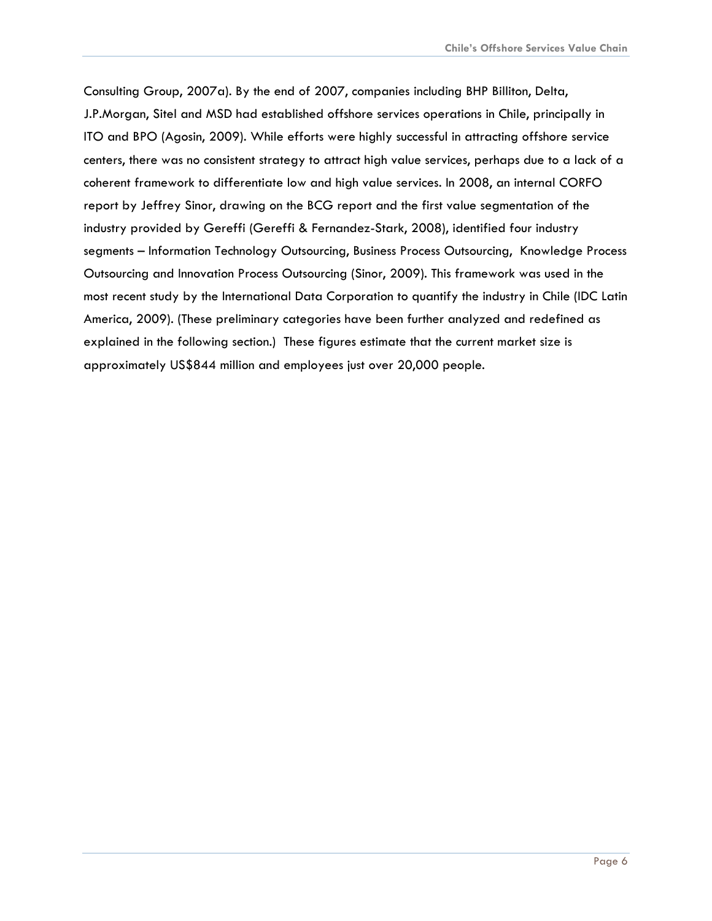Consulting Group, 2007a). By the end of 2007, companies including BHP Billiton, Delta, J.P.Morgan, Sitel and MSD had established offshore services operations in Chile, principally in ITO and BPO (Agosin, 2009). While efforts were highly successful in attracting offshore service centers, there was no consistent strategy to attract high value services, perhaps due to a lack of a coherent framework to differentiate low and high value services. In 2008, an internal CORFO report by Jeffrey Sinor, drawing on the BCG report and the first value segmentation of the industry provided by Gereffi (Gereffi & Fernandez-Stark, 2008), identified four industry segments – Information Technology Outsourcing, Business Process Outsourcing, Knowledge Process Outsourcing and Innovation Process Outsourcing (Sinor, 2009). This framework was used in the most recent study by the International Data Corporation to quantify the industry in Chile (IDC Latin America, 2009). (These preliminary categories have been further analyzed and redefined as explained in the following section.) These figures estimate that the current market size is approximately US$844 million and employees just over 20,000 people.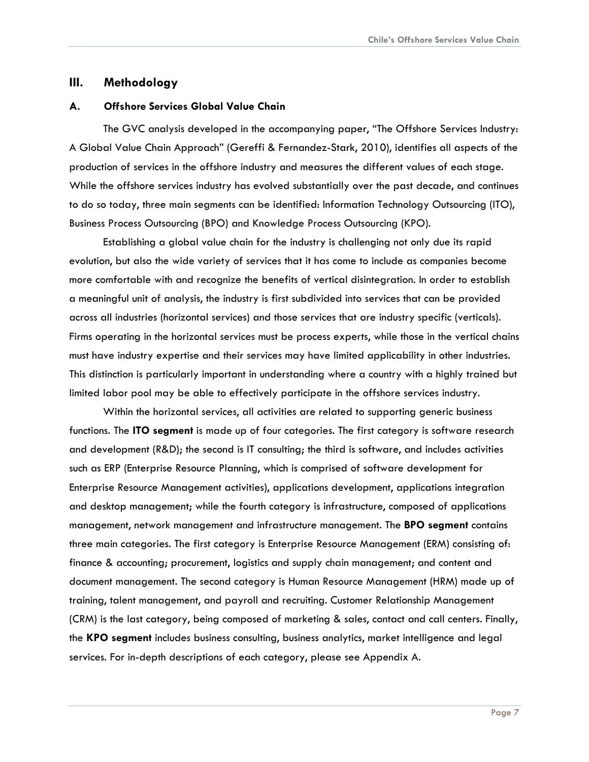## III. Methodology

### A. Offshore Services Global Value Chain

The GVC analysis developed in the accompanying paper, "The Offshore Services Industry: A Global Value Chain Approach" (Gereffi & Fernandez-Stark, 2010), identifies all aspects of the production of services in the offshore industry and measures the different values of each stage. While the offshore services industry has evolved substantially over the past decade, and continues to do so today, three main segments can be identified: Information Technology Outsourcing (ITO), Business Process Outsourcing (BPO) and Knowledge Process Outsourcing (KPO).

Establishing a global value chain for the industry is challenging not only due its rapid evolution, but also the wide variety of services that it has come to include as companies become more comfortable with and recognize the benefits of vertical disintegration. In order to establish a meaningful unit of analysis, the industry is first subdivided into services that can be provided across all industries (horizontal services) and those services that are industry specific (verticals). Firms operating in the horizontal services must be process experts, while those in the vertical chains must have industry expertise and their services may have limited applicability in other industries. This distinction is particularly important in understanding where a country with a highly trained but limited labor pool may be able to effectively participate in the offshore services industry.

Within the horizontal services, all activities are related to supporting generic business functions. The **ITO segment** is made up of four categories. The first category is software research and development (R&D); the second is IT consulting; the third is software, and includes activities such as ERP (Enterprise Resource Planning, which is comprised of software development for Enterprise Resource Management activities), applications development, applications integration and desktop management; while the fourth category is infrastructure, composed of applications management, network management and infrastructure management. The **BPO segment** contains three main categories. The first category is Enterprise Resource Management (ERM) consisting of: finance & accounting; procurement, logistics and supply chain management; and content and document management. The second category is Human Resource Management (HRM) made up of training, talent management, and payroll and recruiting. Customer Relationship Management (CRM) is the last category, being composed of marketing & sales, contact and call centers. Finally, the **KPO segment** includes business consulting, business analytics, market intelligence and legal services. For in-depth descriptions of each category, please see Appendix A.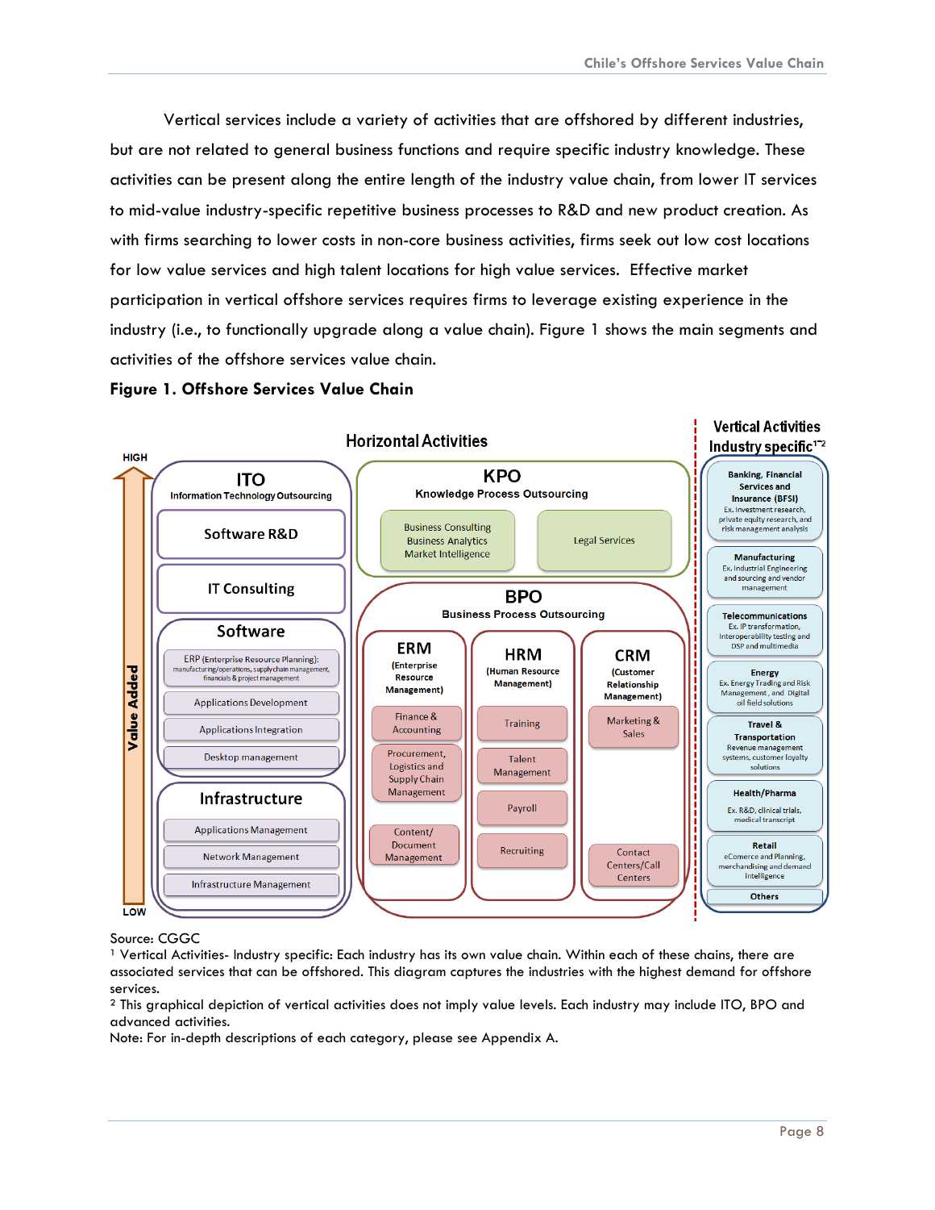Vertical services include a variety of activities that are offshored by different industries, but are not related to general business functions and require specific industry knowledge. These activities can be present along the entire length of the industry value chain, from lower IT services to mid-value industry-specific repetitive business processes to R&D and new product creation. As with firms searching to lower costs in non-core business activities, firms seek out low cost locations for low value services and high talent locations for high value services. Effective market participation in vertical offshore services requires firms to leverage existing experience in the industry (i.e., to functionally upgrade along a value chain). Figure 1 shows the main segments and activities of the offshore services value chain.

**Figure 1. Offshore Services Value Chain**

Horizontal Activities

Vertical Activities Industry specific[1-2]

HIGH — Value Added — LOW

**ITO** Information Technology Outsourcing
- Software R&D
- IT Consulting
- Software
  - ERP (Enterprise Resource Planning): manufacturing/operations, supply chain management, financials & project management
  - Applications Development
  - Applications Integration
  - Desktop management
- Infrastructure
  - Applications Management
  - Network Management
  - Infrastructure Management

**KPO** Knowledge Process Outsourcing
- Business Consulting, Business Analytics, Market Intelligence
- Legal Services

**BPO** Business Process Outsourcing
- ERM (Enterprise Resource Management)
  - Finance & Accounting
  - Procurement, Logistics and Supply Chain Management
  - Content/ Document Management
- HRM (Human Resource Management)
  - Training
  - Talent Management
  - Payroll
  - Recruiting
- CRM (Customer Relationship Management)
  - Marketing & Sales
  - Contact Centers/Call Centers

**Vertical Activities**
- Banking, Financial Services and Insurance (BFSI) — Ex. Investment research, private equity research, and risk management analysis
- Manufacturing — Ex. Industrial Engineering and sourcing and vendor management
- Telecommunications — Ex. IP transformation, Interoperability testing and DSP and multimedia
- Energy — Ex. Energy Trading and Risk Management, and Digital oil field solutions
- Travel & Transportation — Revenue management systems, customer loyalty solutions
- Health/Pharma — Ex. R&D, clinical trials, medical transcript
- Retail — eComerce and Planning, merchandising and demand Intelligence
- Others

Source: CGGC

[1] Vertical Activities- Industry specific: Each industry has its own value chain. Within each of these chains, there are associated services that can be offshored. This diagram captures the industries with the highest demand for offshore services.

[2] This graphical depiction of vertical activities does not imply value levels. Each industry may include ITO, BPO and advanced activities.

Note: For in-depth descriptions of each category, please see Appendix A.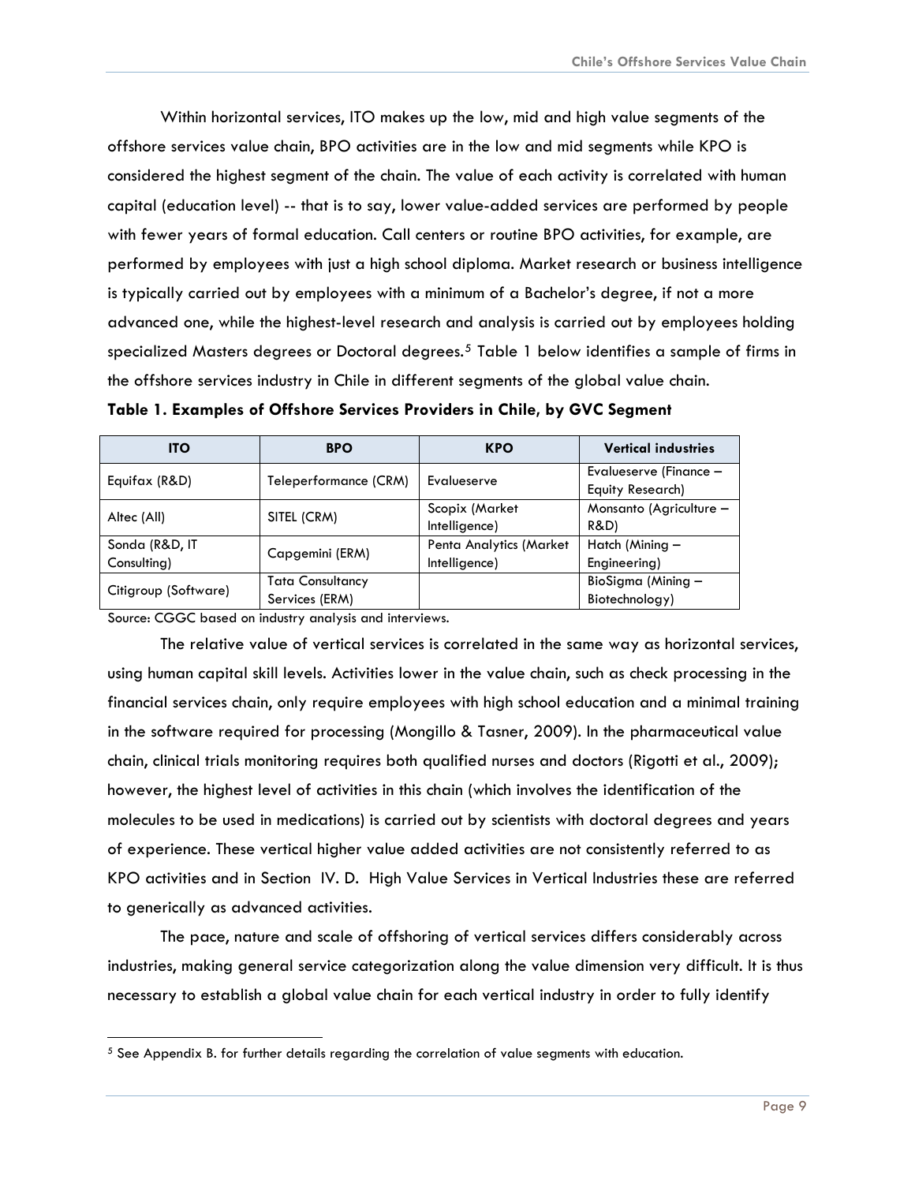Within horizontal services, ITO makes up the low, mid and high value segments of the offshore services value chain, BPO activities are in the low and mid segments while KPO is considered the highest segment of the chain. The value of each activity is correlated with human capital (education level) -- that is to say, lower value-added services are performed by people with fewer years of formal education. Call centers or routine BPO activities, for example, are performed by employees with just a high school diploma. Market research or business intelligence is typically carried out by employees with a minimum of a Bachelor's degree, if not a more advanced one, while the highest-level research and analysis is carried out by employees holding specialized Masters degrees or Doctoral degrees.[5] Table 1 below identifies a sample of firms in the offshore services industry in Chile in different segments of the global value chain.

**Table 1. Examples of Offshore Services Providers in Chile, by GVC Segment**

| ITO | BPO | KPO | Vertical industries |
|---|---|---|---|
| Equifax (R&D) | Teleperformance (CRM) | Evalueserve | Evalueserve (Finance – Equity Research) |
| Altec (All) | SITEL (CRM) | Scopix (Market Intelligence) | Monsanto (Agriculture – R&D) |
| Sonda (R&D, IT Consulting) | Capgemini (ERM) | Penta Analytics (Market Intelligence) | Hatch (Mining – Engineering) |
| Citigroup (Software) | Tata Consultancy Services (ERM) | | BioSigma (Mining – Biotechnology) |

Source: CGGC based on industry analysis and interviews.

The relative value of vertical services is correlated in the same way as horizontal services, using human capital skill levels. Activities lower in the value chain, such as check processing in the financial services chain, only require employees with high school education and a minimal training in the software required for processing (Mongillo & Tasner, 2009). In the pharmaceutical value chain, clinical trials monitoring requires both qualified nurses and doctors (Rigotti et al., 2009); however, the highest level of activities in this chain (which involves the identification of the molecules to be used in medications) is carried out by scientists with doctoral degrees and years of experience. These vertical higher value added activities are not consistently referred to as KPO activities and in Section IV. D. High Value Services in Vertical Industries these are referred to generically as advanced activities.

The pace, nature and scale of offshoring of vertical services differs considerably across industries, making general service categorization along the value dimension very difficult. It is thus necessary to establish a global value chain for each vertical industry in order to fully identify

[5] See Appendix B. for further details regarding the correlation of value segments with education.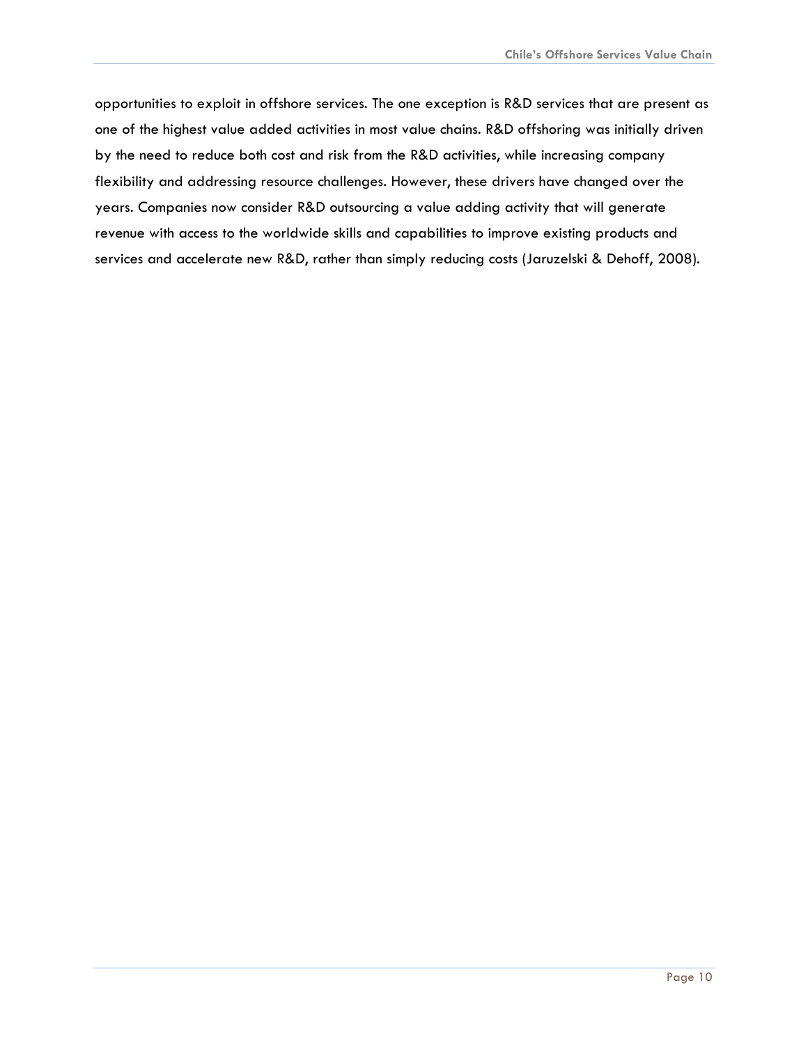opportunities to exploit in offshore services. The one exception is R&D services that are present as one of the highest value added activities in most value chains. R&D offshoring was initially driven by the need to reduce both cost and risk from the R&D activities, while increasing company flexibility and addressing resource challenges. However, these drivers have changed over the years. Companies now consider R&D outsourcing a value adding activity that will generate revenue with access to the worldwide skills and capabilities to improve existing products and services and accelerate new R&D, rather than simply reducing costs (Jaruzelski & Dehoff, 2008).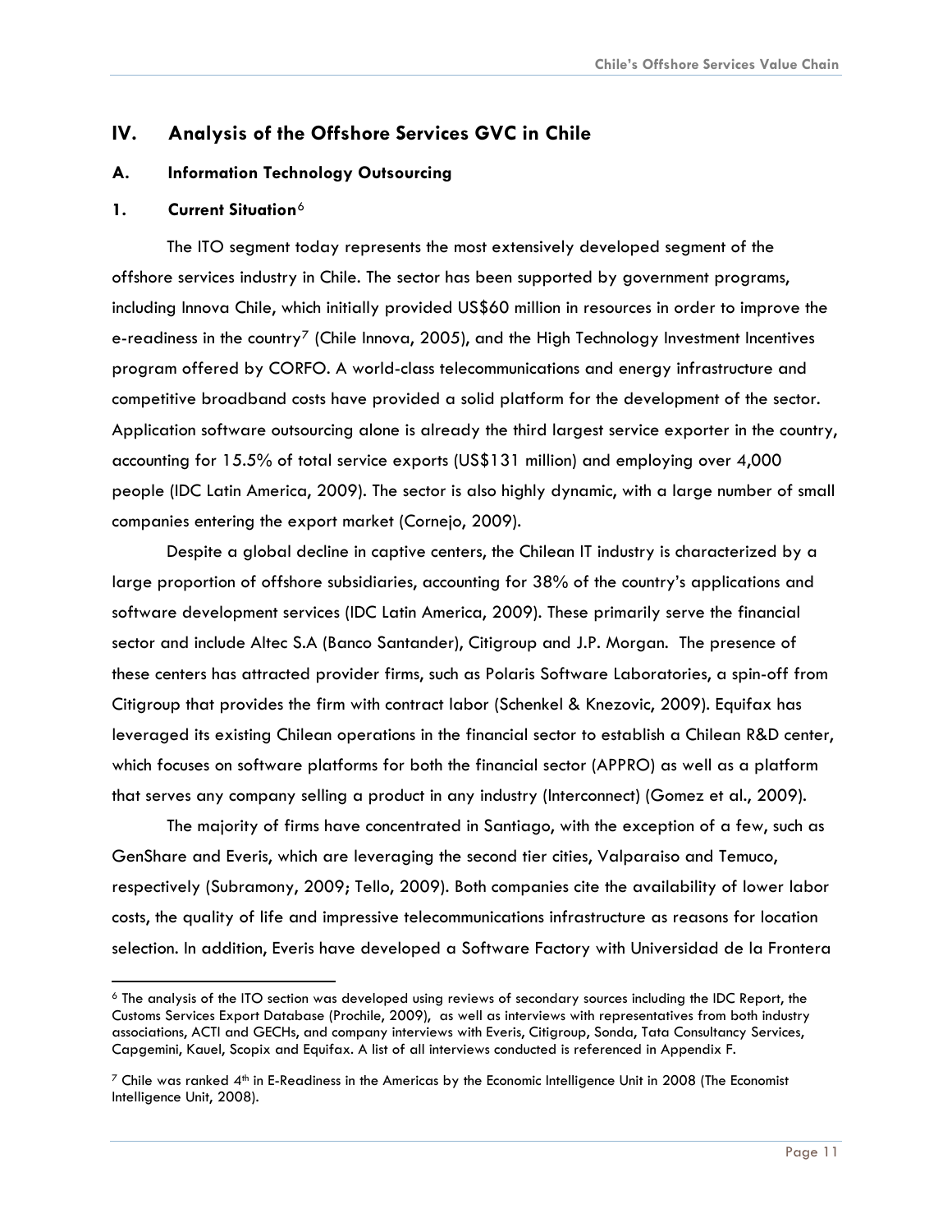## IV. Analysis of the Offshore Services GVC in Chile

### A. Information Technology Outsourcing

#### 1. Current Situation[6]

The ITO segment today represents the most extensively developed segment of the offshore services industry in Chile. The sector has been supported by government programs, including Innova Chile, which initially provided US$60 million in resources in order to improve the e-readiness in the country[7] (Chile Innova, 2005), and the High Technology Investment Incentives program offered by CORFO. A world-class telecommunications and energy infrastructure and competitive broadband costs have provided a solid platform for the development of the sector. Application software outsourcing alone is already the third largest service exporter in the country, accounting for 15.5% of total service exports (US$131 million) and employing over 4,000 people (IDC Latin America, 2009). The sector is also highly dynamic, with a large number of small companies entering the export market (Cornejo, 2009).

Despite a global decline in captive centers, the Chilean IT industry is characterized by a large proportion of offshore subsidiaries, accounting for 38% of the country's applications and software development services (IDC Latin America, 2009). These primarily serve the financial sector and include Altec S.A (Banco Santander), Citigroup and J.P. Morgan. The presence of these centers has attracted provider firms, such as Polaris Software Laboratories, a spin-off from Citigroup that provides the firm with contract labor (Schenkel & Knezovic, 2009). Equifax has leveraged its existing Chilean operations in the financial sector to establish a Chilean R&D center, which focuses on software platforms for both the financial sector (APPRO) as well as a platform that serves any company selling a product in any industry (Interconnect) (Gomez et al., 2009).

The majority of firms have concentrated in Santiago, with the exception of a few, such as GenShare and Everis, which are leveraging the second tier cities, Valparaiso and Temuco, respectively (Subramony, 2009; Tello, 2009). Both companies cite the availability of lower labor costs, the quality of life and impressive telecommunications infrastructure as reasons for location selection. In addition, Everis have developed a Software Factory with Universidad de la Frontera

---

[6] The analysis of the ITO section was developed using reviews of secondary sources including the IDC Report, the Customs Services Export Database (Prochile, 2009), as well as interviews with representatives from both industry associations, ACTI and GECHs, and company interviews with Everis, Citigroup, Sonda, Tata Consultancy Services, Capgemini, Kauel, Scopix and Equifax. A list of all interviews conducted is referenced in Appendix F.

[7] Chile was ranked 4th in E-Readiness in the Americas by the Economic Intelligence Unit in 2008 (The Economist Intelligence Unit, 2008).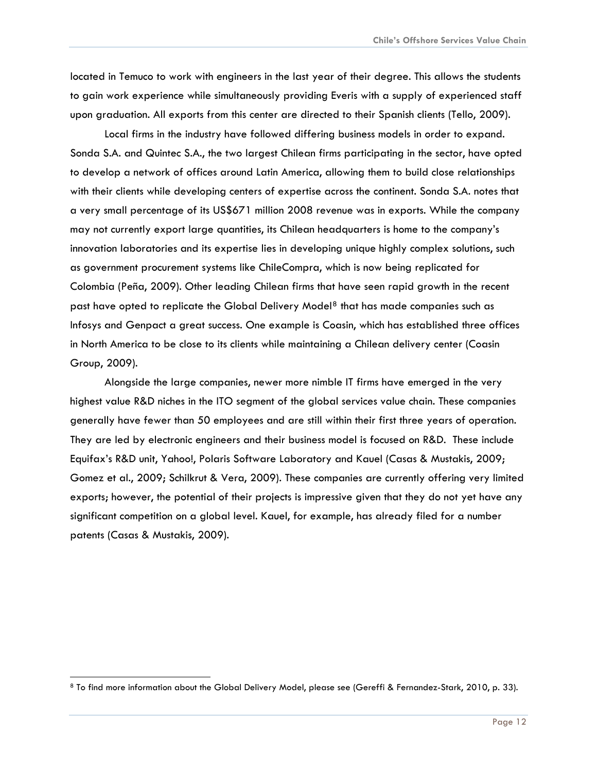located in Temuco to work with engineers in the last year of their degree. This allows the students to gain work experience while simultaneously providing Everis with a supply of experienced staff upon graduation. All exports from this center are directed to their Spanish clients (Tello, 2009).

Local firms in the industry have followed differing business models in order to expand. Sonda S.A. and Quintec S.A., the two largest Chilean firms participating in the sector, have opted to develop a network of offices around Latin America, allowing them to build close relationships with their clients while developing centers of expertise across the continent. Sonda S.A. notes that a very small percentage of its US$671 million 2008 revenue was in exports. While the company may not currently export large quantities, its Chilean headquarters is home to the company's innovation laboratories and its expertise lies in developing unique highly complex solutions, such as government procurement systems like ChileCompra, which is now being replicated for Colombia (Peña, 2009). Other leading Chilean firms that have seen rapid growth in the recent past have opted to replicate the Global Delivery Model[8] that has made companies such as Infosys and Genpact a great success. One example is Coasin, which has established three offices in North America to be close to its clients while maintaining a Chilean delivery center (Coasin Group, 2009).

Alongside the large companies, newer more nimble IT firms have emerged in the very highest value R&D niches in the ITO segment of the global services value chain. These companies generally have fewer than 50 employees and are still within their first three years of operation. They are led by electronic engineers and their business model is focused on R&D. These include Equifax's R&D unit, Yahoo!, Polaris Software Laboratory and Kauel (Casas & Mustakis, 2009; Gomez et al., 2009; Schilkrut & Vera, 2009). These companies are currently offering very limited exports; however, the potential of their projects is impressive given that they do not yet have any significant competition on a global level. Kauel, for example, has already filed for a number patents (Casas & Mustakis, 2009).

---

[8] To find more information about the Global Delivery Model, please see (Gereffi & Fernandez-Stark, 2010, p. 33).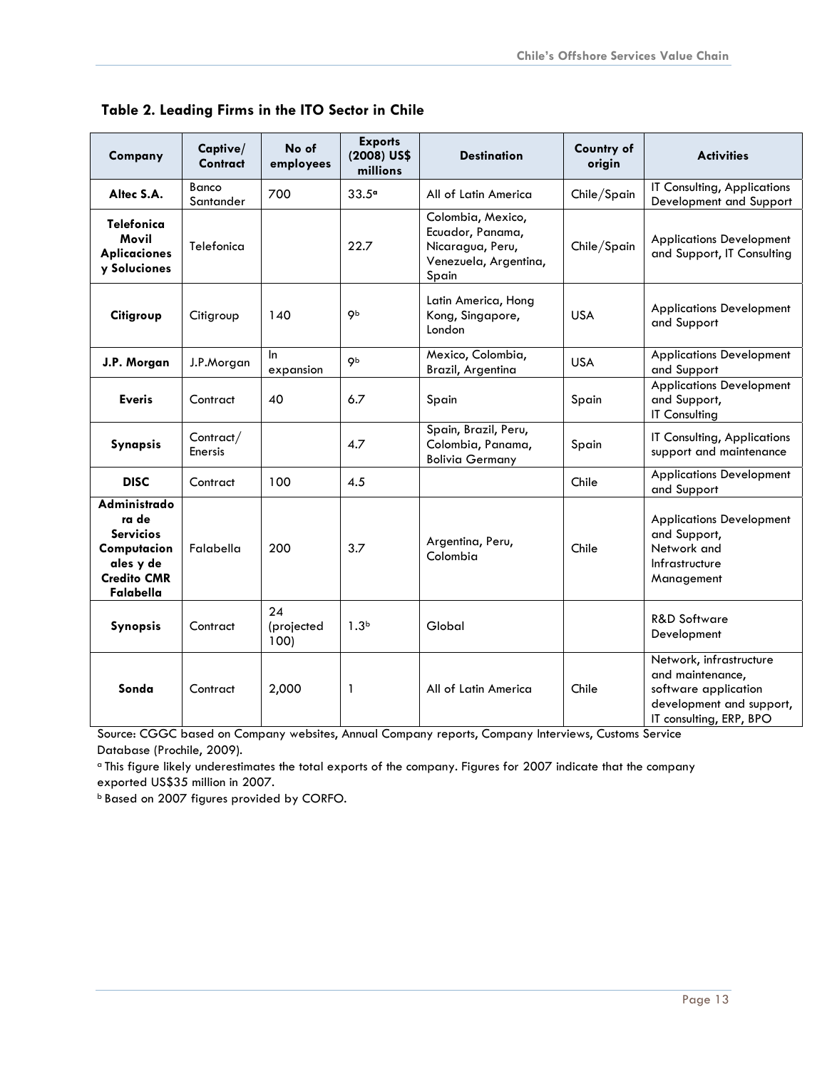**Table 2. Leading Firms in the ITO Sector in Chile**

| Company | Captive/ Contract | No of employees | Exports (2008) US$ millions | Destination | Country of origin | Activities |
|---|---|---|---|---|---|---|
| **Altec S.A.** | Banco Santander | 700 | 33.5[a] | All of Latin America | Chile/Spain | IT Consulting, Applications Development and Support |
| **Telefonica Movil Aplicaciones y Soluciones** | Telefonica | | 22.7 | Colombia, Mexico, Ecuador, Panama, Nicaragua, Peru, Venezuela, Argentina, Spain | Chile/Spain | Applications Development and Support, IT Consulting |
| **Citigroup** | Citigroup | 140 | 9[b] | Latin America, Hong Kong, Singapore, London | USA | Applications Development and Support |
| **J.P. Morgan** | J.P.Morgan | In expansion | 9[b] | Mexico, Colombia, Brazil, Argentina | USA | Applications Development and Support |
| **Everis** | Contract | 40 | 6.7 | Spain | Spain | Applications Development and Support, IT Consulting |
| **Synapsis** | Contract/ Enersis | | 4.7 | Spain, Brazil, Peru, Colombia, Panama, Bolivia Germany | Spain | IT Consulting, Applications support and maintenance |
| **DISC** | Contract | 100 | 4.5 | | Chile | Applications Development and Support |
| **Administradora de Servicios Computacionales y de Credito CMR Falabella** | Falabella | 200 | 3.7 | Argentina, Peru, Colombia | Chile | Applications Development and Support, Network and Infrastructure Management |
| **Synopsis** | Contract | 24 (projected 100) | 1.3[b] | Global | | R&D Software Development |
| **Sonda** | Contract | 2,000 | 1 | All of Latin America | Chile | Network, infrastructure and maintenance, software application development and support, IT consulting, ERP, BPO |

Source: CGGC based on Company websites, Annual Company reports, Company Interviews, Customs Service Database (Prochile, 2009).

[a] This figure likely underestimates the total exports of the company. Figures for 2007 indicate that the company exported US$35 million in 2007.

[b] Based on 2007 figures provided by CORFO.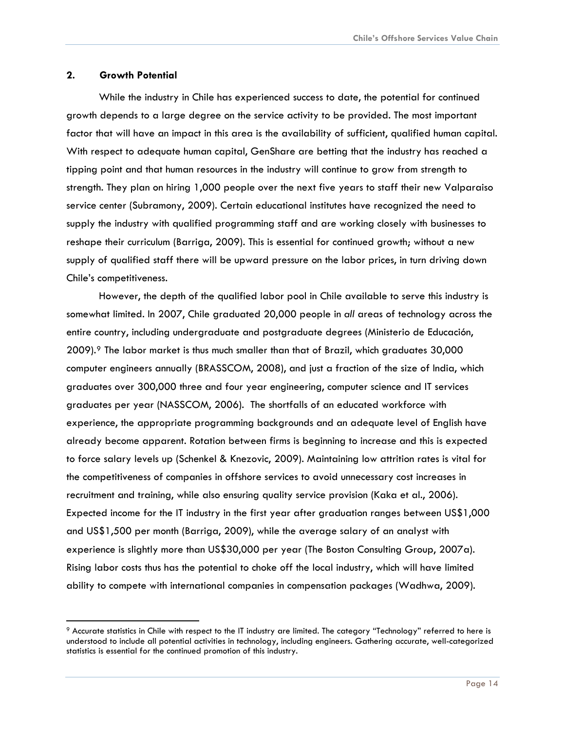## 2. Growth Potential

While the industry in Chile has experienced success to date, the potential for continued growth depends to a large degree on the service activity to be provided. The most important factor that will have an impact in this area is the availability of sufficient, qualified human capital. With respect to adequate human capital, GenShare are betting that the industry has reached a tipping point and that human resources in the industry will continue to grow from strength to strength. They plan on hiring 1,000 people over the next five years to staff their new Valparaiso service center (Subramony, 2009). Certain educational institutes have recognized the need to supply the industry with qualified programming staff and are working closely with businesses to reshape their curriculum (Barriga, 2009). This is essential for continued growth; without a new supply of qualified staff there will be upward pressure on the labor prices, in turn driving down Chile's competitiveness.

However, the depth of the qualified labor pool in Chile available to serve this industry is somewhat limited. In 2007, Chile graduated 20,000 people in *all* areas of technology across the entire country, including undergraduate and postgraduate degrees (Ministerio de Educación, 2009).[9] The labor market is thus much smaller than that of Brazil, which graduates 30,000 computer engineers annually (BRASSCOM, 2008), and just a fraction of the size of India, which graduates over 300,000 three and four year engineering, computer science and IT services graduates per year (NASSCOM, 2006). The shortfalls of an educated workforce with experience, the appropriate programming backgrounds and an adequate level of English have already become apparent. Rotation between firms is beginning to increase and this is expected to force salary levels up (Schenkel & Knezovic, 2009). Maintaining low attrition rates is vital for the competitiveness of companies in offshore services to avoid unnecessary cost increases in recruitment and training, while also ensuring quality service provision (Kaka et al., 2006). Expected income for the IT industry in the first year after graduation ranges between US$1,000 and US$1,500 per month (Barriga, 2009), while the average salary of an analyst with experience is slightly more than US$30,000 per year (The Boston Consulting Group, 2007a). Rising labor costs thus has the potential to choke off the local industry, which will have limited ability to compete with international companies in compensation packages (Wadhwa, 2009).

[9] Accurate statistics in Chile with respect to the IT industry are limited. The category "Technology" referred to here is understood to include all potential activities in technology, including engineers. Gathering accurate, well-categorized statistics is essential for the continued promotion of this industry.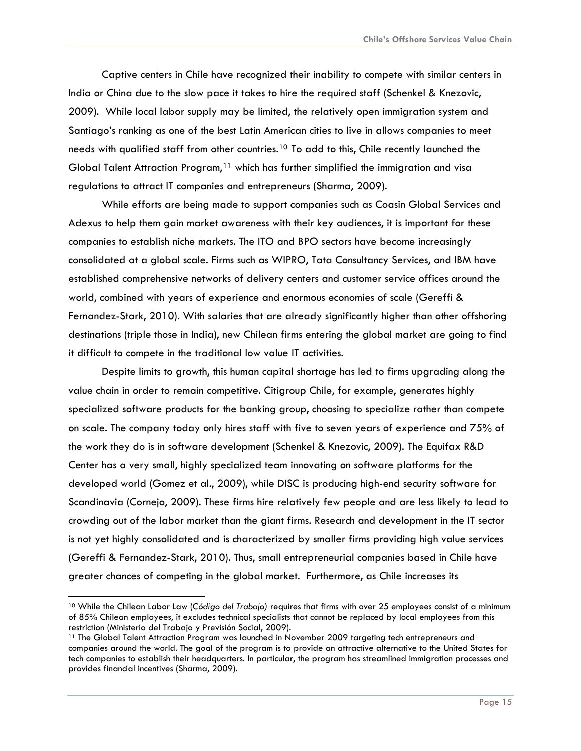Captive centers in Chile have recognized their inability to compete with similar centers in India or China due to the slow pace it takes to hire the required staff (Schenkel & Knezovic, 2009). While local labor supply may be limited, the relatively open immigration system and Santiago's ranking as one of the best Latin American cities to live in allows companies to meet needs with qualified staff from other countries.[10] To add to this, Chile recently launched the Global Talent Attraction Program,[11] which has further simplified the immigration and visa regulations to attract IT companies and entrepreneurs (Sharma, 2009).

While efforts are being made to support companies such as Coasin Global Services and Adexus to help them gain market awareness with their key audiences, it is important for these companies to establish niche markets. The ITO and BPO sectors have become increasingly consolidated at a global scale. Firms such as WIPRO, Tata Consultancy Services, and IBM have established comprehensive networks of delivery centers and customer service offices around the world, combined with years of experience and enormous economies of scale (Gereffi & Fernandez-Stark, 2010). With salaries that are already significantly higher than other offshoring destinations (triple those in India), new Chilean firms entering the global market are going to find it difficult to compete in the traditional low value IT activities.

Despite limits to growth, this human capital shortage has led to firms upgrading along the value chain in order to remain competitive. Citigroup Chile, for example, generates highly specialized software products for the banking group, choosing to specialize rather than compete on scale. The company today only hires staff with five to seven years of experience and 75% of the work they do is in software development (Schenkel & Knezovic, 2009). The Equifax R&D Center has a very small, highly specialized team innovating on software platforms for the developed world (Gomez et al., 2009), while DISC is producing high-end security software for Scandinavia (Cornejo, 2009). These firms hire relatively few people and are less likely to lead to crowding out of the labor market than the giant firms. Research and development in the IT sector is not yet highly consolidated and is characterized by smaller firms providing high value services (Gereffi & Fernandez-Stark, 2010). Thus, small entrepreneurial companies based in Chile have greater chances of competing in the global market. Furthermore, as Chile increases its

---

[10] While the Chilean Labor Law (*Código del Trabajo*) requires that firms with over 25 employees consist of a minimum of 85% Chilean employees, it excludes technical specialists that cannot be replaced by local employees from this restriction (Ministerio del Trabajo y Previsión Social, 2009).

[11] The Global Talent Attraction Program was launched in November 2009 targeting tech entrepreneurs and companies around the world. The goal of the program is to provide an attractive alternative to the United States for tech companies to establish their headquarters. In particular, the program has streamlined immigration processes and provides financial incentives (Sharma, 2009).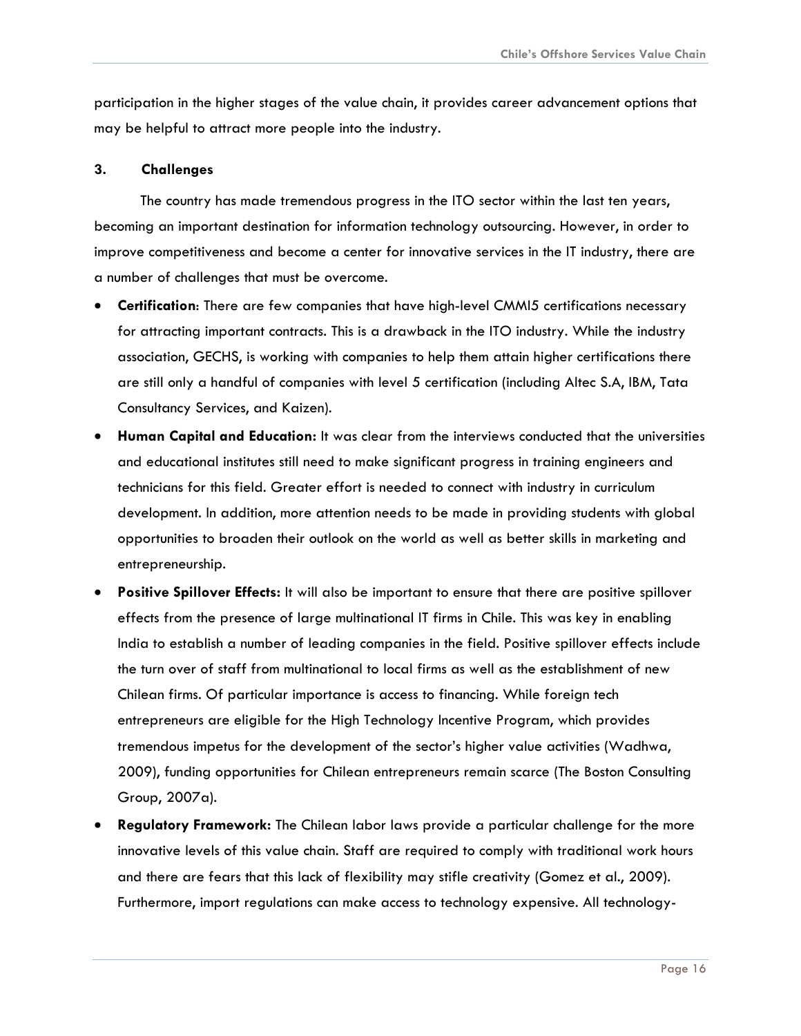participation in the higher stages of the value chain, it provides career advancement options that may be helpful to attract more people into the industry.

### 3. Challenges

The country has made tremendous progress in the ITO sector within the last ten years, becoming an important destination for information technology outsourcing. However, in order to improve competitiveness and become a center for innovative services in the IT industry, there are a number of challenges that must be overcome.

- **Certification**: There are few companies that have high-level CMMI5 certifications necessary for attracting important contracts. This is a drawback in the ITO industry. While the industry association, GECHS, is working with companies to help them attain higher certifications there are still only a handful of companies with level 5 certification (including Altec S.A, IBM, Tata Consultancy Services, and Kaizen).
- **Human Capital and Education:** It was clear from the interviews conducted that the universities and educational institutes still need to make significant progress in training engineers and technicians for this field. Greater effort is needed to connect with industry in curriculum development. In addition, more attention needs to be made in providing students with global opportunities to broaden their outlook on the world as well as better skills in marketing and entrepreneurship.
- **Positive Spillover Effects:** It will also be important to ensure that there are positive spillover effects from the presence of large multinational IT firms in Chile. This was key in enabling India to establish a number of leading companies in the field. Positive spillover effects include the turn over of staff from multinational to local firms as well as the establishment of new Chilean firms. Of particular importance is access to financing. While foreign tech entrepreneurs are eligible for the High Technology Incentive Program, which provides tremendous impetus for the development of the sector's higher value activities (Wadhwa, 2009), funding opportunities for Chilean entrepreneurs remain scarce (The Boston Consulting Group, 2007a).
- **Regulatory Framework:** The Chilean labor laws provide a particular challenge for the more innovative levels of this value chain. Staff are required to comply with traditional work hours and there are fears that this lack of flexibility may stifle creativity (Gomez et al., 2009). Furthermore, import regulations can make access to technology expensive. All technology-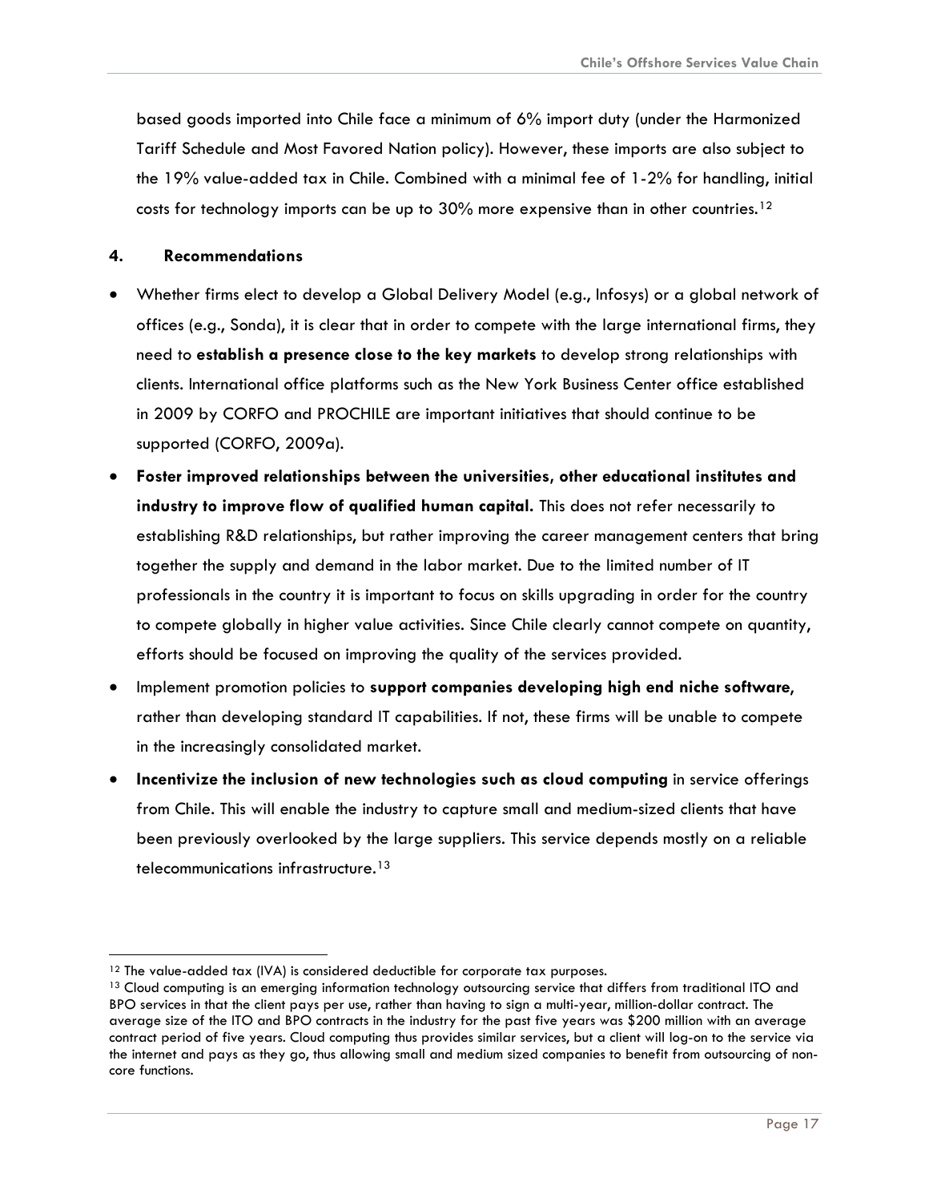based goods imported into Chile face a minimum of 6% import duty (under the Harmonized Tariff Schedule and Most Favored Nation policy). However, these imports are also subject to the 19% value-added tax in Chile. Combined with a minimal fee of 1-2% for handling, initial costs for technology imports can be up to 30% more expensive than in other countries.[12]

## 4. Recommendations

- Whether firms elect to develop a Global Delivery Model (e.g., Infosys) or a global network of offices (e.g., Sonda), it is clear that in order to compete with the large international firms, they need to **establish a presence close to the key markets** to develop strong relationships with clients. International office platforms such as the New York Business Center office established in 2009 by CORFO and PROCHILE are important initiatives that should continue to be supported (CORFO, 2009a).
- **Foster improved relationships between the universities, other educational institutes and industry to improve flow of qualified human capital.** This does not refer necessarily to establishing R&D relationships, but rather improving the career management centers that bring together the supply and demand in the labor market. Due to the limited number of IT professionals in the country it is important to focus on skills upgrading in order for the country to compete globally in higher value activities. Since Chile clearly cannot compete on quantity, efforts should be focused on improving the quality of the services provided.
- Implement promotion policies to **support companies developing high end niche software**, rather than developing standard IT capabilities. If not, these firms will be unable to compete in the increasingly consolidated market.
- **Incentivize the inclusion of new technologies such as cloud computing** in service offerings from Chile. This will enable the industry to capture small and medium-sized clients that have been previously overlooked by the large suppliers. This service depends mostly on a reliable telecommunications infrastructure.[13]

---

[12] The value-added tax (IVA) is considered deductible for corporate tax purposes.

[13] Cloud computing is an emerging information technology outsourcing service that differs from traditional ITO and BPO services in that the client pays per use, rather than having to sign a multi-year, million-dollar contract. The average size of the ITO and BPO contracts in the industry for the past five years was $200 million with an average contract period of five years. Cloud computing thus provides similar services, but a client will log-on to the service via the internet and pays as they go, thus allowing small and medium sized companies to benefit from outsourcing of non-core functions.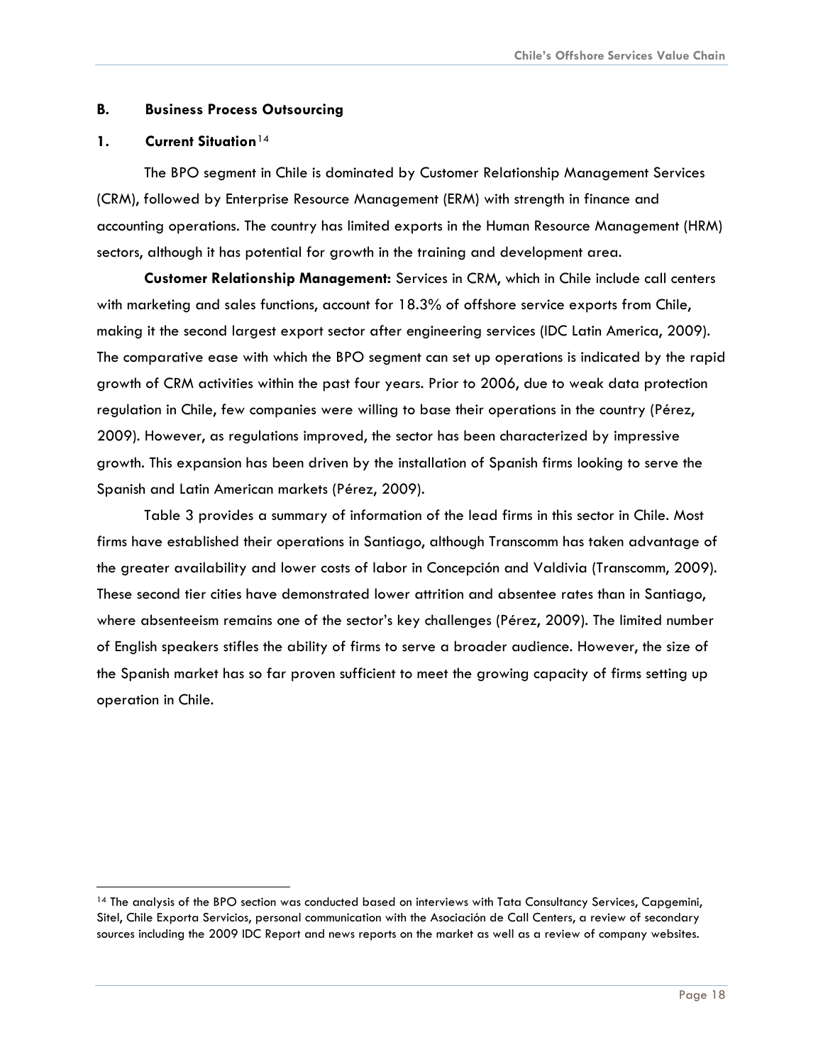### B. Business Process Outsourcing

#### 1. Current Situation[14]

The BPO segment in Chile is dominated by Customer Relationship Management Services (CRM), followed by Enterprise Resource Management (ERM) with strength in finance and accounting operations. The country has limited exports in the Human Resource Management (HRM) sectors, although it has potential for growth in the training and development area.

**Customer Relationship Management:** Services in CRM, which in Chile include call centers with marketing and sales functions, account for 18.3% of offshore service exports from Chile, making it the second largest export sector after engineering services (IDC Latin America, 2009). The comparative ease with which the BPO segment can set up operations is indicated by the rapid growth of CRM activities within the past four years. Prior to 2006, due to weak data protection regulation in Chile, few companies were willing to base their operations in the country (Pérez, 2009). However, as regulations improved, the sector has been characterized by impressive growth. This expansion has been driven by the installation of Spanish firms looking to serve the Spanish and Latin American markets (Pérez, 2009).

Table 3 provides a summary of information of the lead firms in this sector in Chile. Most firms have established their operations in Santiago, although Transcomm has taken advantage of the greater availability and lower costs of labor in Concepción and Valdivia (Transcomm, 2009). These second tier cities have demonstrated lower attrition and absentee rates than in Santiago, where absenteeism remains one of the sector's key challenges (Pérez, 2009). The limited number of English speakers stifles the ability of firms to serve a broader audience. However, the size of the Spanish market has so far proven sufficient to meet the growing capacity of firms setting up operation in Chile.

[14] The analysis of the BPO section was conducted based on interviews with Tata Consultancy Services, Capgemini, Sitel, Chile Exporta Servicios, personal communication with the Asociación de Call Centers, a review of secondary sources including the 2009 IDC Report and news reports on the market as well as a review of company websites.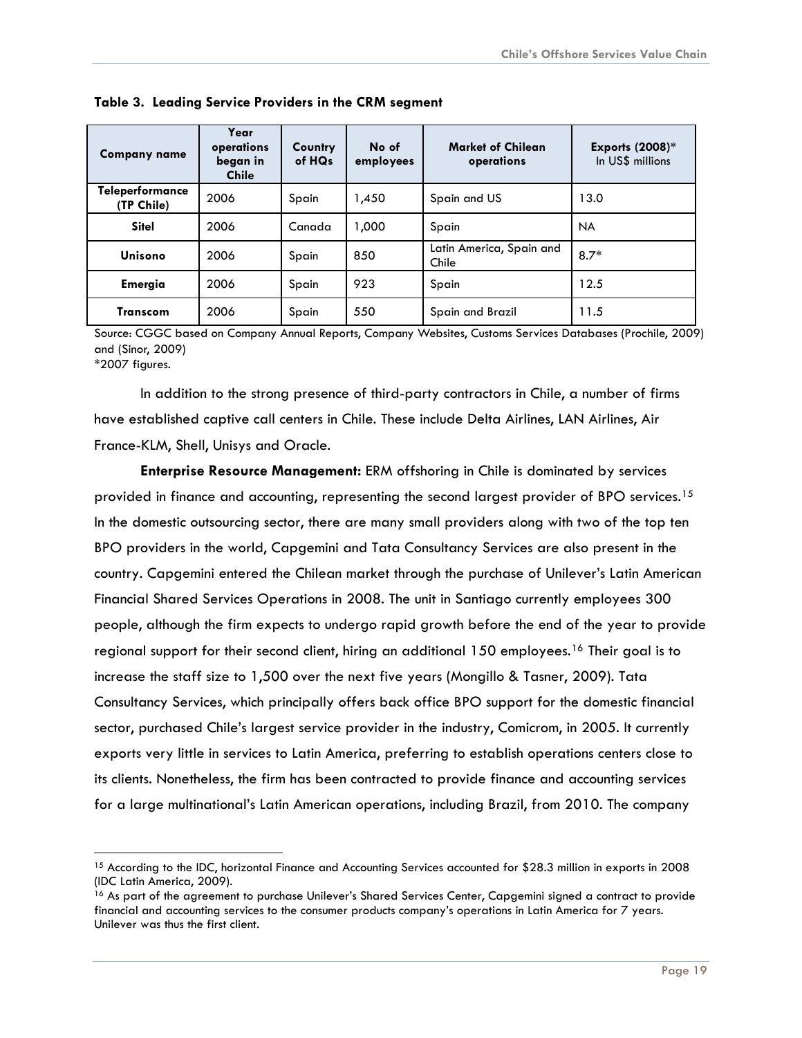**Table 3. Leading Service Providers in the CRM segment**

| Company name | Year operations began in Chile | Country of HQs | No of employees | Market of Chilean operations | Exports (2008)* In US$ millions |
|---|---|---|---|---|---|
| **Teleperformance (TP Chile)** | 2006 | Spain | 1,450 | Spain and US | 13.0 |
| **Sitel** | 2006 | Canada | 1,000 | Spain | NA |
| **Unisono** | 2006 | Spain | 850 | Latin America, Spain and Chile | 8.7* |
| **Emergia** | 2006 | Spain | 923 | Spain | 12.5 |
| **Transcom** | 2006 | Spain | 550 | Spain and Brazil | 11.5 |

Source: CGGC based on Company Annual Reports, Company Websites, Customs Services Databases (Prochile, 2009) and (Sinor, 2009)
*2007 figures.

In addition to the strong presence of third-party contractors in Chile, a number of firms have established captive call centers in Chile. These include Delta Airlines, LAN Airlines, Air France-KLM, Shell, Unisys and Oracle.

**Enterprise Resource Management:** ERM offshoring in Chile is dominated by services provided in finance and accounting, representing the second largest provider of BPO services.[15] In the domestic outsourcing sector, there are many small providers along with two of the top ten BPO providers in the world, Capgemini and Tata Consultancy Services are also present in the country. Capgemini entered the Chilean market through the purchase of Unilever's Latin American Financial Shared Services Operations in 2008. The unit in Santiago currently employees 300 people, although the firm expects to undergo rapid growth before the end of the year to provide regional support for their second client, hiring an additional 150 employees.[16] Their goal is to increase the staff size to 1,500 over the next five years (Mongillo & Tasner, 2009). Tata Consultancy Services, which principally offers back office BPO support for the domestic financial sector, purchased Chile's largest service provider in the industry, Comicrom, in 2005. It currently exports very little in services to Latin America, preferring to establish operations centers close to its clients. Nonetheless, the firm has been contracted to provide finance and accounting services for a large multinational's Latin American operations, including Brazil, from 2010. The company

[15] According to the IDC, horizontal Finance and Accounting Services accounted for $28.3 million in exports in 2008 (IDC Latin America, 2009).

[16] As part of the agreement to purchase Unilever's Shared Services Center, Capgemini signed a contract to provide financial and accounting services to the consumer products company's operations in Latin America for 7 years. Unilever was thus the first client.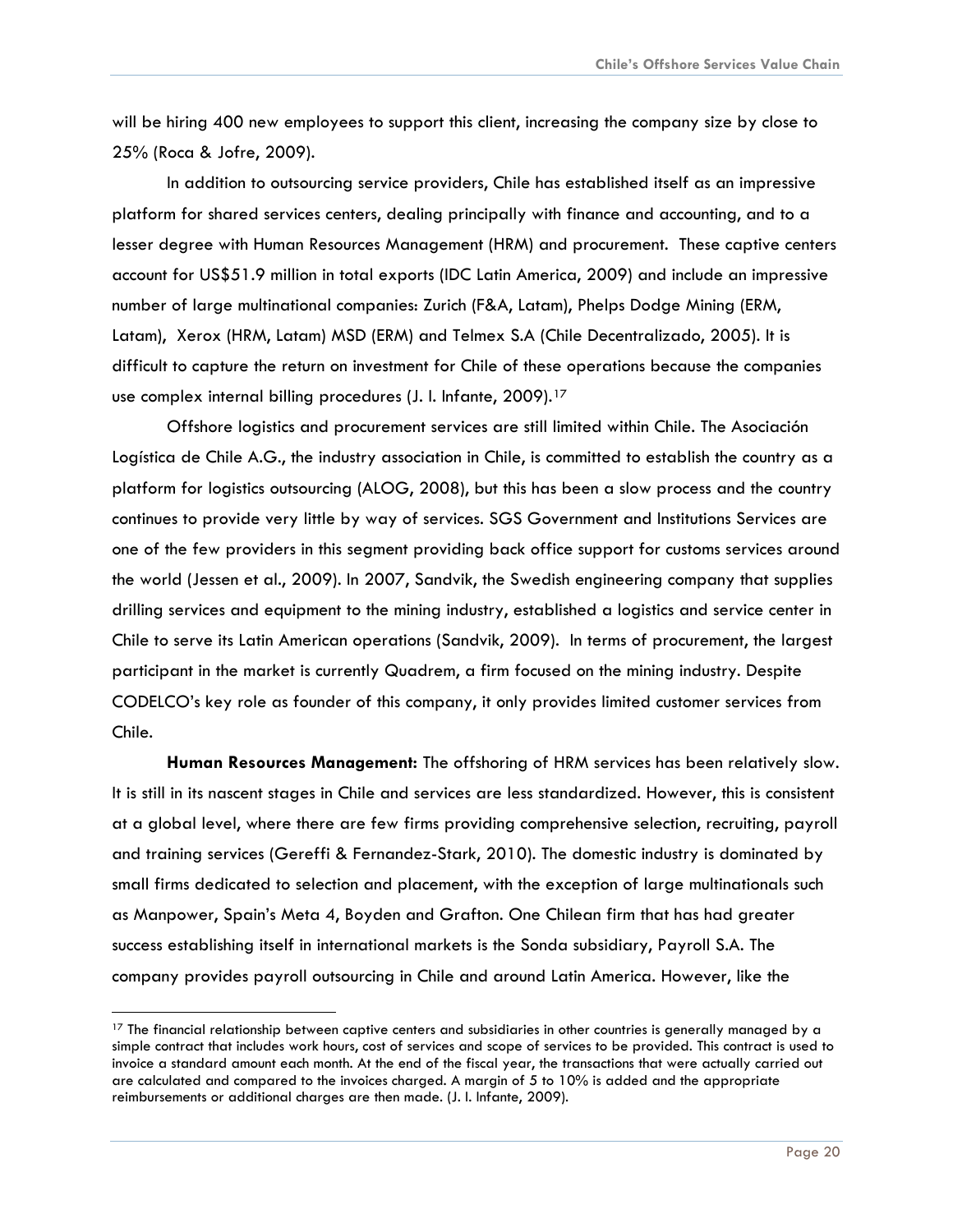will be hiring 400 new employees to support this client, increasing the company size by close to 25% (Roca & Jofre, 2009).

In addition to outsourcing service providers, Chile has established itself as an impressive platform for shared services centers, dealing principally with finance and accounting, and to a lesser degree with Human Resources Management (HRM) and procurement. These captive centers account for US$51.9 million in total exports (IDC Latin America, 2009) and include an impressive number of large multinational companies: Zurich (F&A, Latam), Phelps Dodge Mining (ERM, Latam), Xerox (HRM, Latam) MSD (ERM) and Telmex S.A (Chile Decentralizado, 2005). It is difficult to capture the return on investment for Chile of these operations because the companies use complex internal billing procedures (J. I. Infante, 2009).[17]

Offshore logistics and procurement services are still limited within Chile. The Asociación Logística de Chile A.G., the industry association in Chile, is committed to establish the country as a platform for logistics outsourcing (ALOG, 2008), but this has been a slow process and the country continues to provide very little by way of services. SGS Government and Institutions Services are one of the few providers in this segment providing back office support for customs services around the world (Jessen et al., 2009). In 2007, Sandvik, the Swedish engineering company that supplies drilling services and equipment to the mining industry, established a logistics and service center in Chile to serve its Latin American operations (Sandvik, 2009). In terms of procurement, the largest participant in the market is currently Quadrem, a firm focused on the mining industry. Despite CODELCO's key role as founder of this company, it only provides limited customer services from Chile.

**Human Resources Management:** The offshoring of HRM services has been relatively slow. It is still in its nascent stages in Chile and services are less standardized. However, this is consistent at a global level, where there are few firms providing comprehensive selection, recruiting, payroll and training services (Gereffi & Fernandez-Stark, 2010). The domestic industry is dominated by small firms dedicated to selection and placement, with the exception of large multinationals such as Manpower, Spain's Meta 4, Boyden and Grafton. One Chilean firm that has had greater success establishing itself in international markets is the Sonda subsidiary, Payroll S.A. The company provides payroll outsourcing in Chile and around Latin America. However, like the

[17] The financial relationship between captive centers and subsidiaries in other countries is generally managed by a simple contract that includes work hours, cost of services and scope of services to be provided. This contract is used to invoice a standard amount each month. At the end of the fiscal year, the transactions that were actually carried out are calculated and compared to the invoices charged. A margin of 5 to 10% is added and the appropriate reimbursements or additional charges are then made. (J. I. Infante, 2009).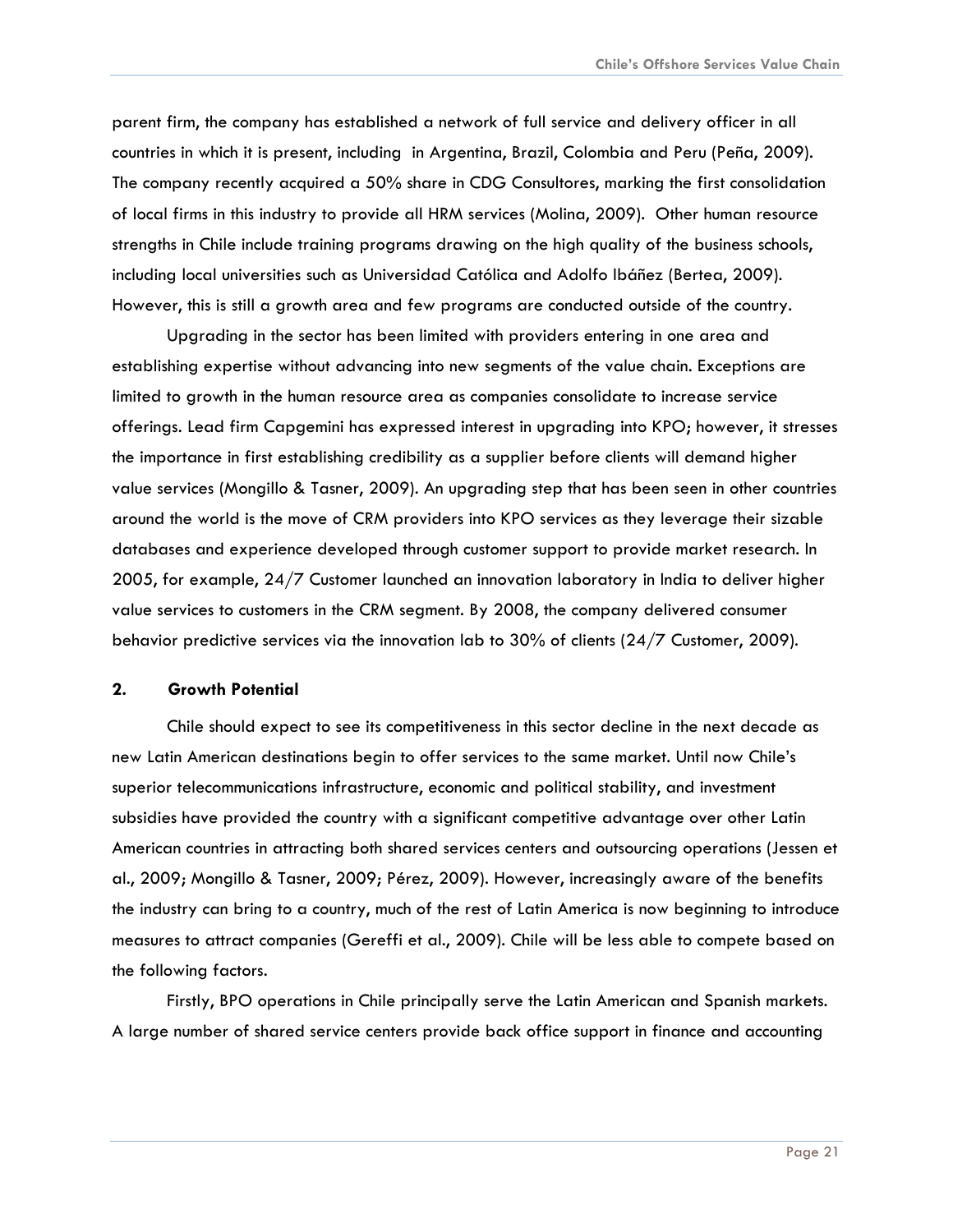parent firm, the company has established a network of full service and delivery officer in all countries in which it is present, including in Argentina, Brazil, Colombia and Peru (Peña, 2009). The company recently acquired a 50% share in CDG Consultores, marking the first consolidation of local firms in this industry to provide all HRM services (Molina, 2009). Other human resource strengths in Chile include training programs drawing on the high quality of the business schools, including local universities such as Universidad Católica and Adolfo Ibáñez (Bertea, 2009). However, this is still a growth area and few programs are conducted outside of the country.

Upgrading in the sector has been limited with providers entering in one area and establishing expertise without advancing into new segments of the value chain. Exceptions are limited to growth in the human resource area as companies consolidate to increase service offerings. Lead firm Capgemini has expressed interest in upgrading into KPO; however, it stresses the importance in first establishing credibility as a supplier before clients will demand higher value services (Mongillo & Tasner, 2009). An upgrading step that has been seen in other countries around the world is the move of CRM providers into KPO services as they leverage their sizable databases and experience developed through customer support to provide market research. In 2005, for example, 24/7 Customer launched an innovation laboratory in India to deliver higher value services to customers in the CRM segment. By 2008, the company delivered consumer behavior predictive services via the innovation lab to 30% of clients (24/7 Customer, 2009).

## 2. Growth Potential

Chile should expect to see its competitiveness in this sector decline in the next decade as new Latin American destinations begin to offer services to the same market. Until now Chile's superior telecommunications infrastructure, economic and political stability, and investment subsidies have provided the country with a significant competitive advantage over other Latin American countries in attracting both shared services centers and outsourcing operations (Jessen et al., 2009; Mongillo & Tasner, 2009; Pérez, 2009). However, increasingly aware of the benefits the industry can bring to a country, much of the rest of Latin America is now beginning to introduce measures to attract companies (Gereffi et al., 2009). Chile will be less able to compete based on the following factors.

Firstly, BPO operations in Chile principally serve the Latin American and Spanish markets. A large number of shared service centers provide back office support in finance and accounting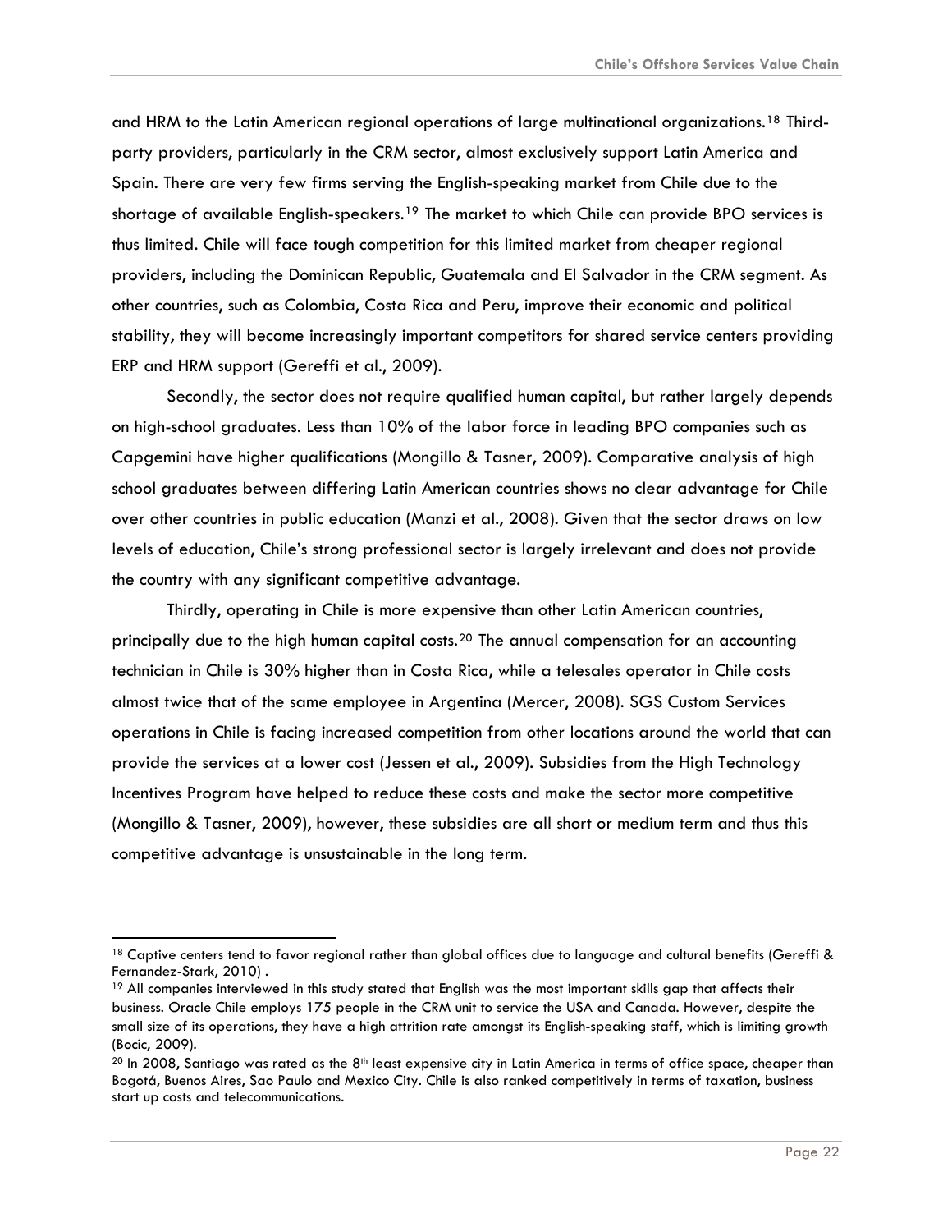and HRM to the Latin American regional operations of large multinational organizations.[18] Third-party providers, particularly in the CRM sector, almost exclusively support Latin America and Spain. There are very few firms serving the English-speaking market from Chile due to the shortage of available English-speakers.[19] The market to which Chile can provide BPO services is thus limited. Chile will face tough competition for this limited market from cheaper regional providers, including the Dominican Republic, Guatemala and El Salvador in the CRM segment. As other countries, such as Colombia, Costa Rica and Peru, improve their economic and political stability, they will become increasingly important competitors for shared service centers providing ERP and HRM support (Gereffi et al., 2009).

Secondly, the sector does not require qualified human capital, but rather largely depends on high-school graduates. Less than 10% of the labor force in leading BPO companies such as Capgemini have higher qualifications (Mongillo & Tasner, 2009). Comparative analysis of high school graduates between differing Latin American countries shows no clear advantage for Chile over other countries in public education (Manzi et al., 2008). Given that the sector draws on low levels of education, Chile's strong professional sector is largely irrelevant and does not provide the country with any significant competitive advantage.

Thirdly, operating in Chile is more expensive than other Latin American countries, principally due to the high human capital costs.[20] The annual compensation for an accounting technician in Chile is 30% higher than in Costa Rica, while a telesales operator in Chile costs almost twice that of the same employee in Argentina (Mercer, 2008). SGS Custom Services operations in Chile is facing increased competition from other locations around the world that can provide the services at a lower cost (Jessen et al., 2009). Subsidies from the High Technology Incentives Program have helped to reduce these costs and make the sector more competitive (Mongillo & Tasner, 2009), however, these subsidies are all short or medium term and thus this competitive advantage is unsustainable in the long term.

---

[18] Captive centers tend to favor regional rather than global offices due to language and cultural benefits (Gereffi & Fernandez-Stark, 2010) .

[19] All companies interviewed in this study stated that English was the most important skills gap that affects their business. Oracle Chile employs 175 people in the CRM unit to service the USA and Canada. However, despite the small size of its operations, they have a high attrition rate amongst its English-speaking staff, which is limiting growth (Bocic, 2009).

[20] In 2008, Santiago was rated as the 8th least expensive city in Latin America in terms of office space, cheaper than Bogotá, Buenos Aires, Sao Paulo and Mexico City. Chile is also ranked competitively in terms of taxation, business start up costs and telecommunications.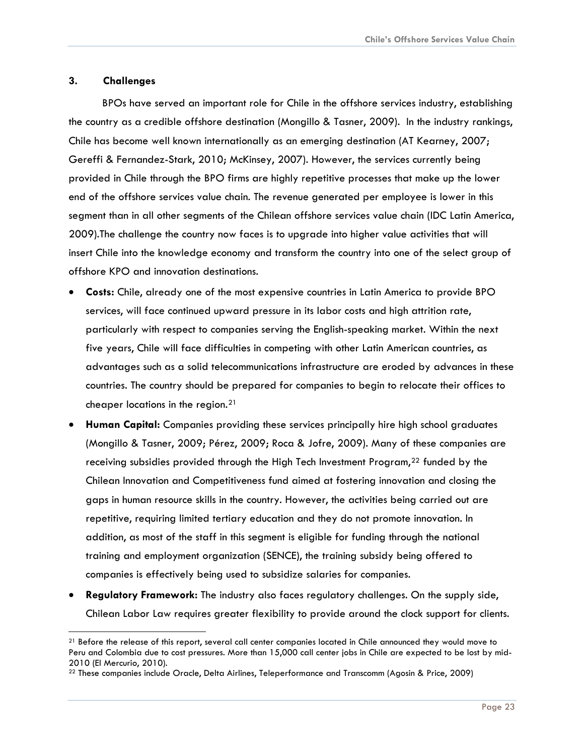### 3. Challenges

BPOs have served an important role for Chile in the offshore services industry, establishing the country as a credible offshore destination (Mongillo & Tasner, 2009). In the industry rankings, Chile has become well known internationally as an emerging destination (AT Kearney, 2007; Gereffi & Fernandez-Stark, 2010; McKinsey, 2007). However, the services currently being provided in Chile through the BPO firms are highly repetitive processes that make up the lower end of the offshore services value chain. The revenue generated per employee is lower in this segment than in all other segments of the Chilean offshore services value chain (IDC Latin America, 2009).The challenge the country now faces is to upgrade into higher value activities that will insert Chile into the knowledge economy and transform the country into one of the select group of offshore KPO and innovation destinations.

- **Costs:** Chile, already one of the most expensive countries in Latin America to provide BPO services, will face continued upward pressure in its labor costs and high attrition rate, particularly with respect to companies serving the English-speaking market. Within the next five years, Chile will face difficulties in competing with other Latin American countries, as advantages such as a solid telecommunications infrastructure are eroded by advances in these countries. The country should be prepared for companies to begin to relocate their offices to cheaper locations in the region.[21]
- **Human Capital:** Companies providing these services principally hire high school graduates (Mongillo & Tasner, 2009; Pérez, 2009; Roca & Jofre, 2009). Many of these companies are receiving subsidies provided through the High Tech Investment Program,[22] funded by the Chilean Innovation and Competitiveness fund aimed at fostering innovation and closing the gaps in human resource skills in the country. However, the activities being carried out are repetitive, requiring limited tertiary education and they do not promote innovation. In addition, as most of the staff in this segment is eligible for funding through the national training and employment organization (SENCE), the training subsidy being offered to companies is effectively being used to subsidize salaries for companies.
- **Regulatory Framework:** The industry also faces regulatory challenges. On the supply side, Chilean Labor Law requires greater flexibility to provide around the clock support for clients.

[21] Before the release of this report, several call center companies located in Chile announced they would move to Peru and Colombia due to cost pressures. More than 15,000 call center jobs in Chile are expected to be lost by mid-2010 (El Mercurio, 2010).

[22] These companies include Oracle, Delta Airlines, Teleperformance and Transcomm (Agosin & Price, 2009)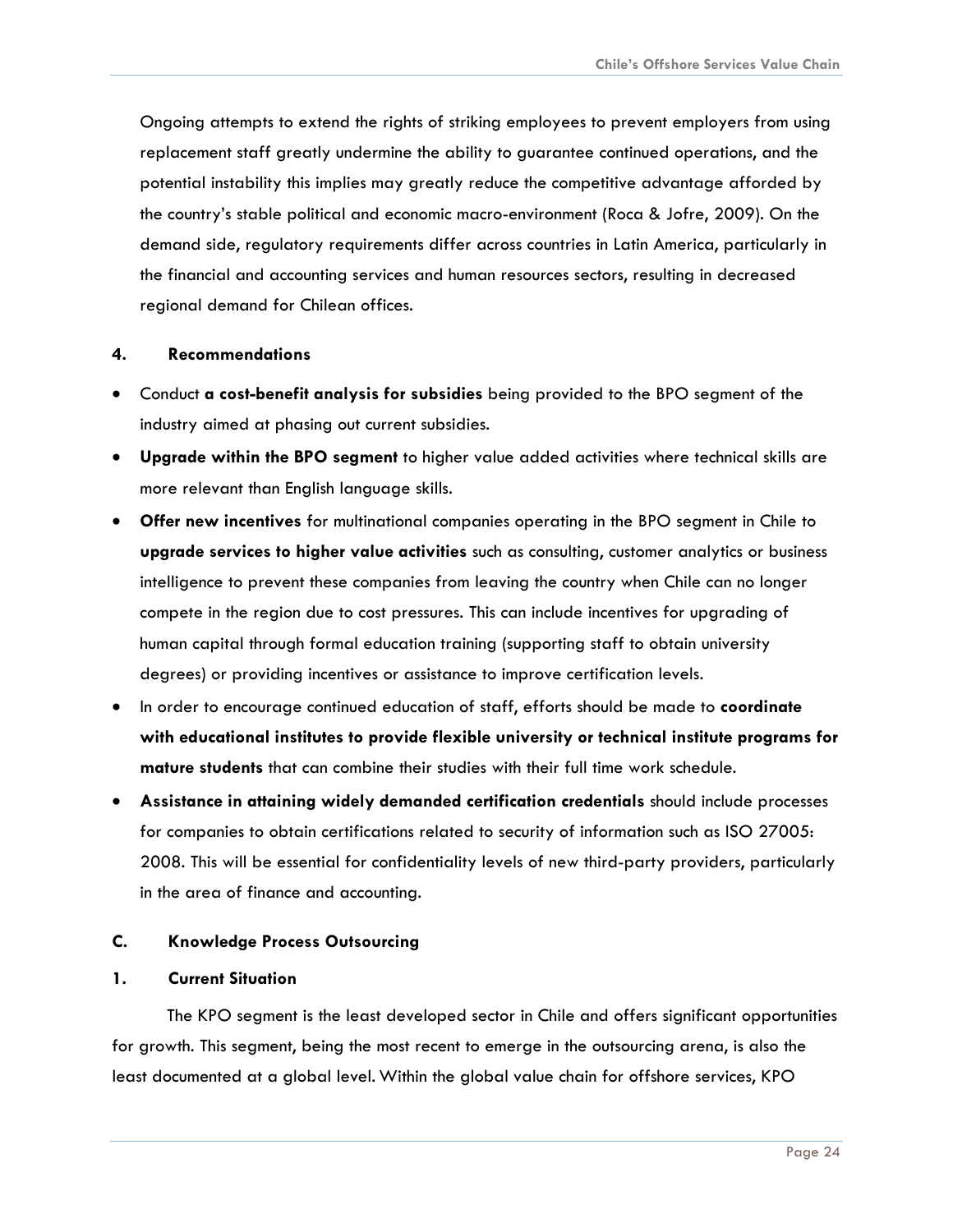Ongoing attempts to extend the rights of striking employees to prevent employers from using replacement staff greatly undermine the ability to guarantee continued operations, and the potential instability this implies may greatly reduce the competitive advantage afforded by the country's stable political and economic macro-environment (Roca & Jofre, 2009). On the demand side, regulatory requirements differ across countries in Latin America, particularly in the financial and accounting services and human resources sectors, resulting in decreased regional demand for Chilean offices.

### 4. Recommendations

- Conduct **a cost-benefit analysis for subsidies** being provided to the BPO segment of the industry aimed at phasing out current subsidies.
- **Upgrade within the BPO segment** to higher value added activities where technical skills are more relevant than English language skills.
- **Offer new incentives** for multinational companies operating in the BPO segment in Chile to **upgrade services to higher value activities** such as consulting, customer analytics or business intelligence to prevent these companies from leaving the country when Chile can no longer compete in the region due to cost pressures. This can include incentives for upgrading of human capital through formal education training (supporting staff to obtain university degrees) or providing incentives or assistance to improve certification levels.
- In order to encourage continued education of staff, efforts should be made to **coordinate with educational institutes to provide flexible university or technical institute programs for mature students** that can combine their studies with their full time work schedule.
- **Assistance in attaining widely demanded certification credentials** should include processes for companies to obtain certifications related to security of information such as ISO 27005: 2008. This will be essential for confidentiality levels of new third-party providers, particularly in the area of finance and accounting.

## C. Knowledge Process Outsourcing

### 1. Current Situation

The KPO segment is the least developed sector in Chile and offers significant opportunities for growth. This segment, being the most recent to emerge in the outsourcing arena, is also the least documented at a global level. Within the global value chain for offshore services, KPO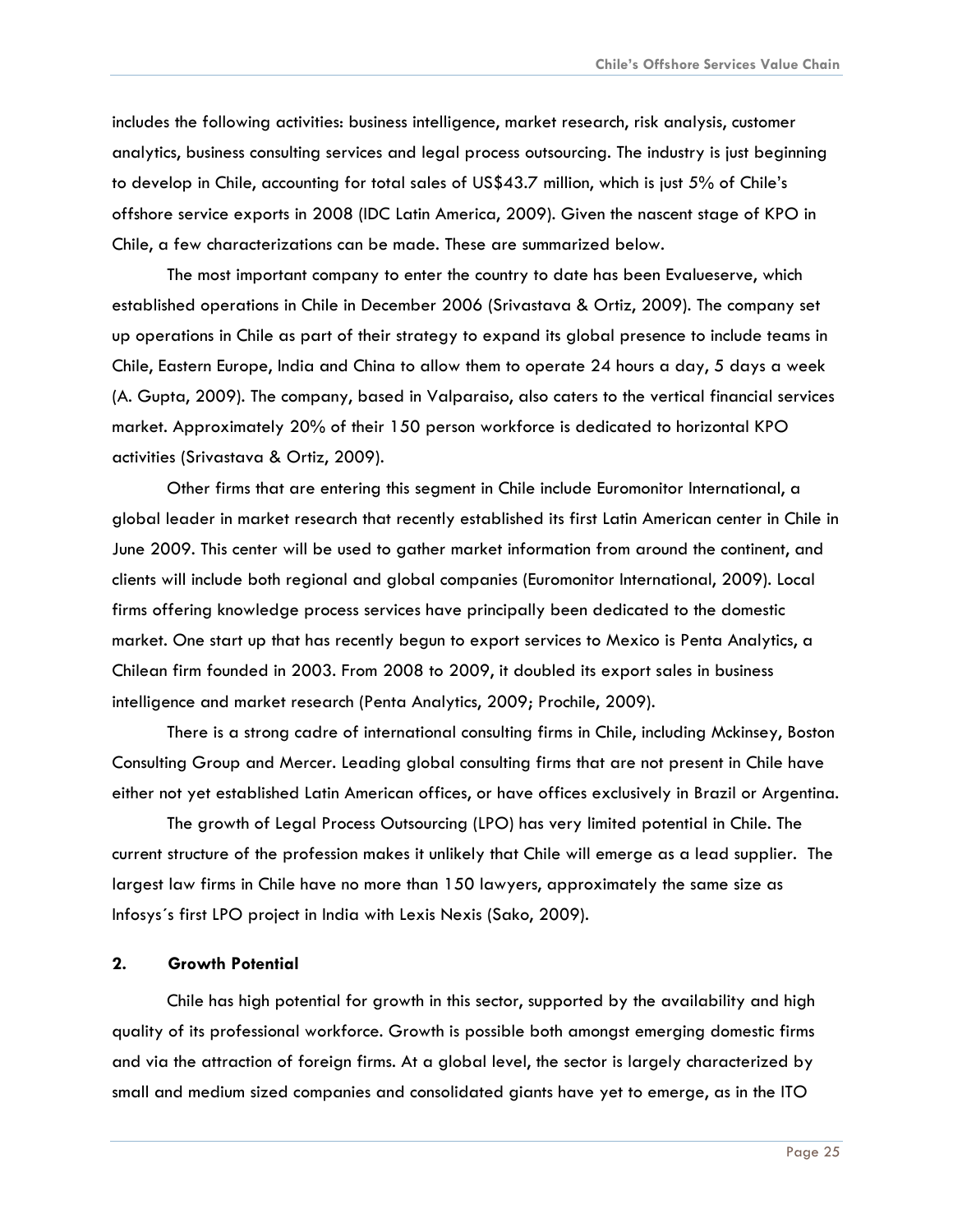includes the following activities: business intelligence, market research, risk analysis, customer analytics, business consulting services and legal process outsourcing. The industry is just beginning to develop in Chile, accounting for total sales of US$43.7 million, which is just 5% of Chile's offshore service exports in 2008 (IDC Latin America, 2009). Given the nascent stage of KPO in Chile, a few characterizations can be made. These are summarized below.

The most important company to enter the country to date has been Evalueserve, which established operations in Chile in December 2006 (Srivastava & Ortiz, 2009). The company set up operations in Chile as part of their strategy to expand its global presence to include teams in Chile, Eastern Europe, India and China to allow them to operate 24 hours a day, 5 days a week (A. Gupta, 2009). The company, based in Valparaiso, also caters to the vertical financial services market. Approximately 20% of their 150 person workforce is dedicated to horizontal KPO activities (Srivastava & Ortiz, 2009).

Other firms that are entering this segment in Chile include Euromonitor International, a global leader in market research that recently established its first Latin American center in Chile in June 2009. This center will be used to gather market information from around the continent, and clients will include both regional and global companies (Euromonitor International, 2009). Local firms offering knowledge process services have principally been dedicated to the domestic market. One start up that has recently begun to export services to Mexico is Penta Analytics, a Chilean firm founded in 2003. From 2008 to 2009, it doubled its export sales in business intelligence and market research (Penta Analytics, 2009; Prochile, 2009).

There is a strong cadre of international consulting firms in Chile, including Mckinsey, Boston Consulting Group and Mercer. Leading global consulting firms that are not present in Chile have either not yet established Latin American offices, or have offices exclusively in Brazil or Argentina.

The growth of Legal Process Outsourcing (LPO) has very limited potential in Chile. The current structure of the profession makes it unlikely that Chile will emerge as a lead supplier. The largest law firms in Chile have no more than 150 lawyers, approximately the same size as Infosys´s first LPO project in India with Lexis Nexis (Sako, 2009).

### 2. Growth Potential

Chile has high potential for growth in this sector, supported by the availability and high quality of its professional workforce. Growth is possible both amongst emerging domestic firms and via the attraction of foreign firms. At a global level, the sector is largely characterized by small and medium sized companies and consolidated giants have yet to emerge, as in the ITO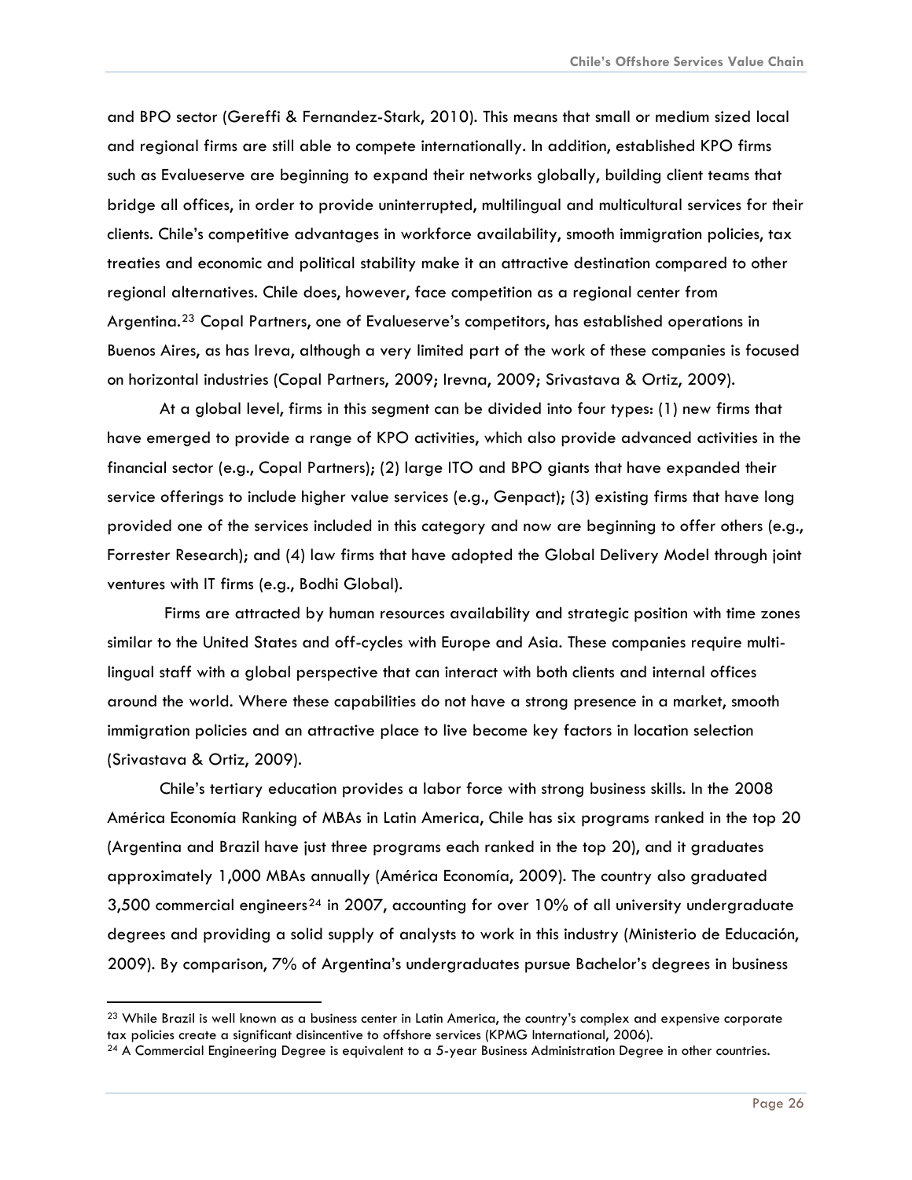and BPO sector (Gereffi & Fernandez-Stark, 2010). This means that small or medium sized local and regional firms are still able to compete internationally. In addition, established KPO firms such as Evalueserve are beginning to expand their networks globally, building client teams that bridge all offices, in order to provide uninterrupted, multilingual and multicultural services for their clients. Chile's competitive advantages in workforce availability, smooth immigration policies, tax treaties and economic and political stability make it an attractive destination compared to other regional alternatives. Chile does, however, face competition as a regional center from Argentina.[23] Copal Partners, one of Evalueserve's competitors, has established operations in Buenos Aires, as has Ireva, although a very limited part of the work of these companies is focused on horizontal industries (Copal Partners, 2009; Irevna, 2009; Srivastava & Ortiz, 2009).

At a global level, firms in this segment can be divided into four types: (1) new firms that have emerged to provide a range of KPO activities, which also provide advanced activities in the financial sector (e.g., Copal Partners); (2) large ITO and BPO giants that have expanded their service offerings to include higher value services (e.g., Genpact); (3) existing firms that have long provided one of the services included in this category and now are beginning to offer others (e.g., Forrester Research); and (4) law firms that have adopted the Global Delivery Model through joint ventures with IT firms (e.g., Bodhi Global).

Firms are attracted by human resources availability and strategic position with time zones similar to the United States and off-cycles with Europe and Asia. These companies require multi-lingual staff with a global perspective that can interact with both clients and internal offices around the world. Where these capabilities do not have a strong presence in a market, smooth immigration policies and an attractive place to live become key factors in location selection (Srivastava & Ortiz, 2009).

Chile's tertiary education provides a labor force with strong business skills. In the 2008 América Economía Ranking of MBAs in Latin America, Chile has six programs ranked in the top 20 (Argentina and Brazil have just three programs each ranked in the top 20), and it graduates approximately 1,000 MBAs annually (América Economía, 2009). The country also graduated 3,500 commercial engineers[24] in 2007, accounting for over 10% of all university undergraduate degrees and providing a solid supply of analysts to work in this industry (Ministerio de Educación, 2009). By comparison, 7% of Argentina's undergraduates pursue Bachelor's degrees in business

---

[23] While Brazil is well known as a business center in Latin America, the country's complex and expensive corporate tax policies create a significant disincentive to offshore services (KPMG International, 2006).

[24] A Commercial Engineering Degree is equivalent to a 5-year Business Administration Degree in other countries.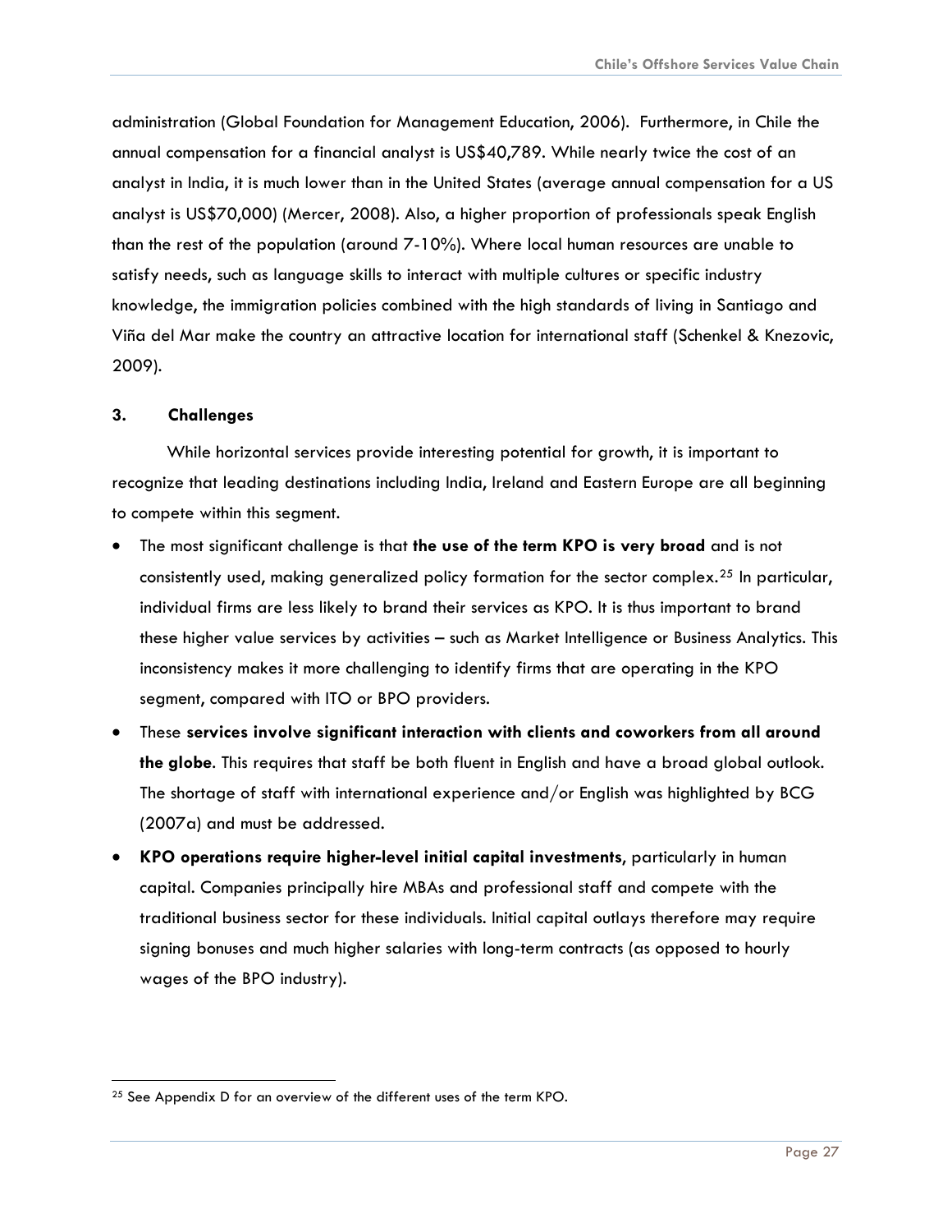administration (Global Foundation for Management Education, 2006). Furthermore, in Chile the annual compensation for a financial analyst is US$40,789. While nearly twice the cost of an analyst in India, it is much lower than in the United States (average annual compensation for a US analyst is US$70,000) (Mercer, 2008). Also, a higher proportion of professionals speak English than the rest of the population (around 7-10%). Where local human resources are unable to satisfy needs, such as language skills to interact with multiple cultures or specific industry knowledge, the immigration policies combined with the high standards of living in Santiago and Viña del Mar make the country an attractive location for international staff (Schenkel & Knezovic, 2009).

### 3. Challenges

While horizontal services provide interesting potential for growth, it is important to recognize that leading destinations including India, Ireland and Eastern Europe are all beginning to compete within this segment.

- The most significant challenge is that **the use of the term KPO is very broad** and is not consistently used, making generalized policy formation for the sector complex.[25] In particular, individual firms are less likely to brand their services as KPO. It is thus important to brand these higher value services by activities – such as Market Intelligence or Business Analytics. This inconsistency makes it more challenging to identify firms that are operating in the KPO segment, compared with ITO or BPO providers.
- These **services involve significant interaction with clients and coworkers from all around the globe**. This requires that staff be both fluent in English and have a broad global outlook. The shortage of staff with international experience and/or English was highlighted by BCG (2007a) and must be addressed.
- **KPO operations require higher-level initial capital investments**, particularly in human capital. Companies principally hire MBAs and professional staff and compete with the traditional business sector for these individuals. Initial capital outlays therefore may require signing bonuses and much higher salaries with long-term contracts (as opposed to hourly wages of the BPO industry).

[25] See Appendix D for an overview of the different uses of the term KPO.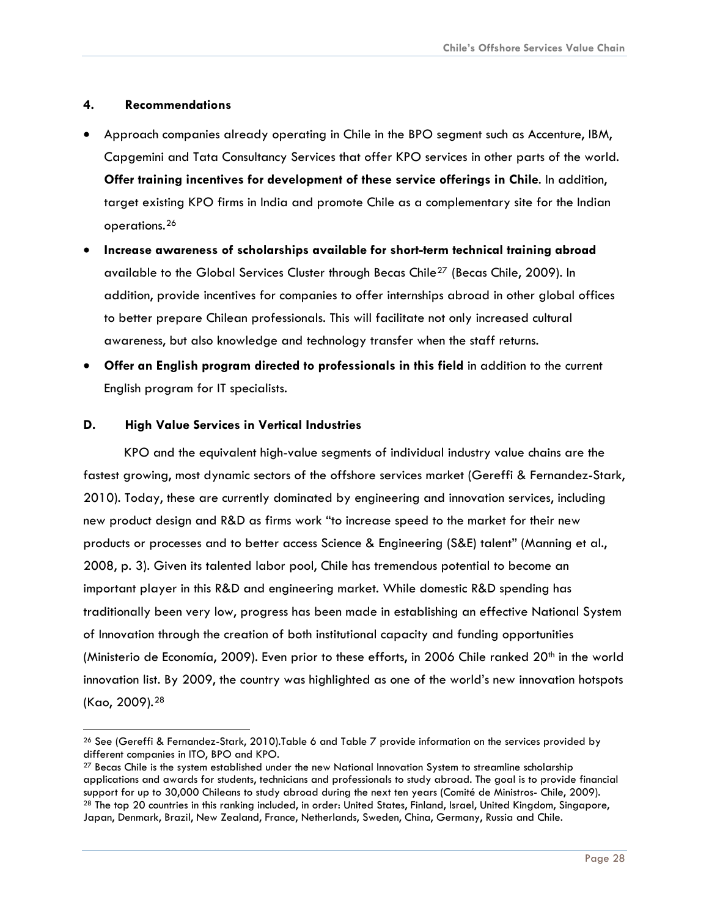### 4. Recommendations

- Approach companies already operating in Chile in the BPO segment such as Accenture, IBM, Capgemini and Tata Consultancy Services that offer KPO services in other parts of the world. **Offer training incentives for development of these service offerings in Chile**. In addition, target existing KPO firms in India and promote Chile as a complementary site for the Indian operations.[26]
- **Increase awareness of scholarships available for short-term technical training abroad** available to the Global Services Cluster through Becas Chile[27] (Becas Chile, 2009). In addition, provide incentives for companies to offer internships abroad in other global offices to better prepare Chilean professionals. This will facilitate not only increased cultural awareness, but also knowledge and technology transfer when the staff returns.
- **Offer an English program directed to professionals in this field** in addition to the current English program for IT specialists.

## D. High Value Services in Vertical Industries

KPO and the equivalent high-value segments of individual industry value chains are the fastest growing, most dynamic sectors of the offshore services market (Gereffi & Fernandez-Stark, 2010). Today, these are currently dominated by engineering and innovation services, including new product design and R&D as firms work "to increase speed to the market for their new products or processes and to better access Science & Engineering (S&E) talent" (Manning et al., 2008, p. 3). Given its talented labor pool, Chile has tremendous potential to become an important player in this R&D and engineering market. While domestic R&D spending has traditionally been very low, progress has been made in establishing an effective National System of Innovation through the creation of both institutional capacity and funding opportunities (Ministerio de Economía, 2009). Even prior to these efforts, in 2006 Chile ranked 20th in the world innovation list. By 2009, the country was highlighted as one of the world's new innovation hotspots (Kao, 2009).[28]

---

[26] See (Gereffi & Fernandez-Stark, 2010).Table 6 and Table 7 provide information on the services provided by different companies in ITO, BPO and KPO.

[27] Becas Chile is the system established under the new National Innovation System to streamline scholarship applications and awards for students, technicians and professionals to study abroad. The goal is to provide financial support for up to 30,000 Chileans to study abroad during the next ten years (Comité de Ministros- Chile, 2009).

[28] The top 20 countries in this ranking included, in order: United States, Finland, Israel, United Kingdom, Singapore, Japan, Denmark, Brazil, New Zealand, France, Netherlands, Sweden, China, Germany, Russia and Chile.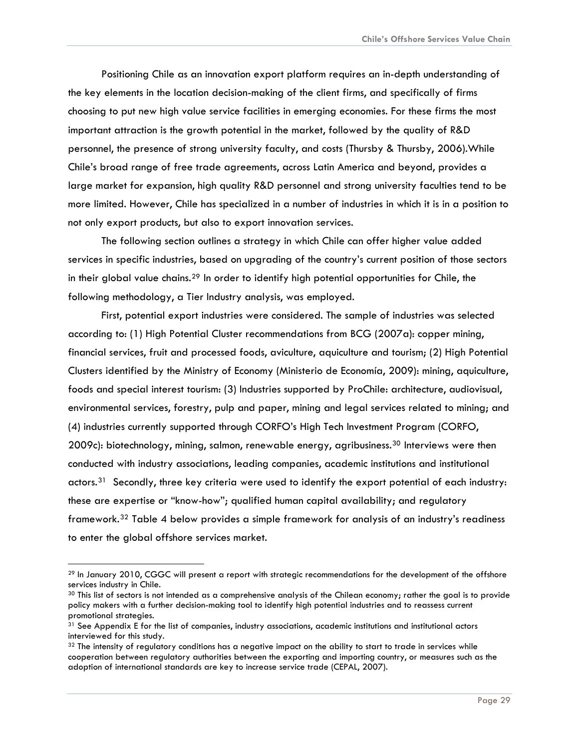Positioning Chile as an innovation export platform requires an in-depth understanding of the key elements in the location decision-making of the client firms, and specifically of firms choosing to put new high value service facilities in emerging economies. For these firms the most important attraction is the growth potential in the market, followed by the quality of R&D personnel, the presence of strong university faculty, and costs (Thursby & Thursby, 2006).While Chile's broad range of free trade agreements, across Latin America and beyond, provides a large market for expansion, high quality R&D personnel and strong university faculties tend to be more limited. However, Chile has specialized in a number of industries in which it is in a position to not only export products, but also to export innovation services.

The following section outlines a strategy in which Chile can offer higher value added services in specific industries, based on upgrading of the country's current position of those sectors in their global value chains.[29] In order to identify high potential opportunities for Chile, the following methodology, a Tier Industry analysis, was employed.

First, potential export industries were considered. The sample of industries was selected according to: (1) High Potential Cluster recommendations from BCG (2007a): copper mining, financial services, fruit and processed foods, aviculture, aquiculture and tourism; (2) High Potential Clusters identified by the Ministry of Economy (Ministerio de Economía, 2009): mining, aquiculture, foods and special interest tourism: (3) Industries supported by ProChile: architecture, audiovisual, environmental services, forestry, pulp and paper, mining and legal services related to mining; and (4) industries currently supported through CORFO's High Tech Investment Program (CORFO, 2009c): biotechnology, mining, salmon, renewable energy, agribusiness.[30] Interviews were then conducted with industry associations, leading companies, academic institutions and institutional actors.[31] Secondly, three key criteria were used to identify the export potential of each industry: these are expertise or "know-how"; qualified human capital availability; and regulatory framework.[32] Table 4 below provides a simple framework for analysis of an industry's readiness to enter the global offshore services market.

---

[29] In January 2010, CGGC will present a report with strategic recommendations for the development of the offshore services industry in Chile.

[30] This list of sectors is not intended as a comprehensive analysis of the Chilean economy; rather the goal is to provide policy makers with a further decision-making tool to identify high potential industries and to reassess current promotional strategies.

[31] See Appendix E for the list of companies, industry associations, academic institutions and institutional actors interviewed for this study.

[32] The intensity of regulatory conditions has a negative impact on the ability to start to trade in services while cooperation between regulatory authorities between the exporting and importing country, or measures such as the adoption of international standards are key to increase service trade (CEPAL, 2007).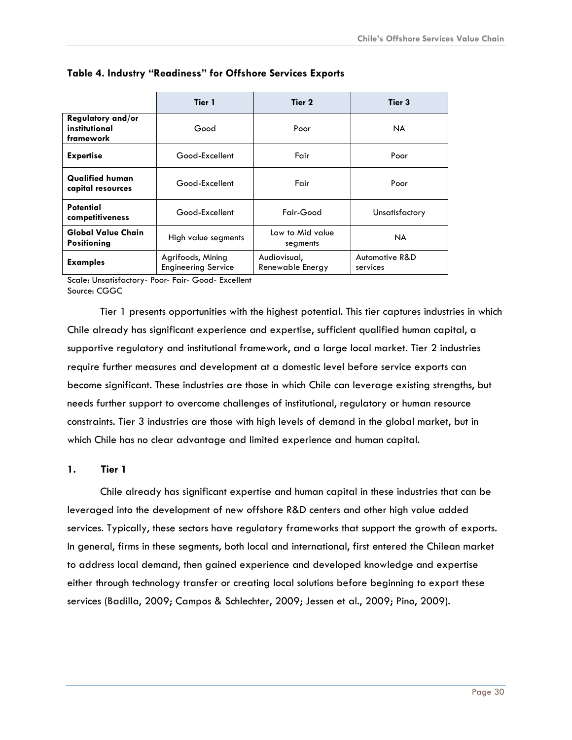**Table 4. Industry "Readiness" for Offshore Services Exports**

| | Tier 1 | Tier 2 | Tier 3 |
|---|---|---|---|
| **Regulatory and/or institutional framework** | Good | Poor | NA |
| **Expertise** | Good-Excellent | Fair | Poor |
| **Qualified human capital resources** | Good-Excellent | Fair | Poor |
| **Potential competitiveness** | Good-Excellent | Fair-Good | Unsatisfactory |
| **Global Value Chain Positioning** | High value segments | Low to Mid value segments | NA |
| **Examples** | Agrifoods, Mining Engineering Service | Audiovisual, Renewable Energy | Automotive R&D services |

Scale: Unsatisfactory- Poor- Fair- Good- Excellent
Source: CGGC

Tier 1 presents opportunities with the highest potential. This tier captures industries in which Chile already has significant experience and expertise, sufficient qualified human capital, a supportive regulatory and institutional framework, and a large local market. Tier 2 industries require further measures and development at a domestic level before service exports can become significant. These industries are those in which Chile can leverage existing strengths, but needs further support to overcome challenges of institutional, regulatory or human resource constraints. Tier 3 industries are those with high levels of demand in the global market, but in which Chile has no clear advantage and limited experience and human capital.

### 1. Tier 1

Chile already has significant expertise and human capital in these industries that can be leveraged into the development of new offshore R&D centers and other high value added services. Typically, these sectors have regulatory frameworks that support the growth of exports. In general, firms in these segments, both local and international, first entered the Chilean market to address local demand, then gained experience and developed knowledge and expertise either through technology transfer or creating local solutions before beginning to export these services (Badilla, 2009; Campos & Schlechter, 2009; Jessen et al., 2009; Pino, 2009).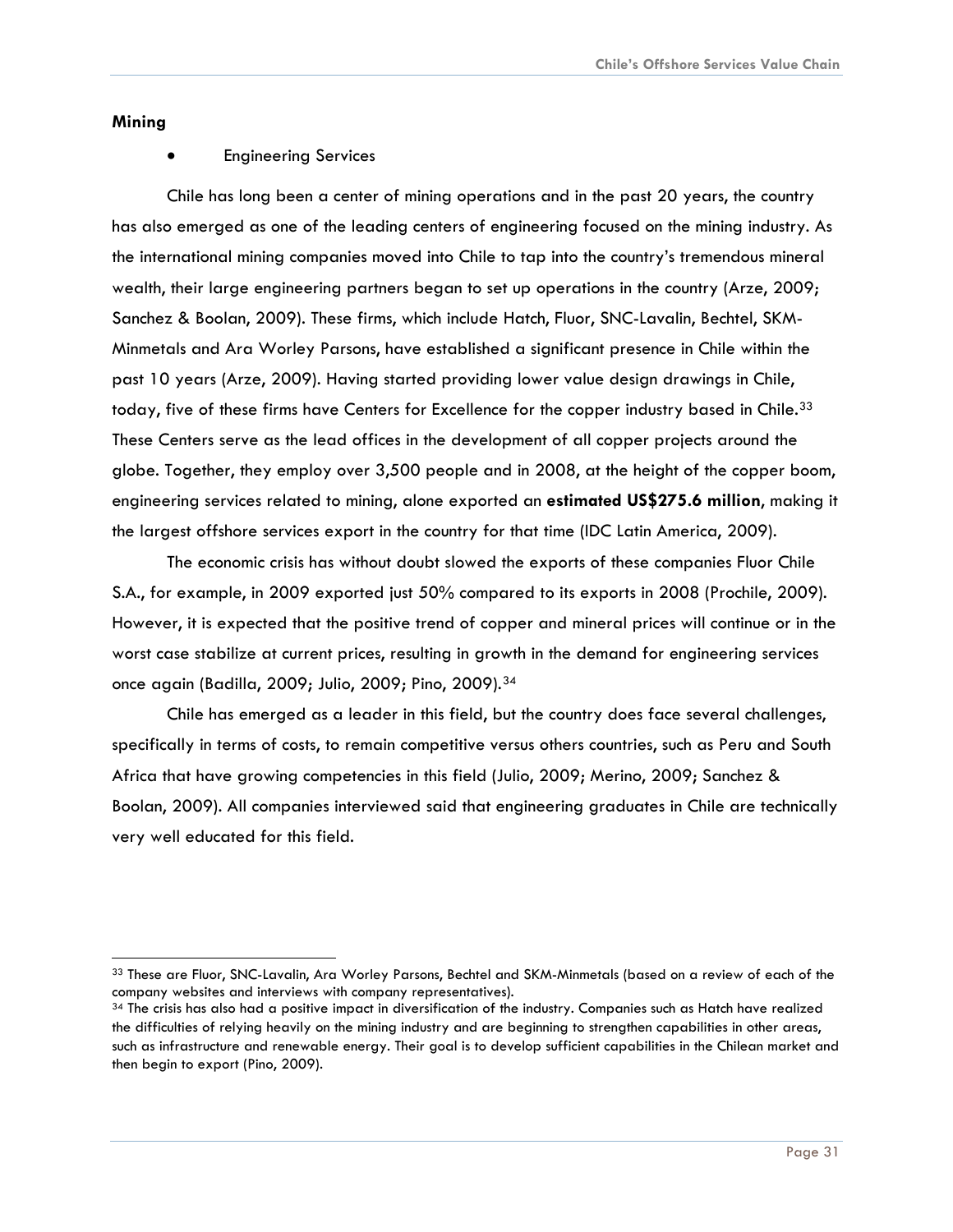**Mining**

- Engineering Services

Chile has long been a center of mining operations and in the past 20 years, the country has also emerged as one of the leading centers of engineering focused on the mining industry. As the international mining companies moved into Chile to tap into the country's tremendous mineral wealth, their large engineering partners began to set up operations in the country (Arze, 2009; Sanchez & Boolan, 2009). These firms, which include Hatch, Fluor, SNC-Lavalin, Bechtel, SKM-Minmetals and Ara Worley Parsons, have established a significant presence in Chile within the past 10 years (Arze, 2009). Having started providing lower value design drawings in Chile, today, five of these firms have Centers for Excellence for the copper industry based in Chile.[33] These Centers serve as the lead offices in the development of all copper projects around the globe. Together, they employ over 3,500 people and in 2008, at the height of the copper boom, engineering services related to mining, alone exported an **estimated US$275.6 million**, making it the largest offshore services export in the country for that time (IDC Latin America, 2009).

The economic crisis has without doubt slowed the exports of these companies Fluor Chile S.A., for example, in 2009 exported just 50% compared to its exports in 2008 (Prochile, 2009). However, it is expected that the positive trend of copper and mineral prices will continue or in the worst case stabilize at current prices, resulting in growth in the demand for engineering services once again (Badilla, 2009; Julio, 2009; Pino, 2009).[34]

Chile has emerged as a leader in this field, but the country does face several challenges, specifically in terms of costs, to remain competitive versus others countries, such as Peru and South Africa that have growing competencies in this field (Julio, 2009; Merino, 2009; Sanchez & Boolan, 2009). All companies interviewed said that engineering graduates in Chile are technically very well educated for this field.

---

[33] These are Fluor, SNC-Lavalin, Ara Worley Parsons, Bechtel and SKM-Minmetals (based on a review of each of the company websites and interviews with company representatives).

[34] The crisis has also had a positive impact in diversification of the industry. Companies such as Hatch have realized the difficulties of relying heavily on the mining industry and are beginning to strengthen capabilities in other areas, such as infrastructure and renewable energy. Their goal is to develop sufficient capabilities in the Chilean market and then begin to export (Pino, 2009).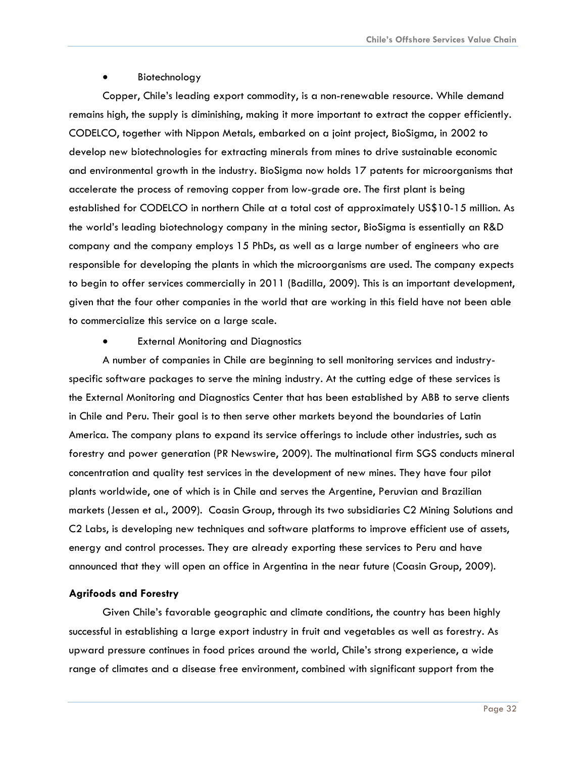- Biotechnology

Copper, Chile's leading export commodity, is a non-renewable resource. While demand remains high, the supply is diminishing, making it more important to extract the copper efficiently. CODELCO, together with Nippon Metals, embarked on a joint project, BioSigma, in 2002 to develop new biotechnologies for extracting minerals from mines to drive sustainable economic and environmental growth in the industry. BioSigma now holds 17 patents for microorganisms that accelerate the process of removing copper from low-grade ore. The first plant is being established for CODELCO in northern Chile at a total cost of approximately US$10-15 million. As the world's leading biotechnology company in the mining sector, BioSigma is essentially an R&D company and the company employs 15 PhDs, as well as a large number of engineers who are responsible for developing the plants in which the microorganisms are used. The company expects to begin to offer services commercially in 2011 (Badilla, 2009). This is an important development, given that the four other companies in the world that are working in this field have not been able to commercialize this service on a large scale.

- External Monitoring and Diagnostics

A number of companies in Chile are beginning to sell monitoring services and industry-specific software packages to serve the mining industry. At the cutting edge of these services is the External Monitoring and Diagnostics Center that has been established by ABB to serve clients in Chile and Peru. Their goal is to then serve other markets beyond the boundaries of Latin America. The company plans to expand its service offerings to include other industries, such as forestry and power generation (PR Newswire, 2009). The multinational firm SGS conducts mineral concentration and quality test services in the development of new mines. They have four pilot plants worldwide, one of which is in Chile and serves the Argentine, Peruvian and Brazilian markets (Jessen et al., 2009). Coasin Group, through its two subsidiaries C2 Mining Solutions and C2 Labs, is developing new techniques and software platforms to improve efficient use of assets, energy and control processes. They are already exporting these services to Peru and have announced that they will open an office in Argentina in the near future (Coasin Group, 2009).

**Agrifoods and Forestry**

Given Chile's favorable geographic and climate conditions, the country has been highly successful in establishing a large export industry in fruit and vegetables as well as forestry. As upward pressure continues in food prices around the world, Chile's strong experience, a wide range of climates and a disease free environment, combined with significant support from the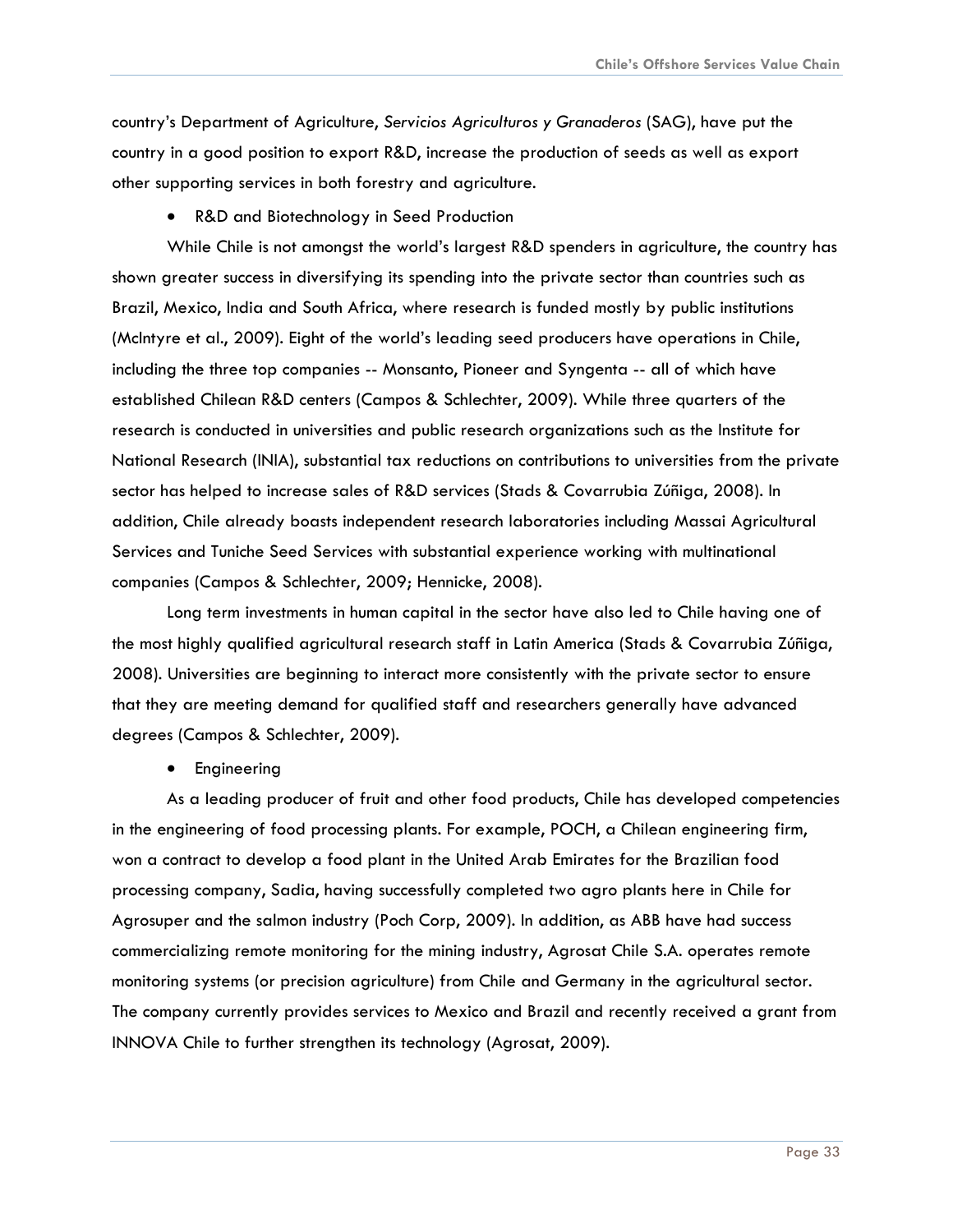country's Department of Agriculture, *Servicios Agriculturos y Granaderos* (SAG), have put the country in a good position to export R&D, increase the production of seeds as well as export other supporting services in both forestry and agriculture.

- R&D and Biotechnology in Seed Production

While Chile is not amongst the world's largest R&D spenders in agriculture, the country has shown greater success in diversifying its spending into the private sector than countries such as Brazil, Mexico, India and South Africa, where research is funded mostly by public institutions (McIntyre et al., 2009). Eight of the world's leading seed producers have operations in Chile, including the three top companies -- Monsanto, Pioneer and Syngenta -- all of which have established Chilean R&D centers (Campos & Schlechter, 2009). While three quarters of the research is conducted in universities and public research organizations such as the Institute for National Research (INIA), substantial tax reductions on contributions to universities from the private sector has helped to increase sales of R&D services (Stads & Covarrubia Zúñiga, 2008). In addition, Chile already boasts independent research laboratories including Massai Agricultural Services and Tuniche Seed Services with substantial experience working with multinational companies (Campos & Schlechter, 2009; Hennicke, 2008).

Long term investments in human capital in the sector have also led to Chile having one of the most highly qualified agricultural research staff in Latin America (Stads & Covarrubia Zúñiga, 2008). Universities are beginning to interact more consistently with the private sector to ensure that they are meeting demand for qualified staff and researchers generally have advanced degrees (Campos & Schlechter, 2009).

- Engineering

As a leading producer of fruit and other food products, Chile has developed competencies in the engineering of food processing plants. For example, POCH, a Chilean engineering firm, won a contract to develop a food plant in the United Arab Emirates for the Brazilian food processing company, Sadia, having successfully completed two agro plants here in Chile for Agrosuper and the salmon industry (Poch Corp, 2009). In addition, as ABB have had success commercializing remote monitoring for the mining industry, Agrosat Chile S.A. operates remote monitoring systems (or precision agriculture) from Chile and Germany in the agricultural sector. The company currently provides services to Mexico and Brazil and recently received a grant from INNOVA Chile to further strengthen its technology (Agrosat, 2009).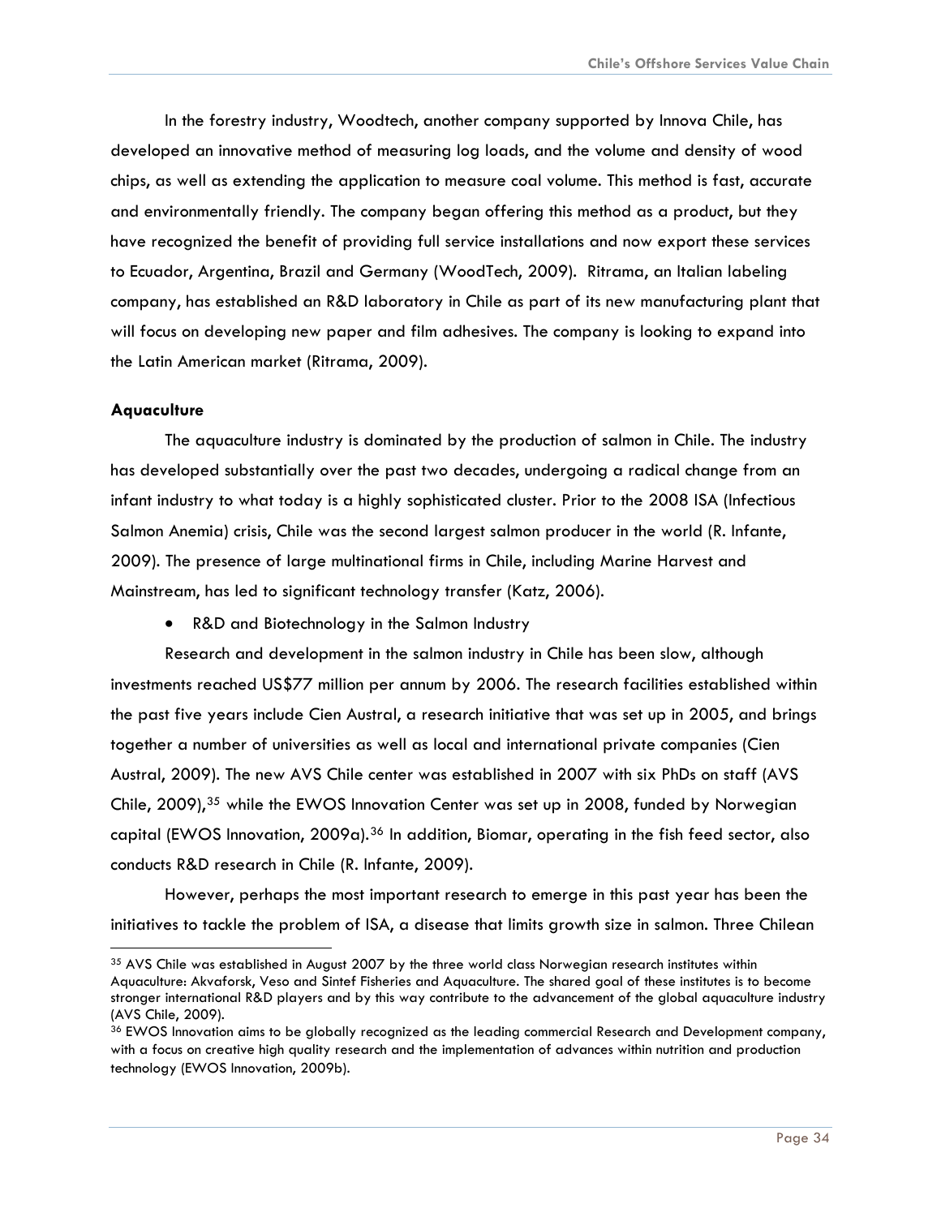In the forestry industry, Woodtech, another company supported by Innova Chile, has developed an innovative method of measuring log loads, and the volume and density of wood chips, as well as extending the application to measure coal volume. This method is fast, accurate and environmentally friendly. The company began offering this method as a product, but they have recognized the benefit of providing full service installations and now export these services to Ecuador, Argentina, Brazil and Germany (WoodTech, 2009). Ritrama, an Italian labeling company, has established an R&D laboratory in Chile as part of its new manufacturing plant that will focus on developing new paper and film adhesives. The company is looking to expand into the Latin American market (Ritrama, 2009).

**Aquaculture**

The aquaculture industry is dominated by the production of salmon in Chile. The industry has developed substantially over the past two decades, undergoing a radical change from an infant industry to what today is a highly sophisticated cluster. Prior to the 2008 ISA (Infectious Salmon Anemia) crisis, Chile was the second largest salmon producer in the world (R. Infante, 2009). The presence of large multinational firms in Chile, including Marine Harvest and Mainstream, has led to significant technology transfer (Katz, 2006).

- R&D and Biotechnology in the Salmon Industry

Research and development in the salmon industry in Chile has been slow, although investments reached US$77 million per annum by 2006. The research facilities established within the past five years include Cien Austral, a research initiative that was set up in 2005, and brings together a number of universities as well as local and international private companies (Cien Austral, 2009). The new AVS Chile center was established in 2007 with six PhDs on staff (AVS Chile, 2009),[35] while the EWOS Innovation Center was set up in 2008, funded by Norwegian capital (EWOS Innovation, 2009a).[36] In addition, Biomar, operating in the fish feed sector, also conducts R&D research in Chile (R. Infante, 2009).

However, perhaps the most important research to emerge in this past year has been the initiatives to tackle the problem of ISA, a disease that limits growth size in salmon. Three Chilean

[35] AVS Chile was established in August 2007 by the three world class Norwegian research institutes within Aquaculture: Akvaforsk, Veso and Sintef Fisheries and Aquaculture. The shared goal of these institutes is to become stronger international R&D players and by this way contribute to the advancement of the global aquaculture industry (AVS Chile, 2009).

[36] EWOS Innovation aims to be globally recognized as the leading commercial Research and Development company, with a focus on creative high quality research and the implementation of advances within nutrition and production technology (EWOS Innovation, 2009b).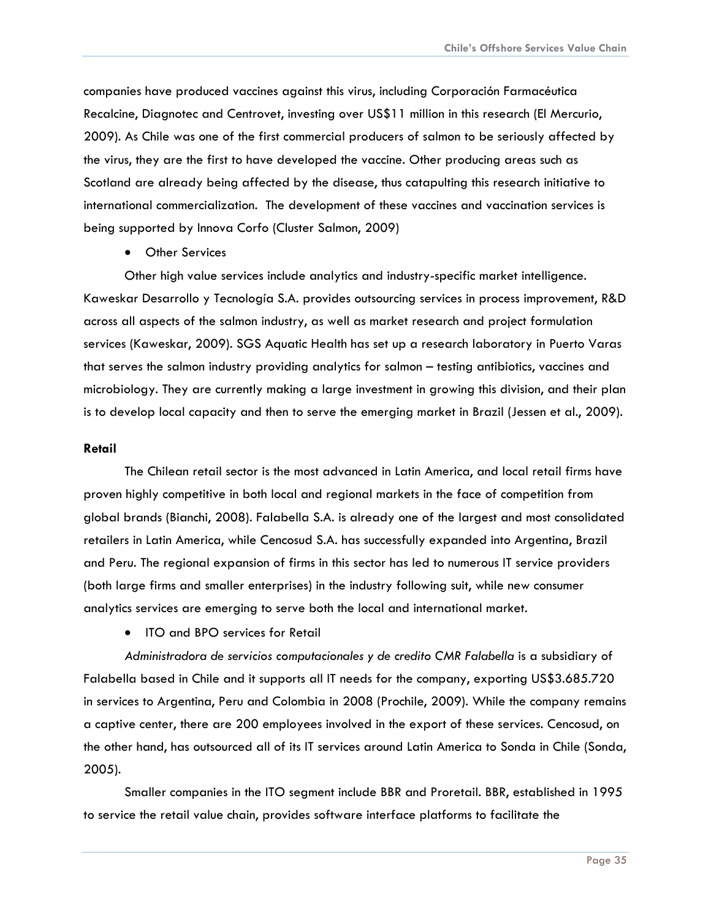companies have produced vaccines against this virus, including Corporación Farmacéutica Recalcine, Diagnotec and Centrovet, investing over US$11 million in this research (El Mercurio, 2009). As Chile was one of the first commercial producers of salmon to be seriously affected by the virus, they are the first to have developed the vaccine. Other producing areas such as Scotland are already being affected by the disease, thus catapulting this research initiative to international commercialization. The development of these vaccines and vaccination services is being supported by Innova Corfo (Cluster Salmon, 2009)

- Other Services

Other high value services include analytics and industry-specific market intelligence. Kaweskar Desarrollo y Tecnología S.A. provides outsourcing services in process improvement, R&D across all aspects of the salmon industry, as well as market research and project formulation services (Kaweskar, 2009). SGS Aquatic Health has set up a research laboratory in Puerto Varas that serves the salmon industry providing analytics for salmon – testing antibiotics, vaccines and microbiology. They are currently making a large investment in growing this division, and their plan is to develop local capacity and then to serve the emerging market in Brazil (Jessen et al., 2009).

**Retail**

The Chilean retail sector is the most advanced in Latin America, and local retail firms have proven highly competitive in both local and regional markets in the face of competition from global brands (Bianchi, 2008). Falabella S.A. is already one of the largest and most consolidated retailers in Latin America, while Cencosud S.A. has successfully expanded into Argentina, Brazil and Peru. The regional expansion of firms in this sector has led to numerous IT service providers (both large firms and smaller enterprises) in the industry following suit, while new consumer analytics services are emerging to serve both the local and international market.

- ITO and BPO services for Retail

*Administradora de servicios computacionales y de credito CMR Falabella* is a subsidiary of Falabella based in Chile and it supports all IT needs for the company, exporting US$3.685.720 in services to Argentina, Peru and Colombia in 2008 (Prochile, 2009). While the company remains a captive center, there are 200 employees involved in the export of these services. Cencosud, on the other hand, has outsourced all of its IT services around Latin America to Sonda in Chile (Sonda, 2005).

Smaller companies in the ITO segment include BBR and Proretail. BBR, established in 1995 to service the retail value chain, provides software interface platforms to facilitate the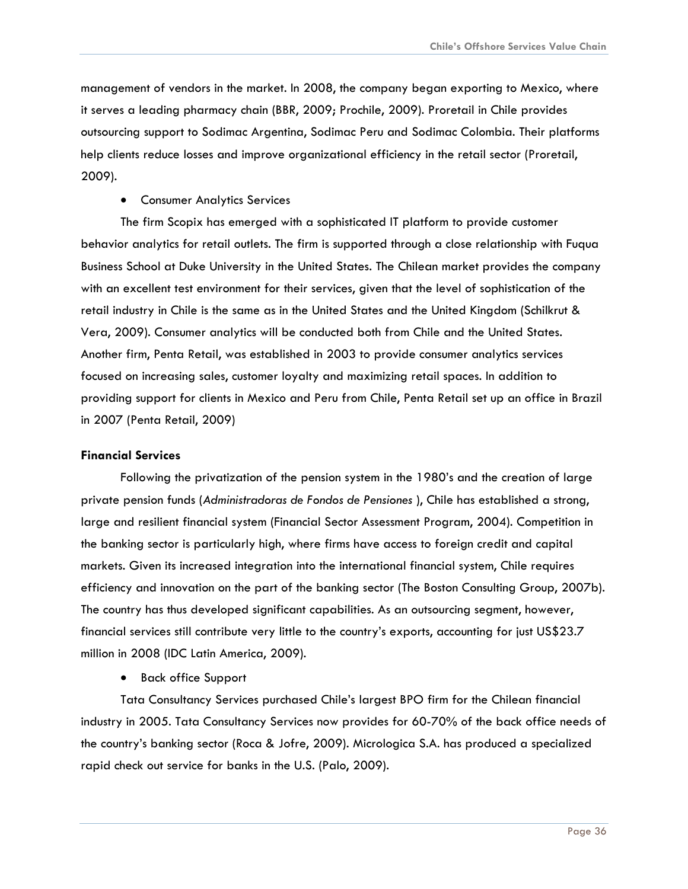management of vendors in the market. In 2008, the company began exporting to Mexico, where it serves a leading pharmacy chain (BBR, 2009; Prochile, 2009). Proretail in Chile provides outsourcing support to Sodimac Argentina, Sodimac Peru and Sodimac Colombia. Their platforms help clients reduce losses and improve organizational efficiency in the retail sector (Proretail, 2009).

- Consumer Analytics Services

The firm Scopix has emerged with a sophisticated IT platform to provide customer behavior analytics for retail outlets. The firm is supported through a close relationship with Fuqua Business School at Duke University in the United States. The Chilean market provides the company with an excellent test environment for their services, given that the level of sophistication of the retail industry in Chile is the same as in the United States and the United Kingdom (Schilkrut & Vera, 2009). Consumer analytics will be conducted both from Chile and the United States. Another firm, Penta Retail, was established in 2003 to provide consumer analytics services focused on increasing sales, customer loyalty and maximizing retail spaces. In addition to providing support for clients in Mexico and Peru from Chile, Penta Retail set up an office in Brazil in 2007 (Penta Retail, 2009)

**Financial Services**

Following the privatization of the pension system in the 1980's and the creation of large private pension funds (*Administradoras de Fondos de Pensiones* ), Chile has established a strong, large and resilient financial system (Financial Sector Assessment Program, 2004). Competition in the banking sector is particularly high, where firms have access to foreign credit and capital markets. Given its increased integration into the international financial system, Chile requires efficiency and innovation on the part of the banking sector (The Boston Consulting Group, 2007b). The country has thus developed significant capabilities. As an outsourcing segment, however, financial services still contribute very little to the country's exports, accounting for just US$23.7 million in 2008 (IDC Latin America, 2009).

- Back office Support

Tata Consultancy Services purchased Chile's largest BPO firm for the Chilean financial industry in 2005. Tata Consultancy Services now provides for 60-70% of the back office needs of the country's banking sector (Roca & Jofre, 2009). Micrologica S.A. has produced a specialized rapid check out service for banks in the U.S. (Palo, 2009).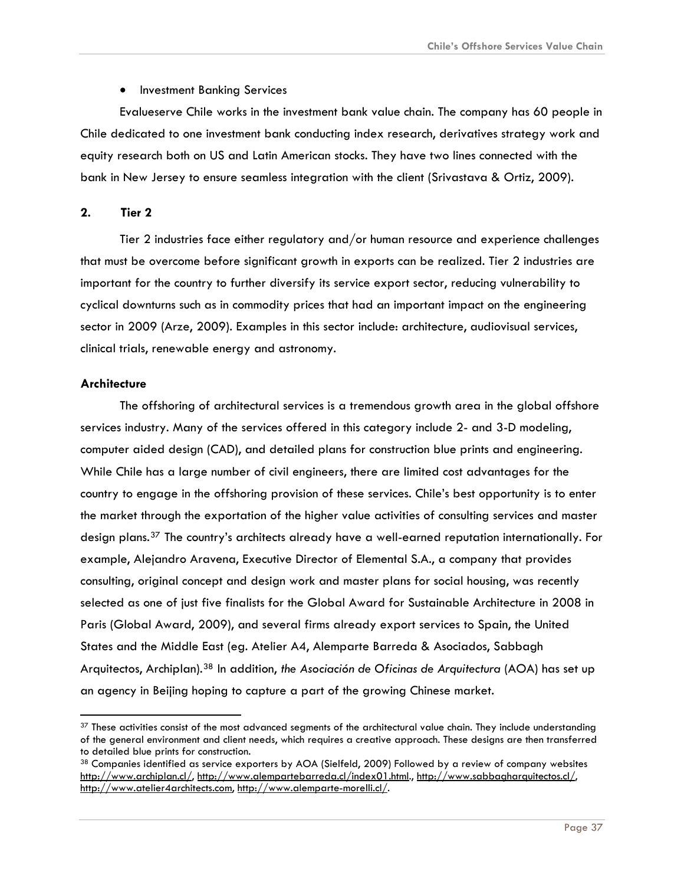- Investment Banking Services

Evalueserve Chile works in the investment bank value chain. The company has 60 people in Chile dedicated to one investment bank conducting index research, derivatives strategy work and equity research both on US and Latin American stocks. They have two lines connected with the bank in New Jersey to ensure seamless integration with the client (Srivastava & Ortiz, 2009).

## 2. Tier 2

Tier 2 industries face either regulatory and/or human resource and experience challenges that must be overcome before significant growth in exports can be realized. Tier 2 industries are important for the country to further diversify its service export sector, reducing vulnerability to cyclical downturns such as in commodity prices that had an important impact on the engineering sector in 2009 (Arze, 2009). Examples in this sector include: architecture, audiovisual services, clinical trials, renewable energy and astronomy.

### Architecture

The offshoring of architectural services is a tremendous growth area in the global offshore services industry. Many of the services offered in this category include 2- and 3-D modeling, computer aided design (CAD), and detailed plans for construction blue prints and engineering. While Chile has a large number of civil engineers, there are limited cost advantages for the country to engage in the offshoring provision of these services. Chile's best opportunity is to enter the market through the exportation of the higher value activities of consulting services and master design plans.[37] The country's architects already have a well-earned reputation internationally. For example, Alejandro Aravena, Executive Director of Elemental S.A., a company that provides consulting, original concept and design work and master plans for social housing, was recently selected as one of just five finalists for the Global Award for Sustainable Architecture in 2008 in Paris (Global Award, 2009), and several firms already export services to Spain, the United States and the Middle East (eg. Atelier A4, Alemparte Barreda & Asociados, Sabbagh Arquitectos, Archiplan).[38] In addition, *the Asociación de Oficinas de Arquitectura* (AOA) has set up an agency in Beijing hoping to capture a part of the growing Chinese market.

[37] These activities consist of the most advanced segments of the architectural value chain. They include understanding of the general environment and client needs, which requires a creative approach. These designs are then transferred to detailed blue prints for construction.

[38] Companies identified as service exporters by AOA (Sielfeld, 2009) Followed by a review of company websites http://www.archiplan.cl/, http://www.alempartebarreda.cl/index01.html., http://www.sabbagharquitectos.cl/, http://www.atelier4architects.com, http://www.alemparte-morelli.cl/.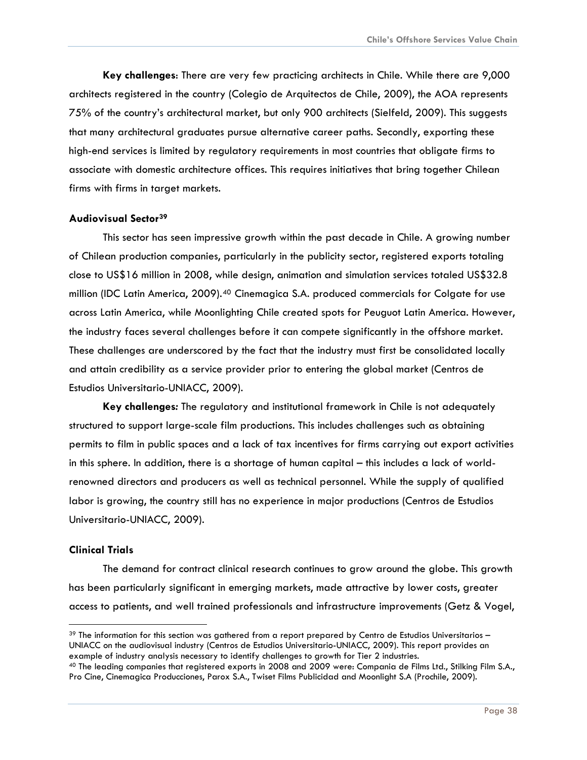**Key challenges**: There are very few practicing architects in Chile. While there are 9,000 architects registered in the country (Colegio de Arquitectos de Chile, 2009), the AOA represents 75% of the country's architectural market, but only 900 architects (Sielfeld, 2009). This suggests that many architectural graduates pursue alternative career paths. Secondly, exporting these high-end services is limited by regulatory requirements in most countries that obligate firms to associate with domestic architecture offices. This requires initiatives that bring together Chilean firms with firms in target markets.

### Audiovisual Sector[39]

This sector has seen impressive growth within the past decade in Chile. A growing number of Chilean production companies, particularly in the publicity sector, registered exports totaling close to US$16 million in 2008, while design, animation and simulation services totaled US$32.8 million (IDC Latin America, 2009).[40] Cinemagica S.A. produced commercials for Colgate for use across Latin America, while Moonlighting Chile created spots for Peuguot Latin America. However, the industry faces several challenges before it can compete significantly in the offshore market. These challenges are underscored by the fact that the industry must first be consolidated locally and attain credibility as a service provider prior to entering the global market (Centros de Estudios Universitario-UNIACC, 2009).

**Key challenges***:* The regulatory and institutional framework in Chile is not adequately structured to support large-scale film productions. This includes challenges such as obtaining permits to film in public spaces and a lack of tax incentives for firms carrying out export activities in this sphere. In addition, there is a shortage of human capital – this includes a lack of world-renowned directors and producers as well as technical personnel. While the supply of qualified labor is growing, the country still has no experience in major productions (Centros de Estudios Universitario-UNIACC, 2009).

### Clinical Trials

The demand for contract clinical research continues to grow around the globe. This growth has been particularly significant in emerging markets, made attractive by lower costs, greater access to patients, and well trained professionals and infrastructure improvements (Getz & Vogel,

---

[39] The information for this section was gathered from a report prepared by Centro de Estudios Universitarios – UNIACC on the audiovisual industry (Centros de Estudios Universitario-UNIACC, 2009). This report provides an example of industry analysis necessary to identify challenges to growth for Tier 2 industries.

[40] The leading companies that registered exports in 2008 and 2009 were: Compania de Films Ltd., Stilking Film S.A., Pro Cine, Cinemagica Producciones, Parox S.A., Twiset Films Publicidad and Moonlight S.A (Prochile, 2009).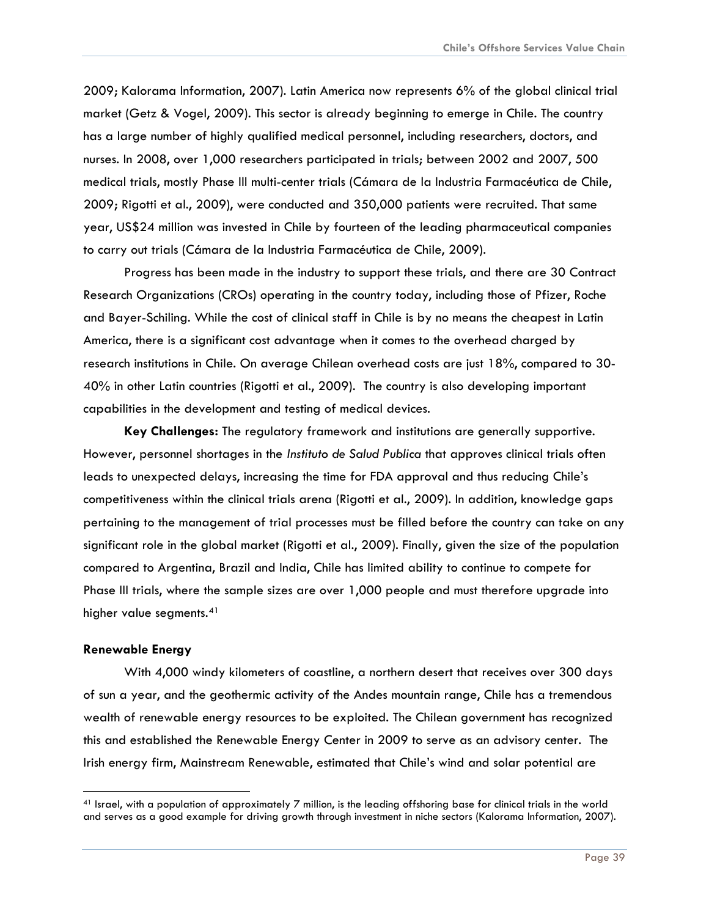2009; Kalorama Information, 2007). Latin America now represents 6% of the global clinical trial market (Getz & Vogel, 2009). This sector is already beginning to emerge in Chile. The country has a large number of highly qualified medical personnel, including researchers, doctors, and nurses. In 2008, over 1,000 researchers participated in trials; between 2002 and 2007, 500 medical trials, mostly Phase III multi-center trials (Cámara de la Industria Farmacéutica de Chile, 2009; Rigotti et al., 2009), were conducted and 350,000 patients were recruited. That same year, US$24 million was invested in Chile by fourteen of the leading pharmaceutical companies to carry out trials (Cámara de la Industria Farmacéutica de Chile, 2009).

Progress has been made in the industry to support these trials, and there are 30 Contract Research Organizations (CROs) operating in the country today, including those of Pfizer, Roche and Bayer-Schiling. While the cost of clinical staff in Chile is by no means the cheapest in Latin America, there is a significant cost advantage when it comes to the overhead charged by research institutions in Chile. On average Chilean overhead costs are just 18%, compared to 30-40% in other Latin countries (Rigotti et al., 2009). The country is also developing important capabilities in the development and testing of medical devices.

**Key Challenges:** The regulatory framework and institutions are generally supportive. However, personnel shortages in the *Instituto de Salud Publica* that approves clinical trials often leads to unexpected delays, increasing the time for FDA approval and thus reducing Chile's competitiveness within the clinical trials arena (Rigotti et al., 2009). In addition, knowledge gaps pertaining to the management of trial processes must be filled before the country can take on any significant role in the global market (Rigotti et al., 2009). Finally, given the size of the population compared to Argentina, Brazil and India, Chile has limited ability to continue to compete for Phase III trials, where the sample sizes are over 1,000 people and must therefore upgrade into higher value segments.[41]

**Renewable Energy**

With 4,000 windy kilometers of coastline, a northern desert that receives over 300 days of sun a year, and the geothermic activity of the Andes mountain range, Chile has a tremendous wealth of renewable energy resources to be exploited. The Chilean government has recognized this and established the Renewable Energy Center in 2009 to serve as an advisory center. The Irish energy firm, Mainstream Renewable, estimated that Chile's wind and solar potential are

[41] Israel, with a population of approximately 7 million, is the leading offshoring base for clinical trials in the world and serves as a good example for driving growth through investment in niche sectors (Kalorama Information, 2007).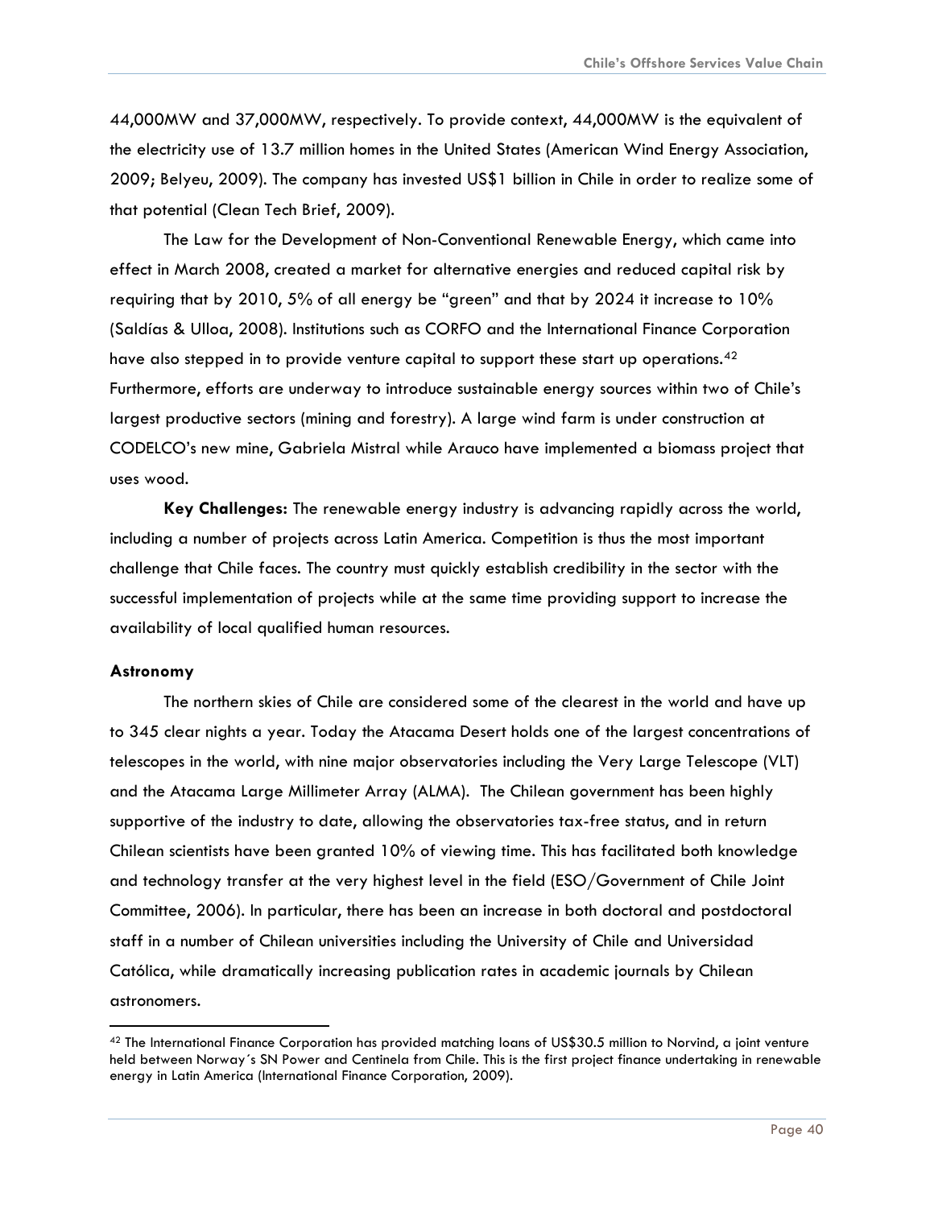44,000MW and 37,000MW, respectively. To provide context, 44,000MW is the equivalent of the electricity use of 13.7 million homes in the United States (American Wind Energy Association, 2009; Belyeu, 2009). The company has invested US$1 billion in Chile in order to realize some of that potential (Clean Tech Brief, 2009).

The Law for the Development of Non-Conventional Renewable Energy, which came into effect in March 2008, created a market for alternative energies and reduced capital risk by requiring that by 2010, 5% of all energy be "green" and that by 2024 it increase to 10% (Saldías & Ulloa, 2008). Institutions such as CORFO and the International Finance Corporation have also stepped in to provide venture capital to support these start up operations.[42] Furthermore, efforts are underway to introduce sustainable energy sources within two of Chile's largest productive sectors (mining and forestry). A large wind farm is under construction at CODELCO's new mine, Gabriela Mistral while Arauco have implemented a biomass project that uses wood.

**Key Challenges:** The renewable energy industry is advancing rapidly across the world, including a number of projects across Latin America. Competition is thus the most important challenge that Chile faces. The country must quickly establish credibility in the sector with the successful implementation of projects while at the same time providing support to increase the availability of local qualified human resources.

**Astronomy**

The northern skies of Chile are considered some of the clearest in the world and have up to 345 clear nights a year. Today the Atacama Desert holds one of the largest concentrations of telescopes in the world, with nine major observatories including the Very Large Telescope (VLT) and the Atacama Large Millimeter Array (ALMA). The Chilean government has been highly supportive of the industry to date, allowing the observatories tax-free status, and in return Chilean scientists have been granted 10% of viewing time. This has facilitated both knowledge and technology transfer at the very highest level in the field (ESO/Government of Chile Joint Committee, 2006). In particular, there has been an increase in both doctoral and postdoctoral staff in a number of Chilean universities including the University of Chile and Universidad Católica, while dramatically increasing publication rates in academic journals by Chilean astronomers.

---

[42] The International Finance Corporation has provided matching loans of US$30.5 million to Norvind, a joint venture held between Norway´s SN Power and Centinela from Chile. This is the first project finance undertaking in renewable energy in Latin America (International Finance Corporation, 2009).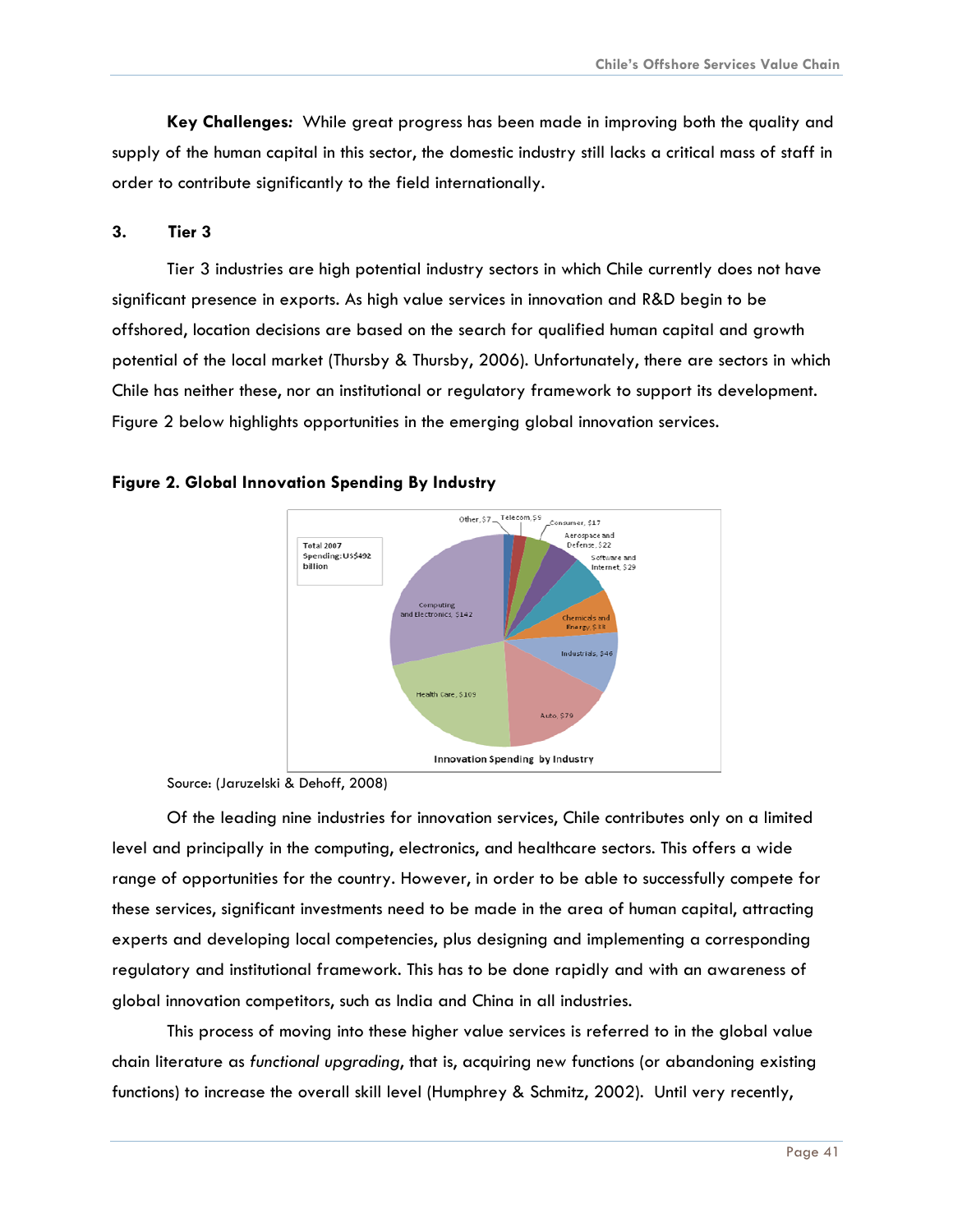**Key Challenges:** While great progress has been made in improving both the quality and supply of the human capital in this sector, the domestic industry still lacks a critical mass of staff in order to contribute significantly to the field internationally.

### 3. Tier 3

Tier 3 industries are high potential industry sectors in which Chile currently does not have significant presence in exports. As high value services in innovation and R&D begin to be offshored, location decisions are based on the search for qualified human capital and growth potential of the local market (Thursby & Thursby, 2006). Unfortunately, there are sectors in which Chile has neither these, nor an institutional or regulatory framework to support its development. Figure 2 below highlights opportunities in the emerging global innovation services.

**Figure 2. Global Innovation Spending By Industry**

Total 2007 Spending: US$492 billion

Innovation Spending by Industry

- Computing and Electronics, $142
- Health Care, $109
- Auto, $79
- Industrials, $46
- Chemicals and Energy, $33
- Software and Internet, $29
- Aerospace and Defense, $22
- Consumer, $17
- Telecom, $5
- Other, $7

Source: (Jaruzelski & Dehoff, 2008)

Of the leading nine industries for innovation services, Chile contributes only on a limited level and principally in the computing, electronics, and healthcare sectors. This offers a wide range of opportunities for the country. However, in order to be able to successfully compete for these services, significant investments need to be made in the area of human capital, attracting experts and developing local competencies, plus designing and implementing a corresponding regulatory and institutional framework. This has to be done rapidly and with an awareness of global innovation competitors, such as India and China in all industries.

This process of moving into these higher value services is referred to in the global value chain literature as *functional upgrading*, that is, acquiring new functions (or abandoning existing functions) to increase the overall skill level (Humphrey & Schmitz, 2002). Until very recently,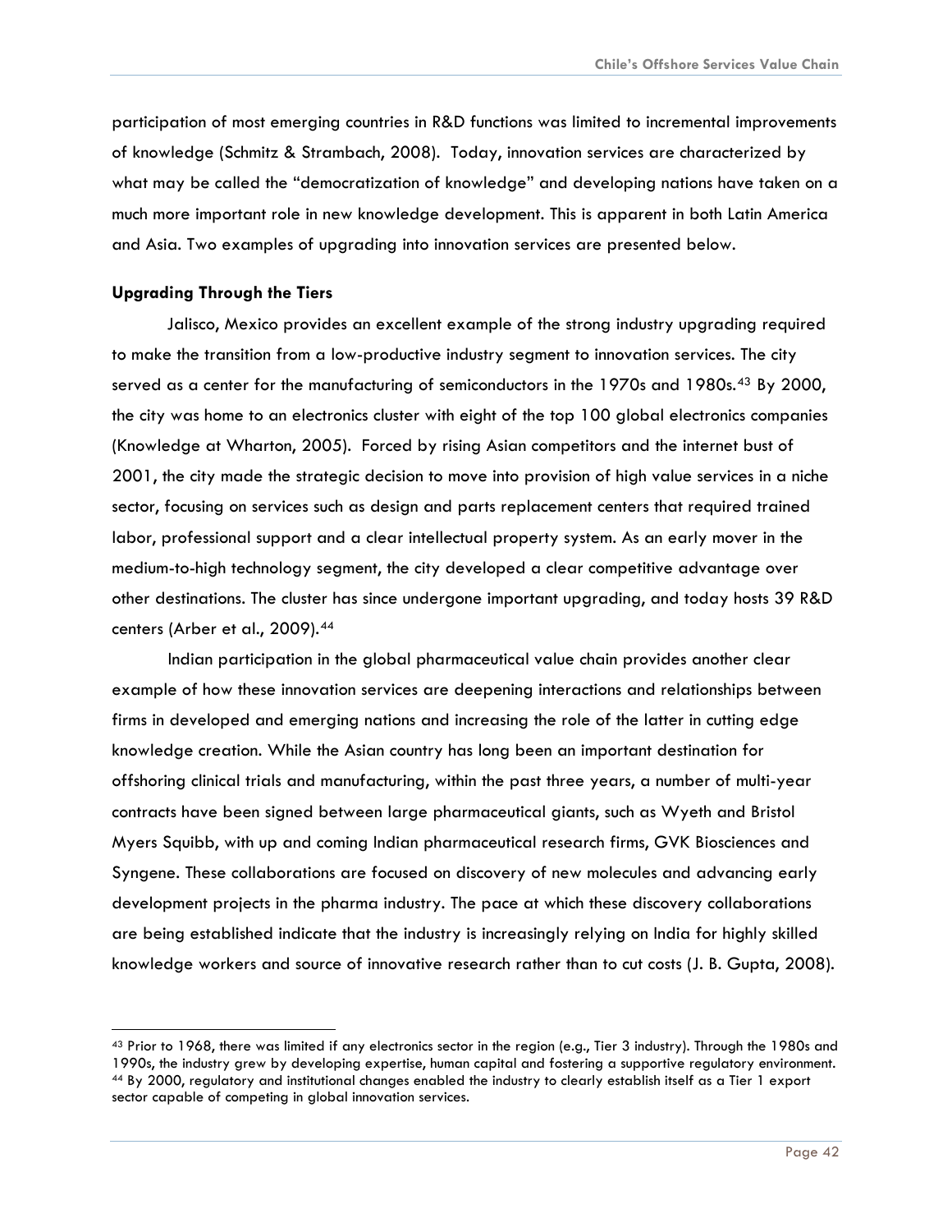participation of most emerging countries in R&D functions was limited to incremental improvements of knowledge (Schmitz & Strambach, 2008). Today, innovation services are characterized by what may be called the "democratization of knowledge" and developing nations have taken on a much more important role in new knowledge development. This is apparent in both Latin America and Asia. Two examples of upgrading into innovation services are presented below.

**Upgrading Through the Tiers**

Jalisco, Mexico provides an excellent example of the strong industry upgrading required to make the transition from a low-productive industry segment to innovation services. The city served as a center for the manufacturing of semiconductors in the 1970s and 1980s.[43] By 2000, the city was home to an electronics cluster with eight of the top 100 global electronics companies (Knowledge at Wharton, 2005). Forced by rising Asian competitors and the internet bust of 2001, the city made the strategic decision to move into provision of high value services in a niche sector, focusing on services such as design and parts replacement centers that required trained labor, professional support and a clear intellectual property system. As an early mover in the medium-to-high technology segment, the city developed a clear competitive advantage over other destinations. The cluster has since undergone important upgrading, and today hosts 39 R&D centers (Arber et al., 2009).[44]

Indian participation in the global pharmaceutical value chain provides another clear example of how these innovation services are deepening interactions and relationships between firms in developed and emerging nations and increasing the role of the latter in cutting edge knowledge creation. While the Asian country has long been an important destination for offshoring clinical trials and manufacturing, within the past three years, a number of multi-year contracts have been signed between large pharmaceutical giants, such as Wyeth and Bristol Myers Squibb, with up and coming Indian pharmaceutical research firms, GVK Biosciences and Syngene. These collaborations are focused on discovery of new molecules and advancing early development projects in the pharma industry. The pace at which these discovery collaborations are being established indicate that the industry is increasingly relying on India for highly skilled knowledge workers and source of innovative research rather than to cut costs (J. B. Gupta, 2008).

---

[43] Prior to 1968, there was limited if any electronics sector in the region (e.g., Tier 3 industry). Through the 1980s and 1990s, the industry grew by developing expertise, human capital and fostering a supportive regulatory environment.

[44] By 2000, regulatory and institutional changes enabled the industry to clearly establish itself as a Tier 1 export sector capable of competing in global innovation services.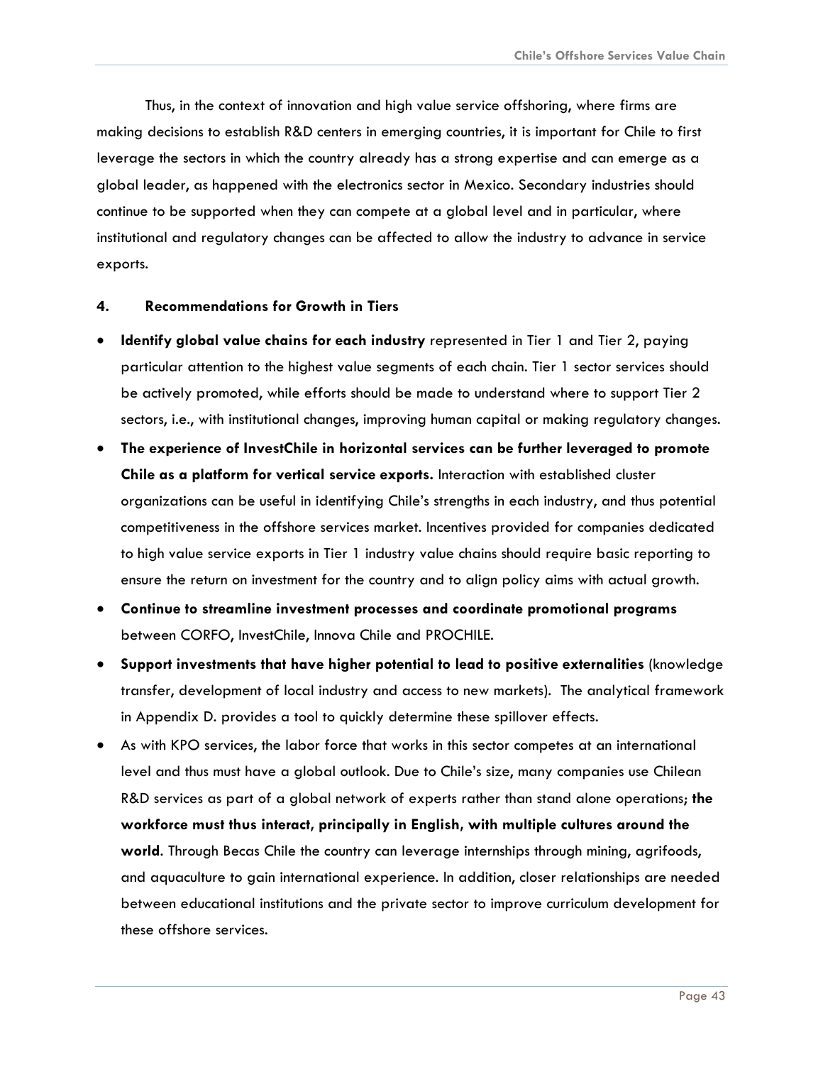Thus, in the context of innovation and high value service offshoring, where firms are making decisions to establish R&D centers in emerging countries, it is important for Chile to first leverage the sectors in which the country already has a strong expertise and can emerge as a global leader, as happened with the electronics sector in Mexico. Secondary industries should continue to be supported when they can compete at a global level and in particular, where institutional and regulatory changes can be affected to allow the industry to advance in service exports.

#### 4. Recommendations for Growth in Tiers

- **Identify global value chains for each industry** represented in Tier 1 and Tier 2, paying particular attention to the highest value segments of each chain. Tier 1 sector services should be actively promoted, while efforts should be made to understand where to support Tier 2 sectors, i.e., with institutional changes, improving human capital or making regulatory changes.
- **The experience of InvestChile in horizontal services can be further leveraged to promote Chile as a platform for vertical service exports.** Interaction with established cluster organizations can be useful in identifying Chile's strengths in each industry, and thus potential competitiveness in the offshore services market. Incentives provided for companies dedicated to high value service exports in Tier 1 industry value chains should require basic reporting to ensure the return on investment for the country and to align policy aims with actual growth.
- **Continue to streamline investment processes and coordinate promotional programs** between CORFO, InvestChile, Innova Chile and PROCHILE.
- **Support investments that have higher potential to lead to positive externalities** (knowledge transfer, development of local industry and access to new markets). The analytical framework in Appendix D. provides a tool to quickly determine these spillover effects.
- As with KPO services, the labor force that works in this sector competes at an international level and thus must have a global outlook. Due to Chile's size, many companies use Chilean R&D services as part of a global network of experts rather than stand alone operations; **the workforce must thus interact, principally in English, with multiple cultures around the world**. Through Becas Chile the country can leverage internships through mining, agrifoods, and aquaculture to gain international experience. In addition, closer relationships are needed between educational institutions and the private sector to improve curriculum development for these offshore services.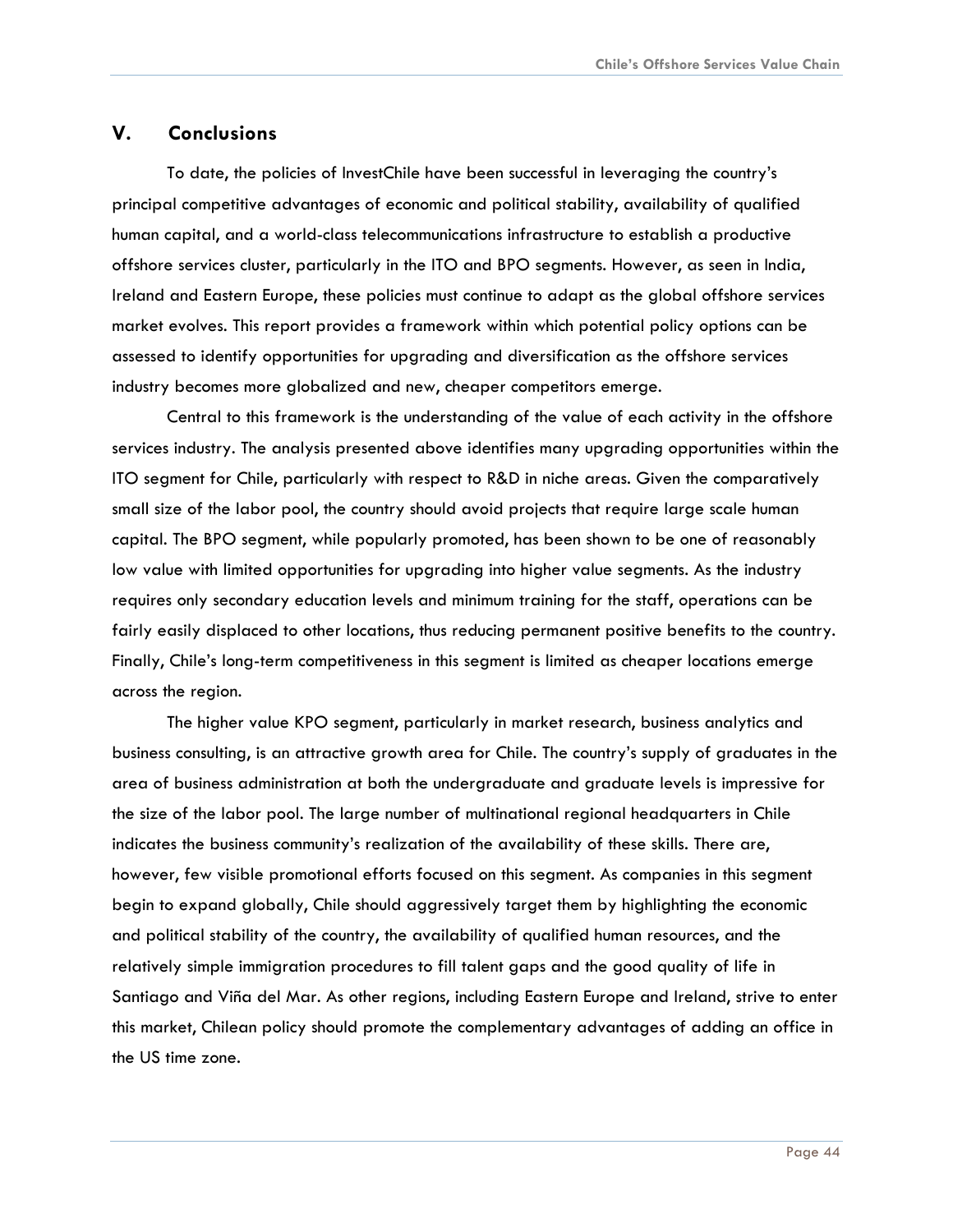## V. Conclusions

To date, the policies of InvestChile have been successful in leveraging the country's principal competitive advantages of economic and political stability, availability of qualified human capital, and a world-class telecommunications infrastructure to establish a productive offshore services cluster, particularly in the ITO and BPO segments. However, as seen in India, Ireland and Eastern Europe, these policies must continue to adapt as the global offshore services market evolves. This report provides a framework within which potential policy options can be assessed to identify opportunities for upgrading and diversification as the offshore services industry becomes more globalized and new, cheaper competitors emerge.

Central to this framework is the understanding of the value of each activity in the offshore services industry. The analysis presented above identifies many upgrading opportunities within the ITO segment for Chile, particularly with respect to R&D in niche areas. Given the comparatively small size of the labor pool, the country should avoid projects that require large scale human capital. The BPO segment, while popularly promoted, has been shown to be one of reasonably low value with limited opportunities for upgrading into higher value segments. As the industry requires only secondary education levels and minimum training for the staff, operations can be fairly easily displaced to other locations, thus reducing permanent positive benefits to the country. Finally, Chile's long-term competitiveness in this segment is limited as cheaper locations emerge across the region.

The higher value KPO segment, particularly in market research, business analytics and business consulting, is an attractive growth area for Chile. The country's supply of graduates in the area of business administration at both the undergraduate and graduate levels is impressive for the size of the labor pool. The large number of multinational regional headquarters in Chile indicates the business community's realization of the availability of these skills. There are, however, few visible promotional efforts focused on this segment. As companies in this segment begin to expand globally, Chile should aggressively target them by highlighting the economic and political stability of the country, the availability of qualified human resources, and the relatively simple immigration procedures to fill talent gaps and the good quality of life in Santiago and Viña del Mar. As other regions, including Eastern Europe and Ireland, strive to enter this market, Chilean policy should promote the complementary advantages of adding an office in the US time zone.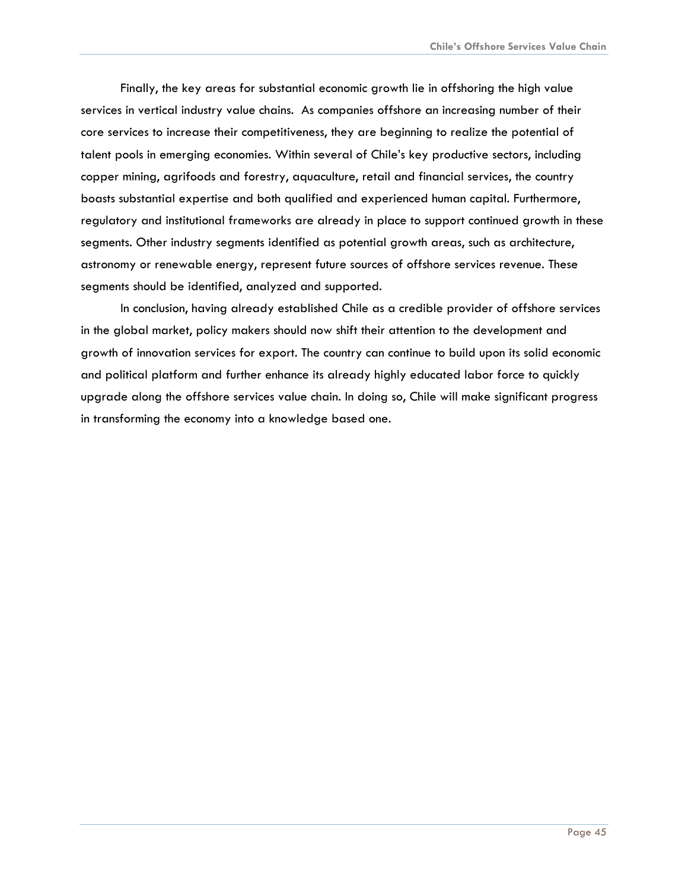Finally, the key areas for substantial economic growth lie in offshoring the high value services in vertical industry value chains.  As companies offshore an increasing number of their core services to increase their competitiveness, they are beginning to realize the potential of talent pools in emerging economies. Within several of Chile's key productive sectors, including copper mining, agrifoods and forestry, aquaculture, retail and financial services, the country boasts substantial expertise and both qualified and experienced human capital. Furthermore, regulatory and institutional frameworks are already in place to support continued growth in these segments. Other industry segments identified as potential growth areas, such as architecture, astronomy or renewable energy, represent future sources of offshore services revenue. These segments should be identified, analyzed and supported.

In conclusion, having already established Chile as a credible provider of offshore services in the global market, policy makers should now shift their attention to the development and growth of innovation services for export. The country can continue to build upon its solid economic and political platform and further enhance its already highly educated labor force to quickly upgrade along the offshore services value chain. In doing so, Chile will make significant progress in transforming the economy into a knowledge based one.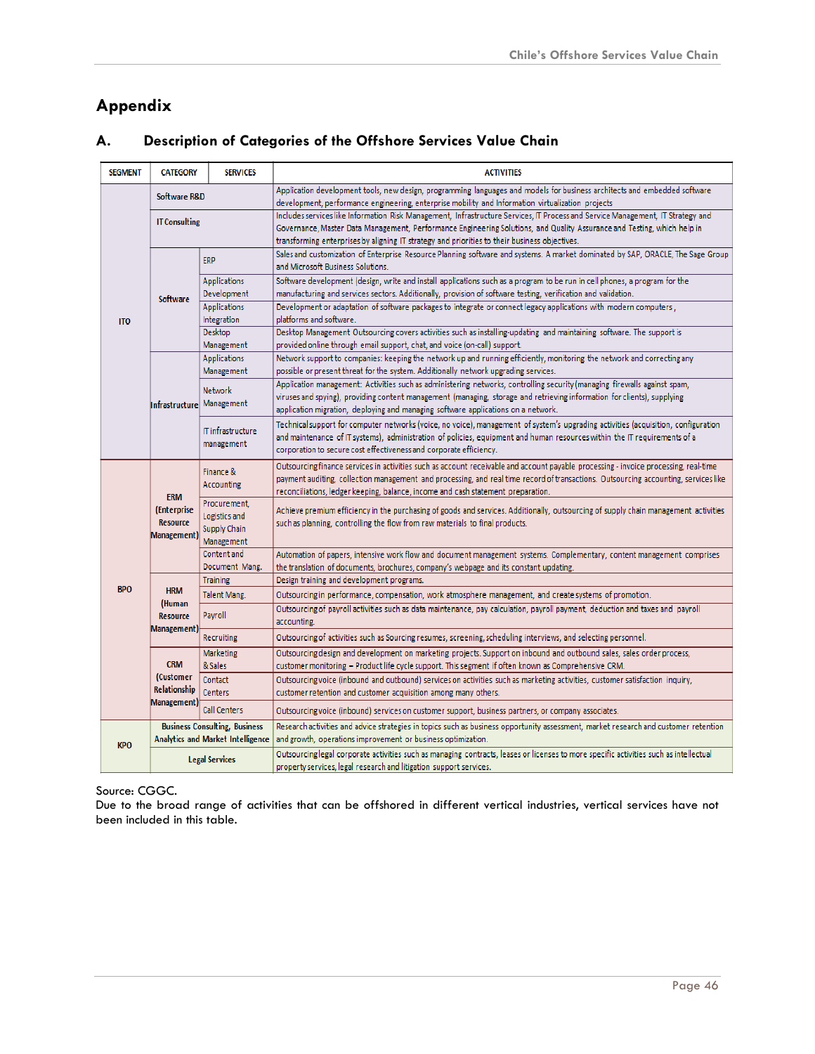# Appendix

## A. Description of Categories of the Offshore Services Value Chain

| SEGMENT | CATEGORY | SERVICES | ACTIVITIES |
|---|---|---|---|
| ITO | Software R&D | | Application development tools, new design, programming languages and models for business architects and embedded software development, performance engineering, enterprise mobility and Information virtualization projects |
| | IT Consulting | | Includes services like Information Risk Management, Infrastructure Services, IT Process and Service Management, IT Strategy and Governance, Master Data Management, Performance Engineering Solutions, and Quality Assurance and Testing, which help in transforming enterprises by aligning IT strategy and priorities to their business objectives. |
| | Software | ERP | Sales and customization of Enterprise Resource Planning software and systems. A market dominated by SAP, ORACLE, The Sage Group and Microsoft Business Solutions. |
| | | Applications Development | Software development (design, write and install applications such as a program to be run in cell phones, a program for the manufacturing and services sectors. Additionally, provision of software testing, verification and validation. |
| | | Applications Integration | Development or adaptation of software packages to integrate or connect legacy applications with modern computers, platforms and software. |
| | | Desktop Management | Desktop Management Outsourcing covers activities such as installing-updating and maintaining software. The support is provided online through email support, chat, and voice (on-call) support. |
| | Infrastructure | Applications Management | Network support to companies: keeping the network up and running efficiently, monitoring the network and correcting any possible or present threat for the system. Additionally network upgrading services. |
| | | Network Management | Application management: Activities such as administering networks, controlling security (managing firewalls against spam, viruses and spying), providing content management (managing, storage and retrieving information for clients), supplying application migration, deploying and managing software applications on a network. |
| | | IT infrastructure management | Technical support for computer networks (voice, no voice), management of system's upgrading activities (acquisition, configuration and maintenance of IT systems), administration of policies, equipment and human resources within the IT requirements of a corporation to secure cost effectiveness and corporate efficiency. |
| BPO | ERM (Enterprise Resource Management) | Finance & Accounting | Outsourcing finance services in activities such as account receivable and account payable processing - invoice processing, real-time payment auditing, collection management and processing, and real time record of transactions. Outsourcing accounting, services like reconciliations, ledger keeping, balance, income and cash statement preparation. |
| | | Procurement, Logistics and Supply Chain Management | Achieve premium efficiency in the purchasing of goods and services. Additionally, outsourcing of supply chain management activities such as planning, controlling the flow from raw materials to final products. |
| | | Content and Document Mang. | Automation of papers, intensive work flow and document management systems. Complementary, content management comprises the translation of documents, brochures, company's webpage and its constant updating. |
| | HRM (Human Resource Management) | Training | Design training and development programs. |
| | | Talent Mang. | Outsourcing in performance, compensation, work atmosphere management, and create systems of promotion. |
| | | Payroll | Outsourcing of payroll activities such as data maintenance, pay calculation, payroll payment, deduction and taxes and payroll accounting. |
| | | Recruiting | Outsourcing of activities such as Sourcing resumes, screening, scheduling interviews, and selecting personnel. |
| | CRM (Customer Relationship Management) | Marketing & Sales | Outsourcing design and development on marketing projects. Support on inbound and outbound sales, sales order process, customer monitoring – Product life cycle support. This segment if often known as Comprehensive CRM. |
| | | Contact Centers | Outsourcing voice (inbound and outbound) services on activities such as marketing activities, customer satisfaction inquiry, customer retention and customer acquisition among many others. |
| | | Call Centers | Outsourcing voice (inbound) services on customer support, business partners, or company associates. |
| KPO | Business Consulting, Business Analytics and Market Intelligence | | Research activities and advice strategies in topics such as business opportunity assessment, market research and customer retention and growth, operations improvement or business optimization. |
| | Legal Services | | Outsourcing legal corporate activities such as managing contracts, leases or licenses to more specific activities such as intellectual property services, legal research and litigation support services. |

Source: CGGC.

Due to the broad range of activities that can be offshored in different vertical industries, vertical services have not been included in this table.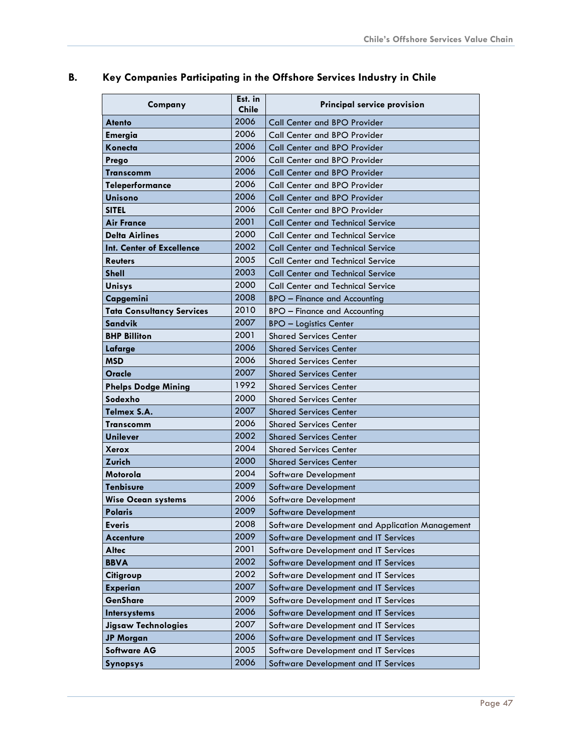## B. Key Companies Participating in the Offshore Services Industry in Chile

| Company | Est. in Chile | Principal service provision |
|---|---|---|
| **Atento** | 2006 | Call Center and BPO Provider |
| **Emergia** | 2006 | Call Center and BPO Provider |
| **Konecta** | 2006 | Call Center and BPO Provider |
| **Prego** | 2006 | Call Center and BPO Provider |
| **Transcomm** | 2006 | Call Center and BPO Provider |
| **Teleperformance** | 2006 | Call Center and BPO Provider |
| **Unisono** | 2006 | Call Center and BPO Provider |
| **SITEL** | 2006 | Call Center and BPO Provider |
| **Air France** | 2001 | Call Center and Technical Service |
| **Delta Airlines** | 2000 | Call Center and Technical Service |
| **Int. Center of Excellence** | 2002 | Call Center and Technical Service |
| **Reuters** | 2005 | Call Center and Technical Service |
| **Shell** | 2003 | Call Center and Technical Service |
| **Unisys** | 2000 | Call Center and Technical Service |
| **Capgemini** | 2008 | BPO – Finance and Accounting |
| **Tata Consultancy Services** | 2010 | BPO – Finance and Accounting |
| **Sandvik** | 2007 | BPO – Logistics Center |
| **BHP Billiton** | 2001 | Shared Services Center |
| **Lafarge** | 2006 | Shared Services Center |
| **MSD** | 2006 | Shared Services Center |
| **Oracle** | 2007 | Shared Services Center |
| **Phelps Dodge Mining** | 1992 | Shared Services Center |
| **Sodexho** | 2000 | Shared Services Center |
| **Telmex S.A.** | 2007 | Shared Services Center |
| **Transcomm** | 2006 | Shared Services Center |
| **Unilever** | 2002 | Shared Services Center |
| **Xerox** | 2004 | Shared Services Center |
| **Zurich** | 2000 | Shared Services Center |
| **Motorola** | 2004 | Software Development |
| **Tenbisure** | 2009 | Software Development |
| **Wise Ocean systems** | 2006 | Software Development |
| **Polaris** | 2009 | Software Development |
| **Everis** | 2008 | Software Development and Application Management |
| **Accenture** | 2009 | Software Development and IT Services |
| **Altec** | 2001 | Software Development and IT Services |
| **BBVA** | 2002 | Software Development and IT Services |
| **Citigroup** | 2002 | Software Development and IT Services |
| **Experian** | 2007 | Software Development and IT Services |
| **GenShare** | 2009 | Software Development and IT Services |
| **Intersystems** | 2006 | Software Development and IT Services |
| **Jigsaw Technologies** | 2007 | Software Development and IT Services |
| **JP Morgan** | 2006 | Software Development and IT Services |
| **Software AG** | 2005 | Software Development and IT Services |
| **Synopsys** | 2006 | Software Development and IT Services |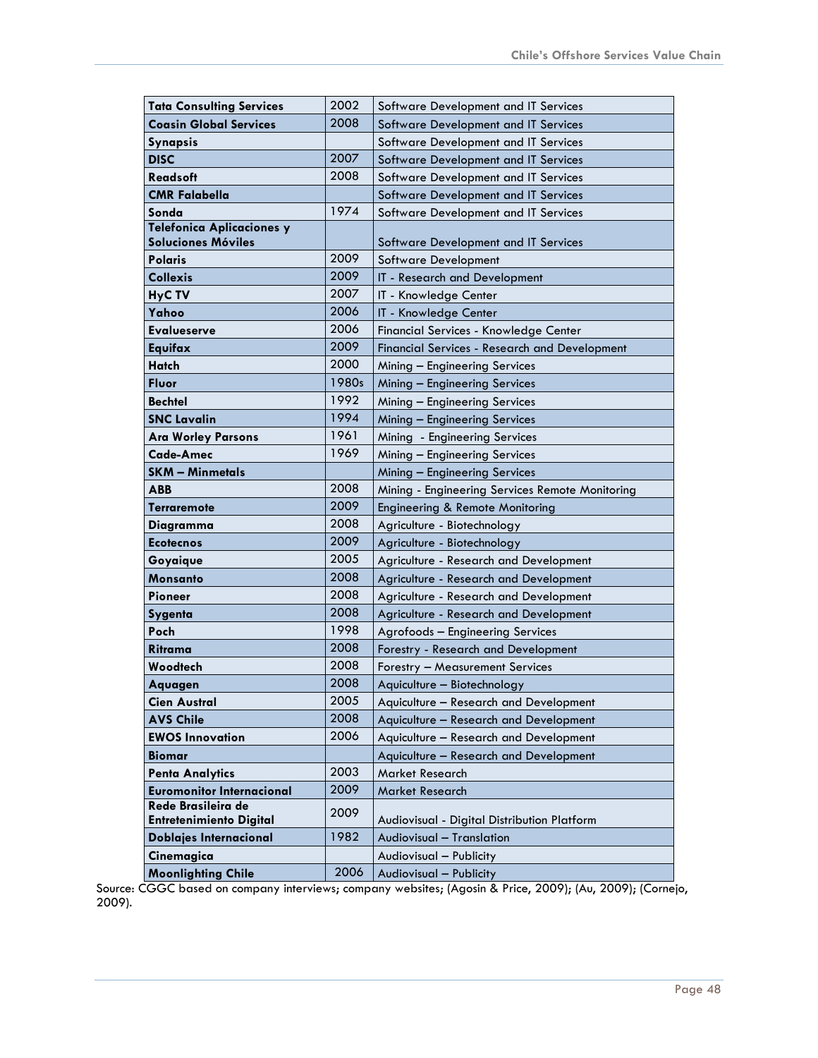| **Tata Consulting Services** | 2002 | Software Development and IT Services |
|---|---|---|
| **Coasin Global Services** | 2008 | Software Development and IT Services |
| **Synapsis** | | Software Development and IT Services |
| **DISC** | 2007 | Software Development and IT Services |
| **Readsoft** | 2008 | Software Development and IT Services |
| **CMR Falabella** | | Software Development and IT Services |
| **Sonda** | 1974 | Software Development and IT Services |
| **Telefonica Aplicaciones y Soluciones Móviles** | | Software Development and IT Services |
| **Polaris** | 2009 | Software Development |
| **Collexis** | 2009 | IT - Research and Development |
| **HyC TV** | 2007 | IT - Knowledge Center |
| **Yahoo** | 2006 | IT - Knowledge Center |
| **Evalueserve** | 2006 | Financial Services - Knowledge Center |
| **Equifax** | 2009 | Financial Services - Research and Development |
| **Hatch** | 2000 | Mining – Engineering Services |
| **Fluor** | 1980s | Mining – Engineering Services |
| **Bechtel** | 1992 | Mining – Engineering Services |
| **SNC Lavalin** | 1994 | Mining – Engineering Services |
| **Ara Worley Parsons** | 1961 | Mining - Engineering Services |
| **Cade-Amec** | 1969 | Mining – Engineering Services |
| **SKM – Minmetals** | | Mining – Engineering Services |
| **ABB** | 2008 | Mining - Engineering Services Remote Monitoring |
| **Terraremote** | 2009 | Engineering & Remote Monitoring |
| **Diagramma** | 2008 | Agriculture - Biotechnology |
| **Ecotecnos** | 2009 | Agriculture - Biotechnology |
| **Goyaique** | 2005 | Agriculture - Research and Development |
| **Monsanto** | 2008 | Agriculture - Research and Development |
| **Pioneer** | 2008 | Agriculture - Research and Development |
| **Sygenta** | 2008 | Agriculture - Research and Development |
| **Poch** | 1998 | Agrofoods – Engineering Services |
| **Ritrama** | 2008 | Forestry - Research and Development |
| **Woodtech** | 2008 | Forestry – Measurement Services |
| **Aquagen** | 2008 | Aquiculture – Biotechnology |
| **Cien Austral** | 2005 | Aquiculture – Research and Development |
| **AVS Chile** | 2008 | Aquiculture – Research and Development |
| **EWOS Innovation** | 2006 | Aquiculture – Research and Development |
| **Biomar** | | Aquiculture – Research and Development |
| **Penta Analytics** | 2003 | Market Research |
| **Euromonitor Internacional** | 2009 | Market Research |
| **Rede Brasileira de Entretenimiento Digital** | 2009 | Audiovisual - Digital Distribution Platform |
| **Doblajes Internacional** | 1982 | Audiovisual – Translation |
| **Cinemagica** | | Audiovisual – Publicity |
| **Moonlighting Chile** | 2006 | Audiovisual – Publicity |

Source: CGGC based on company interviews; company websites; (Agosin & Price, 2009); (Au, 2009); (Cornejo, 2009).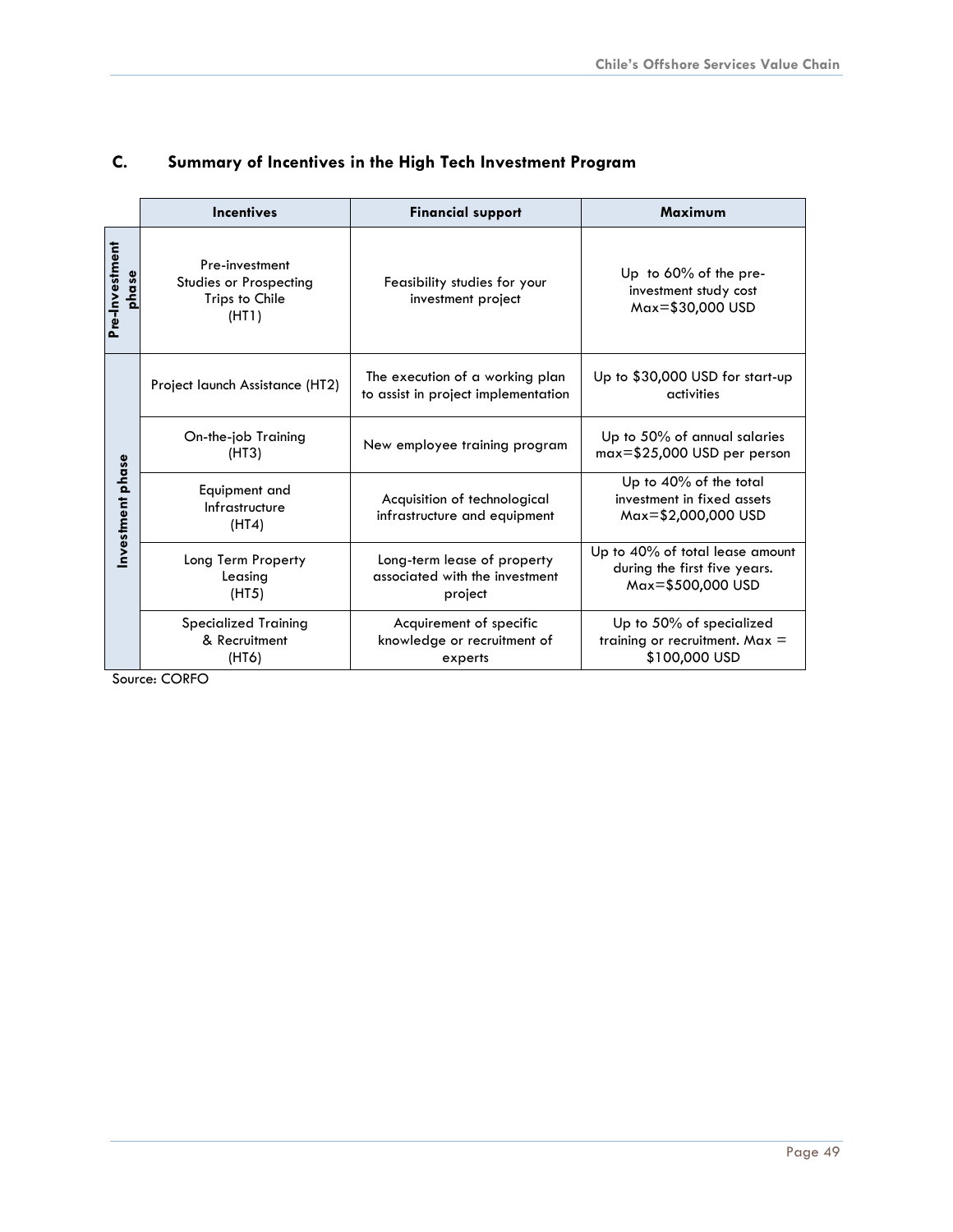### C. Summary of Incentives in the High Tech Investment Program

| | Incentives | Financial support | Maximum |
|---|---|---|---|
| Pre-Investment phase | Pre-investment Studies or Prospecting Trips to Chile (HT1) | Feasibility studies for your investment project | Up to 60% of the pre-investment study cost Max=$30,000 USD |
| Investment phase | Project launch Assistance (HT2) | The execution of a working plan to assist in project implementation | Up to $30,000 USD for start-up activities |
| | On-the-job Training (HT3) | New employee training program | Up to 50% of annual salaries max=$25,000 USD per person |
| | Equipment and Infrastructure (HT4) | Acquisition of technological infrastructure and equipment | Up to 40% of the total investment in fixed assets Max=$2,000,000 USD |
| | Long Term Property Leasing (HT5) | Long-term lease of property associated with the investment project | Up to 40% of total lease amount during the first five years. Max=$500,000 USD |
| | Specialized Training & Recruitment (HT6) | Acquirement of specific knowledge or recruitment of experts | Up to 50% of specialized training or recruitment. Max = $100,000 USD |

Source: CORFO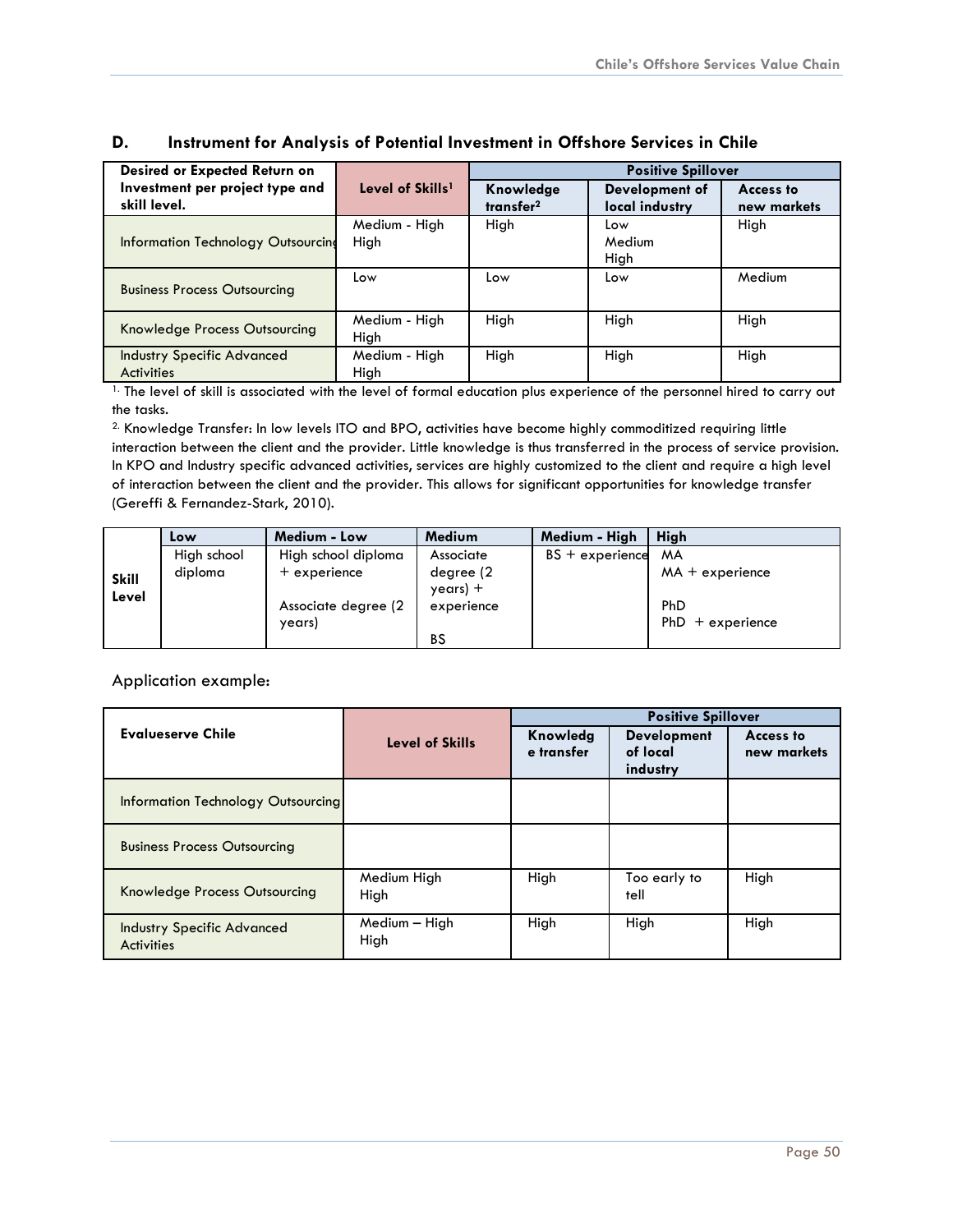## D. Instrument for Analysis of Potential Investment in Offshore Services in Chile

| Desired or Expected Return on Investment per project type and skill level. | Level of Skills[1] | Positive Spillover | | |
|---|---|---|---|---|
| | | Knowledge transfer[2] | Development of local industry | Access to new markets |
| Information Technology Outsourcing | Medium - High High | High | Low Medium High | High |
| Business Process Outsourcing | Low | Low | Low | Medium |
| Knowledge Process Outsourcing | Medium - High High | High | High | High |
| Industry Specific Advanced Activities | Medium - High High | High | High | High |

[1] The level of skill is associated with the level of formal education plus experience of the personnel hired to carry out the tasks.

[2] Knowledge Transfer: In low levels ITO and BPO, activities have become highly commoditized requiring little interaction between the client and the provider. Little knowledge is thus transferred in the process of service provision. In KPO and Industry specific advanced activities, services are highly customized to the client and require a high level of interaction between the client and the provider. This allows for significant opportunities for knowledge transfer (Gereffi & Fernandez-Stark, 2010).

| | Low | Medium - Low | Medium | Medium - High | High |
|---|---|---|---|---|---|
| Skill Level | High school diploma | High school diploma + experience<br><br>Associate degree (2 years) | Associate degree (2 years) + experience<br><br>BS | BS + experience | MA<br>MA + experience<br><br>PhD<br>PhD + experience |

Application example:

| Evalueserve Chile | Level of Skills | Positive Spillover | | |
|---|---|---|---|---|
| | | Knowledge transfer | Development of local industry | Access to new markets |
| Information Technology Outsourcing | | | | |
| Business Process Outsourcing | | | | |
| Knowledge Process Outsourcing | Medium High High | High | Too early to tell | High |
| Industry Specific Advanced Activities | Medium – High High | High | High | High |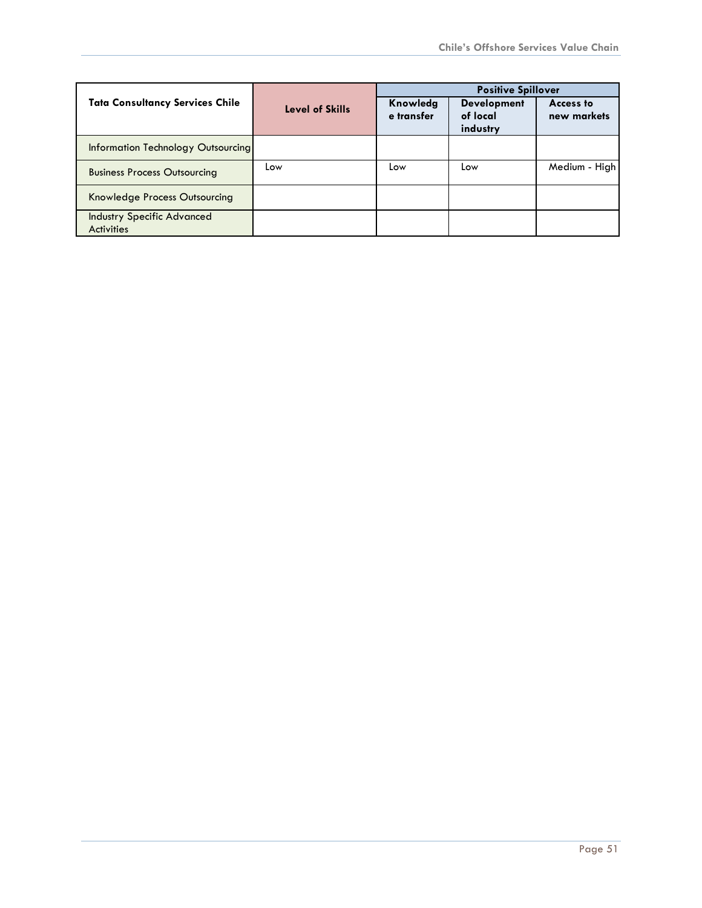| Tata Consultancy Services Chile | Level of Skills | Positive Spillover | | |
|---|---|---|---|---|
| | | Knowledge transfer | Development of local industry | Access to new markets |
| Information Technology Outsourcing | | | | |
| Business Process Outsourcing | Low | Low | Low | Medium - High |
| Knowledge Process Outsourcing | | | | |
| Industry Specific Advanced Activities | | | | |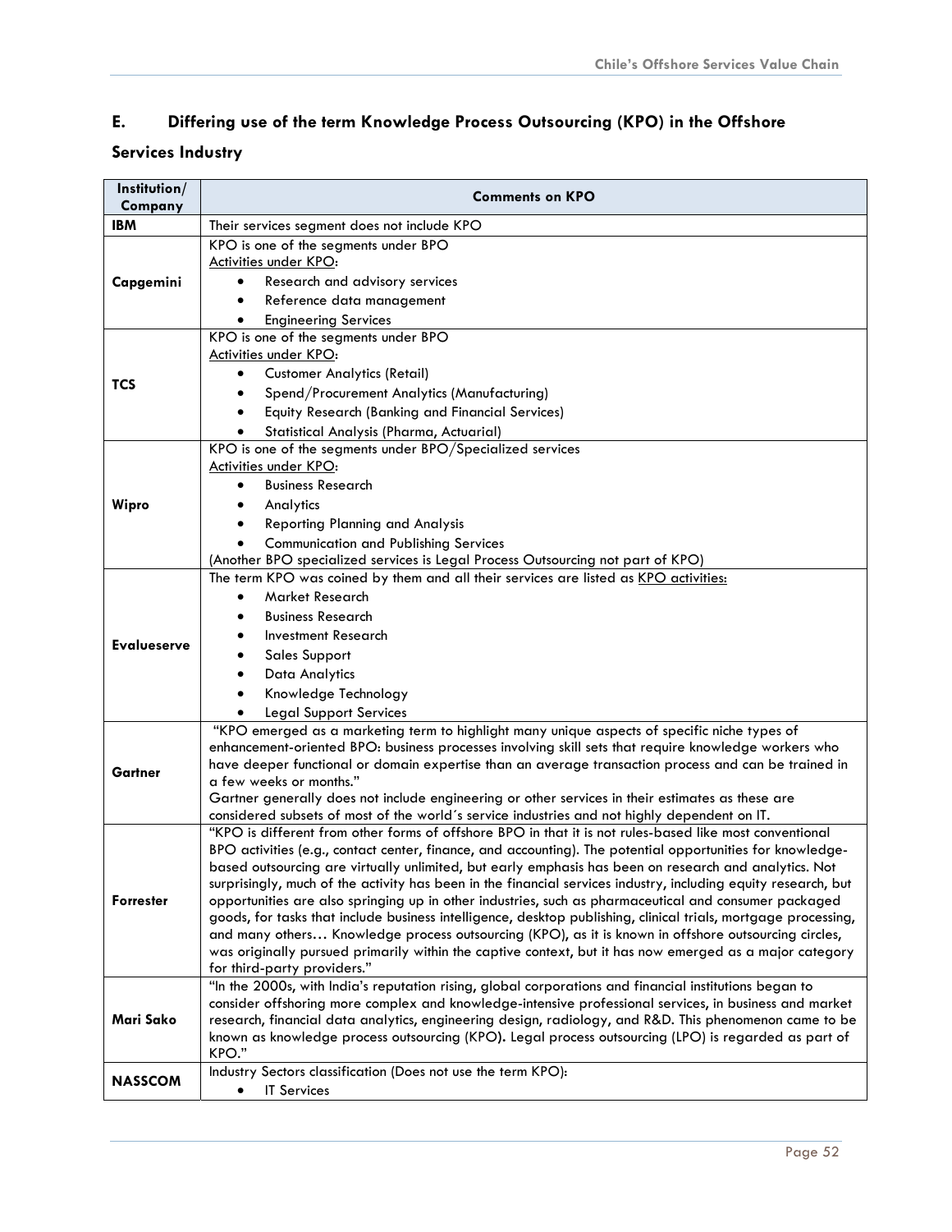## E. Differing use of the term Knowledge Process Outsourcing (KPO) in the Offshore Services Industry

| Institution/ Company | Comments on KPO |
|---|---|
| **IBM** | Their services segment does not include KPO |
| **Capgemini** | KPO is one of the segments under BPO<br>Activities under KPO:<br>• Research and advisory services<br>• Reference data management<br>• Engineering Services |
| **TCS** | KPO is one of the segments under BPO<br>Activities under KPO:<br>• Customer Analytics (Retail)<br>• Spend/Procurement Analytics (Manufacturing)<br>• Equity Research (Banking and Financial Services)<br>• Statistical Analysis (Pharma, Actuarial) |
| **Wipro** | KPO is one of the segments under BPO/Specialized services<br>Activities under KPO:<br>• Business Research<br>• Analytics<br>• Reporting Planning and Analysis<br>• Communication and Publishing Services<br>(Another BPO specialized services is Legal Process Outsourcing not part of KPO) |
| **Evalueserve** | The term KPO was coined by them and all their services are listed as KPO activities:<br>• Market Research<br>• Business Research<br>• Investment Research<br>• Sales Support<br>• Data Analytics<br>• Knowledge Technology<br>• Legal Support Services |
| **Gartner** | "KPO emerged as a marketing term to highlight many unique aspects of specific niche types of enhancement-oriented BPO: business processes involving skill sets that require knowledge workers who have deeper functional or domain expertise than an average transaction process and can be trained in a few weeks or months."<br>Gartner generally does not include engineering or other services in their estimates as these are considered subsets of most of the world´s service industries and not highly dependent on IT. |
| **Forrester** | "KPO is different from other forms of offshore BPO in that it is not rules-based like most conventional BPO activities (e.g., contact center, finance, and accounting). The potential opportunities for knowledge-based outsourcing are virtually unlimited, but early emphasis has been on research and analytics. Not surprisingly, much of the activity has been in the financial services industry, including equity research, but opportunities are also springing up in other industries, such as pharmaceutical and consumer packaged goods, for tasks that include business intelligence, desktop publishing, clinical trials, mortgage processing, and many others… Knowledge process outsourcing (KPO), as it is known in offshore outsourcing circles, was originally pursued primarily within the captive context, but it has now emerged as a major category for third-party providers." |
| **Mari Sako** | "In the 2000s, with India's reputation rising, global corporations and financial institutions began to consider offshoring more complex and knowledge-intensive professional services, in business and market research, financial data analytics, engineering design, radiology, and R&D. This phenomenon came to be known as knowledge process outsourcing (KPO). Legal process outsourcing (LPO) is regarded as part of KPO." |
| **NASSCOM** | Industry Sectors classification (Does not use the term KPO):<br>• IT Services |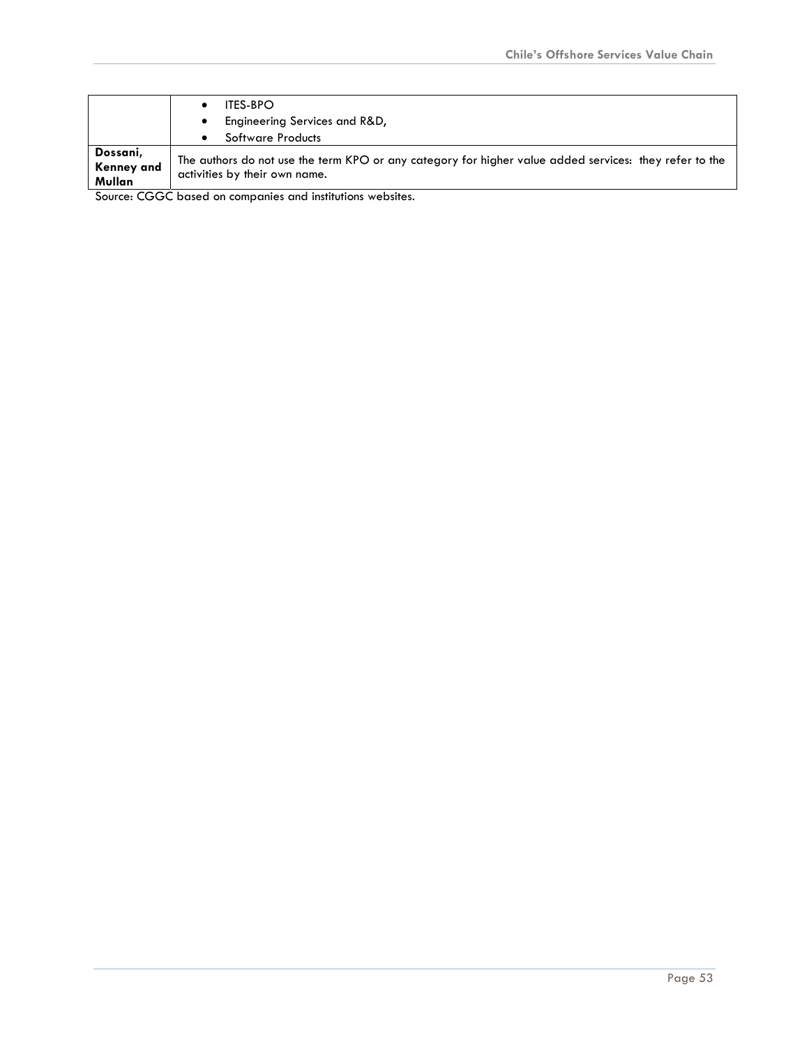| | |
|---|---|
| | • ITES-BPO<br>• Engineering Services and R&D,<br>• Software Products |
| **Dossani, Kenney and Mullan** | The authors do not use the term KPO or any category for higher value added services: they refer to the activities by their own name. |

Source: CGGC based on companies and institutions websites.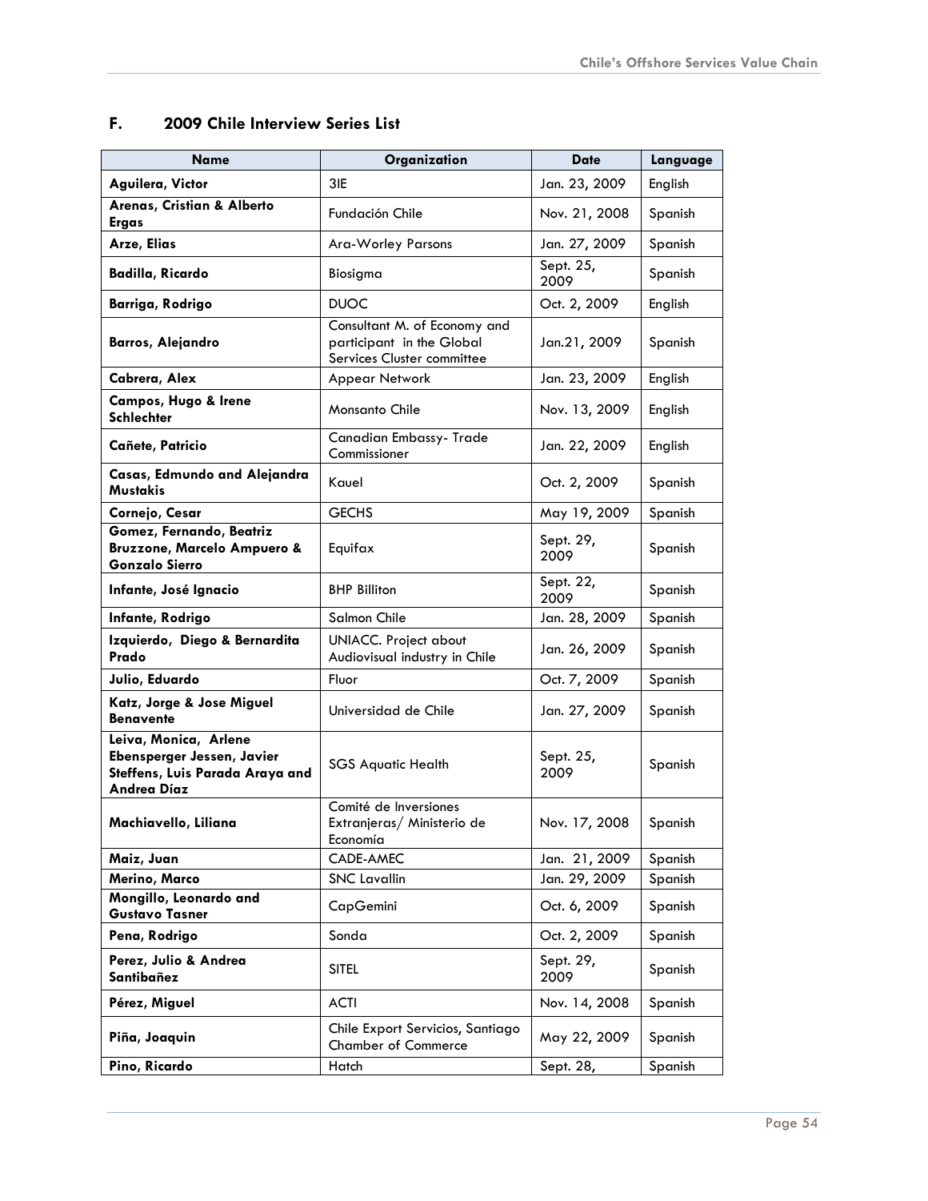## F. 2009 Chile Interview Series List

| Name | Organization | Date | Language |
|---|---|---|---|
| **Aguilera, Victor** | 3IE | Jan. 23, 2009 | English |
| **Arenas, Cristian & Alberto Ergas** | Fundación Chile | Nov. 21, 2008 | Spanish |
| **Arze, Elias** | Ara-Worley Parsons | Jan. 27, 2009 | Spanish |
| **Badilla, Ricardo** | Biosigma | Sept. 25, 2009 | Spanish |
| **Barriga, Rodrigo** | DUOC | Oct. 2, 2009 | English |
| **Barros, Alejandro** | Consultant M. of Economy and participant in the Global Services Cluster committee | Jan.21, 2009 | Spanish |
| **Cabrera, Alex** | Appear Network | Jan. 23, 2009 | English |
| **Campos, Hugo & Irene Schlechter** | Monsanto Chile | Nov. 13, 2009 | English |
| **Cañete, Patricio** | Canadian Embassy- Trade Commissioner | Jan. 22, 2009 | English |
| **Casas, Edmundo and Alejandra Mustakis** | Kauel | Oct. 2, 2009 | Spanish |
| **Cornejo, Cesar** | GECHS | May 19, 2009 | Spanish |
| **Gomez, Fernando, Beatriz Bruzzone, Marcelo Ampuero & Gonzalo Sierro** | Equifax | Sept. 29, 2009 | Spanish |
| **Infante, José Ignacio** | BHP Billiton | Sept. 22, 2009 | Spanish |
| **Infante, Rodrigo** | Salmon Chile | Jan. 28, 2009 | Spanish |
| **Izquierdo, Diego & Bernardita Prado** | UNIACC. Project about Audiovisual industry in Chile | Jan. 26, 2009 | Spanish |
| **Julio, Eduardo** | Fluor | Oct. 7, 2009 | Spanish |
| **Katz, Jorge & Jose Miguel Benavente** | Universidad de Chile | Jan. 27, 2009 | Spanish |
| **Leiva, Monica, Arlene Ebensperger Jessen, Javier Steffens, Luis Parada Araya and Andrea Díaz** | SGS Aquatic Health | Sept. 25, 2009 | Spanish |
| **Machiavello, Liliana** | Comité de Inversiones Extranjeras/ Ministerio de Economía | Nov. 17, 2008 | Spanish |
| **Maiz, Juan** | CADE-AMEC | Jan. 21, 2009 | Spanish |
| **Merino, Marco** | SNC Lavallin | Jan. 29, 2009 | Spanish |
| **Mongillo, Leonardo and Gustavo Tasner** | CapGemini | Oct. 6, 2009 | Spanish |
| **Pena, Rodrigo** | Sonda | Oct. 2, 2009 | Spanish |
| **Perez, Julio & Andrea Santibañez** | SITEL | Sept. 29, 2009 | Spanish |
| **Pérez, Miguel** | ACTI | Nov. 14, 2008 | Spanish |
| **Piña, Joaquin** | Chile Export Servicios, Santiago Chamber of Commerce | May 22, 2009 | Spanish |
| **Pino, Ricardo** | Hatch | Sept. 28, | Spanish |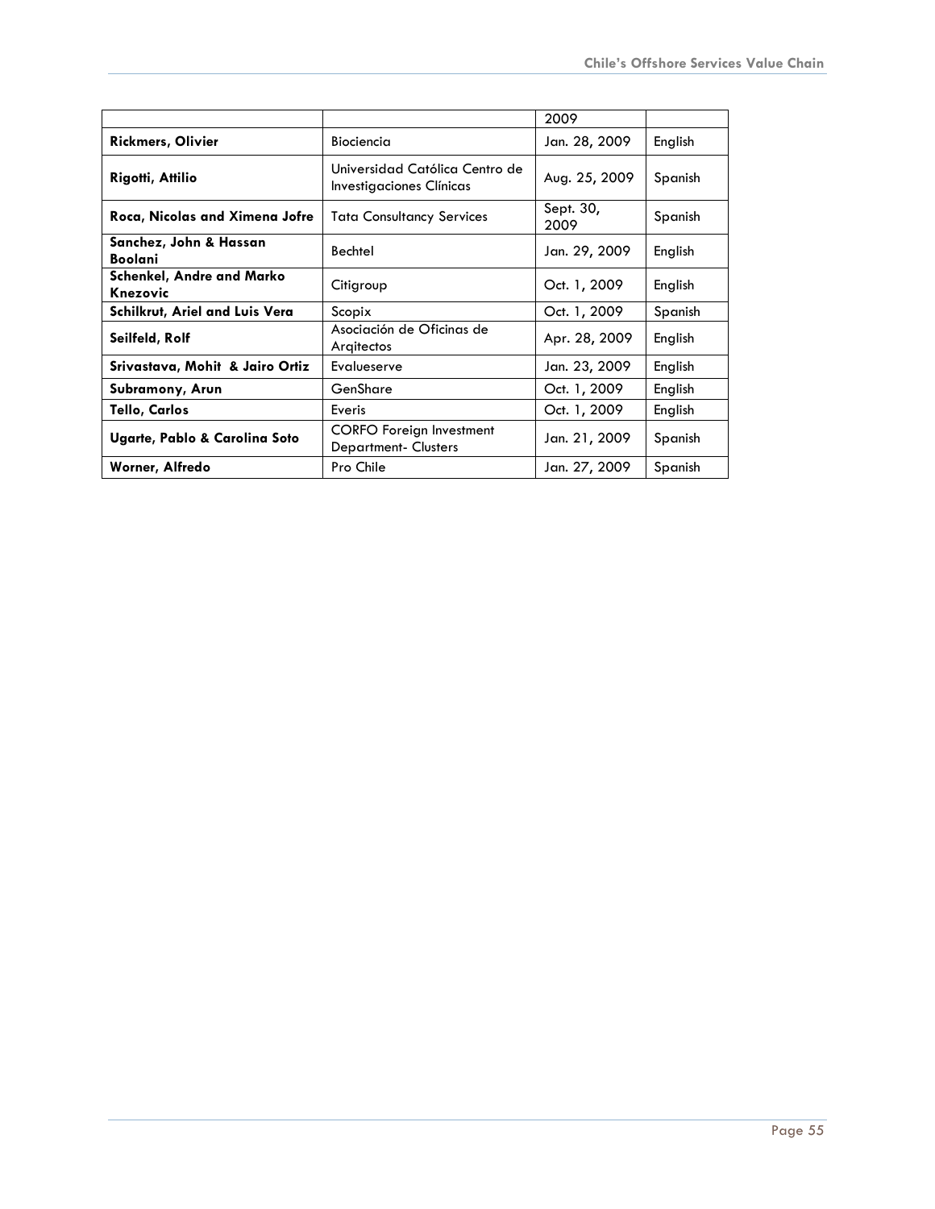| | | 2009 | |
|---|---|---|---|
| **Rickmers, Olivier** | Biociencia | Jan. 28, 2009 | English |
| **Rigotti, Attilio** | Universidad Católica Centro de Investigaciones Clínicas | Aug. 25, 2009 | Spanish |
| **Roca, Nicolas and Ximena Jofre** | Tata Consultancy Services | Sept. 30, 2009 | Spanish |
| **Sanchez, John & Hassan Boolani** | Bechtel | Jan. 29, 2009 | English |
| **Schenkel, Andre and Marko Knezovic** | Citigroup | Oct. 1, 2009 | English |
| **Schilkrut, Ariel and Luis Vera** | Scopix | Oct. 1, 2009 | Spanish |
| **Seilfeld, Rolf** | Asociación de Oficinas de Arqitectos | Apr. 28, 2009 | English |
| **Srivastava, Mohit & Jairo Ortiz** | Evalueserve | Jan. 23, 2009 | English |
| **Subramony, Arun** | GenShare | Oct. 1, 2009 | English |
| **Tello, Carlos** | Everis | Oct. 1, 2009 | English |
| **Ugarte, Pablo & Carolina Soto** | CORFO Foreign Investment Department- Clusters | Jan. 21, 2009 | Spanish |
| **Worner, Alfredo** | Pro Chile | Jan. 27, 2009 | Spanish |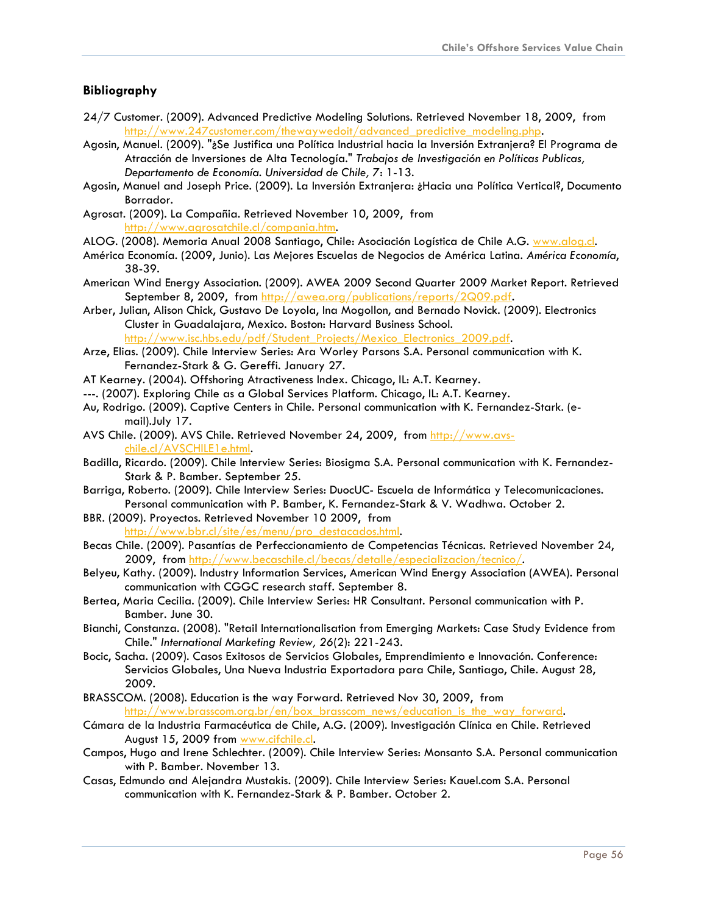## Bibliography

24/7 Customer. (2009). Advanced Predictive Modeling Solutions. Retrieved November 18, 2009, from http://www.247customer.com/thewaywedoit/advanced_predictive_modeling.php.

Agosin, Manuel. (2009). "¿Se Justifica una Política Industrial hacia la Inversión Extranjera? El Programa de Atracción de Inversiones de Alta Tecnología." *Trabajos de Investigación en Políticas Publicas, Departamento de Economía. Universidad de Chile, 7*: 1-13.

Agosin, Manuel and Joseph Price. (2009). La Inversión Extranjera: ¿Hacia una Política Vertical?, Documento Borrador.

Agrosat. (2009). La Compañia. Retrieved November 10, 2009, from http://www.agrosatchile.cl/compania.htm.

ALOG. (2008). Memoria Anual 2008 Santiago, Chile: Asociación Logística de Chile A.G. www.alog.cl.

América Economía. (2009, Junio). Las Mejores Escuelas de Negocios de América Latina. *América Economía*, 38-39.

American Wind Energy Association. (2009). AWEA 2009 Second Quarter 2009 Market Report. Retrieved September 8, 2009, from http://awea.org/publications/reports/2Q09.pdf.

Arber, Julian, Alison Chick, Gustavo De Loyola, Ina Mogollon, and Bernado Novick. (2009). Electronics Cluster in Guadalajara, Mexico. Boston: Harvard Business School. http://www.isc.hbs.edu/pdf/Student_Projects/Mexico_Electronics_2009.pdf.

Arze, Elias. (2009). Chile Interview Series: Ara Worley Parsons S.A. Personal communication with K. Fernandez-Stark & G. Gereffi. January 27.

AT Kearney. (2004). Offshoring Atractiveness Index. Chicago, IL: A.T. Kearney.

---. (2007). Exploring Chile as a Global Services Platform. Chicago, IL: A.T. Kearney.

Au, Rodrigo. (2009). Captive Centers in Chile. Personal communication with K. Fernandez-Stark. (e-mail).July 17.

AVS Chile. (2009). AVS Chile. Retrieved November 24, 2009, from http://www.avs-chile.cl/AVSCHILE1e.html.

Badilla, Ricardo. (2009). Chile Interview Series: Biosigma S.A. Personal communication with K. Fernandez-Stark & P. Bamber. September 25.

Barriga, Roberto. (2009). Chile Interview Series: DuocUC- Escuela de Informática y Telecomunicaciones. Personal communication with P. Bamber, K. Fernandez-Stark & V. Wadhwa. October 2.

BBR. (2009). Proyectos. Retrieved November 10 2009, from http://www.bbr.cl/site/es/menu/pro_destacados.html.

Becas Chile. (2009). Pasantías de Perfeccionamiento de Competencias Técnicas. Retrieved November 24, 2009, from http://www.becaschile.cl/becas/detalle/especializacion/tecnico/.

Belyeu, Kathy. (2009). Industry Information Services, American Wind Energy Association (AWEA). Personal communication with CGGC research staff. September 8.

Bertea, Maria Cecilia. (2009). Chile Interview Series: HR Consultant. Personal communication with P. Bamber. June 30.

Bianchi, Constanza. (2008). "Retail Internationalisation from Emerging Markets: Case Study Evidence from Chile." *International Marketing Review, 26*(2): 221-243.

Bocic, Sacha. (2009). Casos Exitosos de Servicios Globales, Emprendimiento e Innovación. Conference: Servicios Globales, Una Nueva Industria Exportadora para Chile, Santiago, Chile. August 28, 2009.

BRASSCOM. (2008). Education is the way Forward. Retrieved Nov 30, 2009, from http://www.brasscom.org.br/en/box_brasscom_news/education_is_the_way_forward.

Cámara de la Industria Farmacéutica de Chile, A.G. (2009). Investigación Clínica en Chile. Retrieved August 15, 2009 from www.cifchile.cl.

Campos, Hugo and Irene Schlechter. (2009). Chile Interview Series: Monsanto S.A. Personal communication with P. Bamber. November 13.

Casas, Edmundo and Alejandra Mustakis. (2009). Chile Interview Series: Kauel.com S.A. Personal communication with K. Fernandez-Stark & P. Bamber. October 2.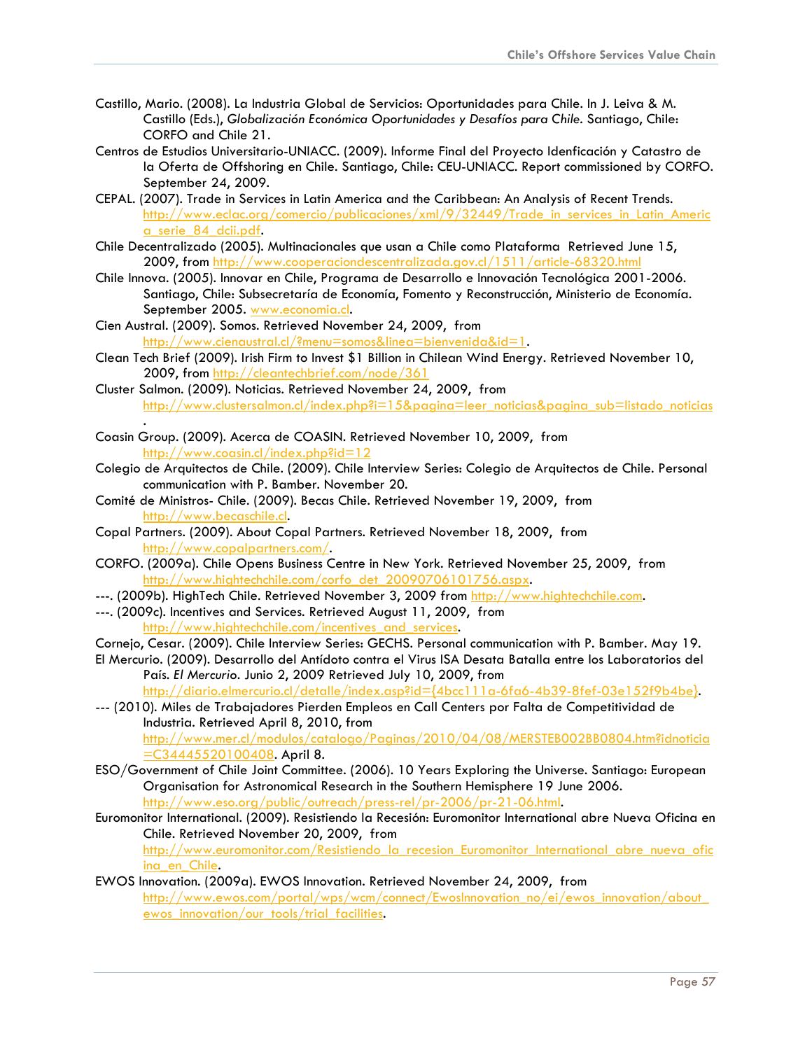Castillo, Mario. (2008). La Industria Global de Servicios: Oportunidades para Chile. In J. Leiva & M. Castillo (Eds.), *Globalización Económica Oportunidades y Desafíos para Chile*. Santiago, Chile: CORFO and Chile 21.

Centros de Estudios Universitario-UNIACC. (2009). Informe Final del Proyecto Idenficación y Catastro de la Oferta de Offshoring en Chile. Santiago, Chile: CEU-UNIACC. Report commissioned by CORFO. September 24, 2009.

CEPAL. (2007). Trade in Services in Latin America and the Caribbean: An Analysis of Recent Trends. http://www.eclac.org/comercio/publicaciones/xml/9/32449/Trade_in_services_in_Latin_America_serie_84_dcii.pdf.

Chile Decentralizado (2005). Multinacionales que usan a Chile como Plataforma Retrieved June 15, 2009, from http://www.cooperaciondescentralizada.gov.cl/1511/article-68320.html

Chile Innova. (2005). Innovar en Chile, Programa de Desarrollo e Innovación Tecnológica 2001-2006. Santiago, Chile: Subsecretaría de Economía, Fomento y Reconstrucción, Ministerio de Economía. September 2005. www.economia.cl.

Cien Austral. (2009). Somos. Retrieved November 24, 2009, from http://www.cienaustral.cl/?menu=somos&linea=bienvenida&id=1.

Clean Tech Brief (2009). Irish Firm to Invest $1 Billion in Chilean Wind Energy. Retrieved November 10, 2009, from http://cleantechbrief.com/node/361

Cluster Salmon. (2009). Noticias. Retrieved November 24, 2009, from http://www.clustersalmon.cl/index.php?i=15&pagina=leer_noticias&pagina_sub=listado_noticias.

Coasin Group. (2009). Acerca de COASIN. Retrieved November 10, 2009, from http://www.coasin.cl/index.php?id=12

Colegio de Arquitectos de Chile. (2009). Chile Interview Series: Colegio de Arquitectos de Chile. Personal communication with P. Bamber. November 20.

Comité de Ministros- Chile. (2009). Becas Chile. Retrieved November 19, 2009, from http://www.becaschile.cl.

Copal Partners. (2009). About Copal Partners. Retrieved November 18, 2009, from http://www.copalpartners.com/.

CORFO. (2009a). Chile Opens Business Centre in New York. Retrieved November 25, 2009, from http://www.hightechchile.com/corfo_det_20090706101756.aspx.

---. (2009b). HighTech Chile. Retrieved November 3, 2009 from http://www.hightechchile.com.

---. (2009c). Incentives and Services. Retrieved August 11, 2009, from http://www.hightechchile.com/incentives_and_services.

Cornejo, Cesar. (2009). Chile Interview Series: GECHS. Personal communication with P. Bamber. May 19.

El Mercurio. (2009). Desarrollo del Antídoto contra el Virus ISA Desata Batalla entre los Laboratorios del País. *El Mercurio*. Junio 2, 2009 Retrieved July 10, 2009, from http://diario.elmercurio.cl/detalle/index.asp?id={4bcc111a-6fa6-4b39-8fef-03e152f9b4be}.

--- (2010). Miles de Trabajadores Pierden Empleos en Call Centers por Falta de Competitividad de Industria. Retrieved April 8, 2010, from http://www.mer.cl/modulos/catalogo/Paginas/2010/04/08/MERSTEB002BB0804.htm?idnoticia=C34445520100408. April 8.

ESO/Government of Chile Joint Committee. (2006). 10 Years Exploring the Universe. Santiago: European Organisation for Astronomical Research in the Southern Hemisphere 19 June 2006. http://www.eso.org/public/outreach/press-rel/pr-2006/pr-21-06.html.

Euromonitor International. (2009). Resistiendo la Recesión: Euromonitor International abre Nueva Oficina en Chile. Retrieved November 20, 2009, from http://www.euromonitor.com/Resistiendo_la_recesion_Euromonitor_International_abre_nueva_oficina_en_Chile.

EWOS Innovation. (2009a). EWOS Innovation. Retrieved November 24, 2009, from http://www.ewos.com/portal/wps/wcm/connect/EwosInnovation_no/ei/ewos_innovation/about_ewos_innovation/our_tools/trial_facilities.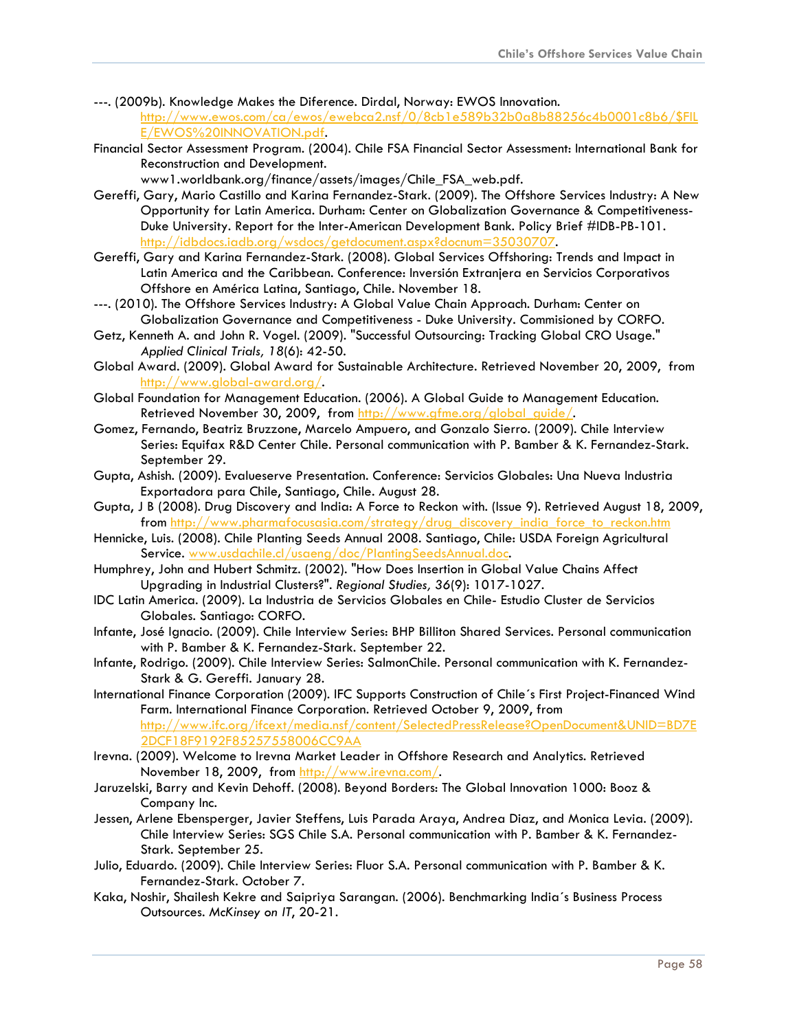---. (2009b). Knowledge Makes the Diference. Dirdal, Norway: EWOS Innovation. http://www.ewos.com/ca/ewos/ewebca2.nsf/0/8cb1e589b32b0a8b88256c4b0001c8b6/$FILE/EWOS%20INNOVATION.pdf.

Financial Sector Assessment Program. (2004). Chile FSA Financial Sector Assessment: International Bank for Reconstruction and Development. www1.worldbank.org/finance/assets/images/Chile_FSA_web.pdf.

Gereffi, Gary, Mario Castillo and Karina Fernandez-Stark. (2009). The Offshore Services Industry: A New Opportunity for Latin America. Durham: Center on Globalization Governance & Competitiveness-Duke University. Report for the Inter-American Development Bank. Policy Brief #IDB-PB-101. http://idbdocs.iadb.org/wsdocs/getdocument.aspx?docnum=35030707.

Gereffi, Gary and Karina Fernandez-Stark. (2008). Global Services Offshoring: Trends and Impact in Latin America and the Caribbean. Conference: Inversión Extranjera en Servicios Corporativos Offshore en América Latina, Santiago, Chile. November 18.

---. (2010). The Offshore Services Industry: A Global Value Chain Approach. Durham: Center on Globalization Governance and Competitiveness - Duke University. Commisioned by CORFO.

Getz, Kenneth A. and John R. Vogel. (2009). "Successful Outsourcing: Tracking Global CRO Usage." *Applied Clinical Trials, 18*(6): 42-50.

Global Award. (2009). Global Award for Sustainable Architecture. Retrieved November 20, 2009, from http://www.global-award.org/.

Global Foundation for Management Education. (2006). A Global Guide to Management Education. Retrieved November 30, 2009, from http://www.gfme.org/global_guide/.

Gomez, Fernando, Beatriz Bruzzone, Marcelo Ampuero, and Gonzalo Sierro. (2009). Chile Interview Series: Equifax R&D Center Chile. Personal communication with P. Bamber & K. Fernandez-Stark. September 29.

Gupta, Ashish. (2009). Evalueserve Presentation. Conference: Servicios Globales: Una Nueva Industria Exportadora para Chile, Santiago, Chile. August 28.

Gupta, J B (2008). Drug Discovery and India: A Force to Reckon with. (Issue 9). Retrieved August 18, 2009, from http://www.pharmafocusasia.com/strategy/drug_discovery_india_force_to_reckon.htm

Hennicke, Luis. (2008). Chile Planting Seeds Annual 2008. Santiago, Chile: USDA Foreign Agricultural Service. www.usdachile.cl/usaeng/doc/PlantingSeedsAnnual.doc.

Humphrey, John and Hubert Schmitz. (2002). "How Does Insertion in Global Value Chains Affect Upgrading in Industrial Clusters?". *Regional Studies, 36*(9): 1017-1027.

IDC Latin America. (2009). La Industria de Servicios Globales en Chile- Estudio Cluster de Servicios Globales. Santiago: CORFO.

Infante, José Ignacio. (2009). Chile Interview Series: BHP Billiton Shared Services. Personal communication with P. Bamber & K. Fernandez-Stark. September 22.

Infante, Rodrigo. (2009). Chile Interview Series: SalmonChile. Personal communication with K. Fernandez-Stark & G. Gereffi. January 28.

International Finance Corporation (2009). IFC Supports Construction of Chile´s First Project-Financed Wind Farm. International Finance Corporation. Retrieved October 9, 2009, from http://www.ifc.org/ifcext/media.nsf/content/SelectedPressRelease?OpenDocument&UNID=BD7E2DCF18F9192F85257558006CC9AA

Irevna. (2009). Welcome to Irevna Market Leader in Offshore Research and Analytics. Retrieved November 18, 2009, from http://www.irevna.com/.

Jaruzelski, Barry and Kevin Dehoff. (2008). Beyond Borders: The Global Innovation 1000: Booz & Company Inc.

Jessen, Arlene Ebensperger, Javier Steffens, Luis Parada Araya, Andrea Diaz, and Monica Levia. (2009). Chile Interview Series: SGS Chile S.A. Personal communication with P. Bamber & K. Fernandez-Stark. September 25.

Julio, Eduardo. (2009). Chile Interview Series: Fluor S.A. Personal communication with P. Bamber & K. Fernandez-Stark. October 7.

Kaka, Noshir, Shailesh Kekre and Saipriya Sarangan. (2006). Benchmarking India´s Business Process Outsources. *McKinsey on IT*, 20-21.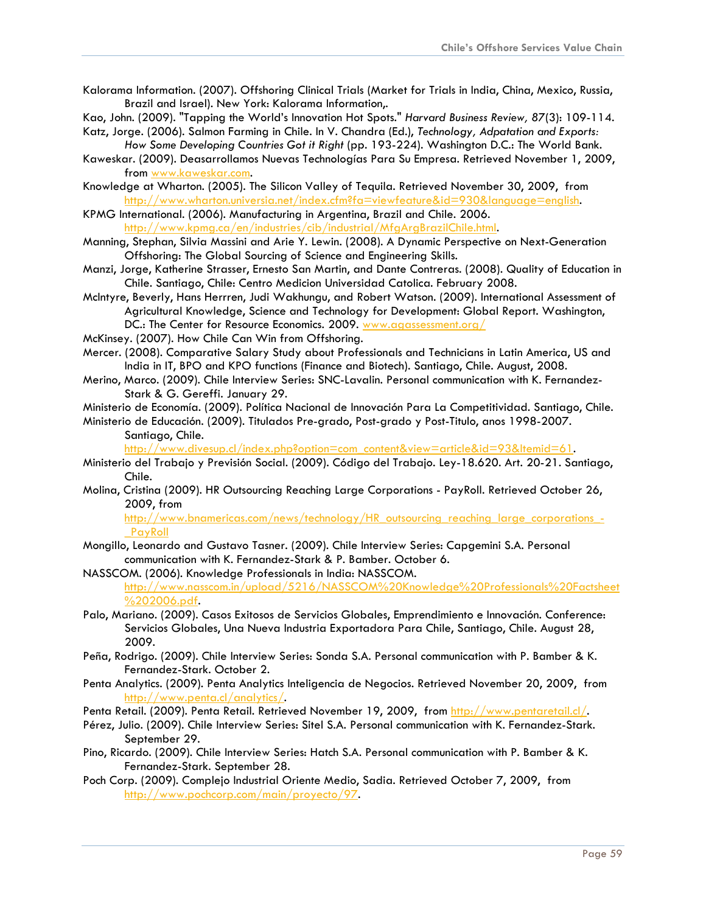Kalorama Information. (2007). Offshoring Clinical Trials (Market for Trials in India, China, Mexico, Russia, Brazil and Israel). New York: Kalorama Information,.

Kao, John. (2009). "Tapping the World's Innovation Hot Spots." *Harvard Business Review, 87*(3): 109-114.

Katz, Jorge. (2006). Salmon Farming in Chile. In V. Chandra (Ed.), *Technology, Adpatation and Exports: How Some Developing Countries Got it Right* (pp. 193-224). Washington D.C.: The World Bank.

Kaweskar. (2009). Deasarrollamos Nuevas Technologías Para Su Empresa. Retrieved November 1, 2009, from www.kaweskar.com.

Knowledge at Wharton. (2005). The Silicon Valley of Tequila. Retrieved November 30, 2009, from http://www.wharton.universia.net/index.cfm?fa=viewfeature&id=930&language=english.

KPMG International. (2006). Manufacturing in Argentina, Brazil and Chile. 2006. http://www.kpmg.ca/en/industries/cib/industrial/MfgArgBrazilChile.html.

Manning, Stephan, Silvia Massini and Arie Y. Lewin. (2008). A Dynamic Perspective on Next-Generation Offshoring: The Global Sourcing of Science and Engineering Skills.

Manzi, Jorge, Katherine Strasser, Ernesto San Martin, and Dante Contreras. (2008). Quality of Education in Chile. Santiago, Chile: Centro Medicion Universidad Catolica. February 2008.

McIntyre, Beverly, Hans Herrren, Judi Wakhungu, and Robert Watson. (2009). International Assessment of Agricultural Knowledge, Science and Technology for Development: Global Report. Washington, DC.: The Center for Resource Economics. 2009. www.agassessment.org/

McKinsey. (2007). How Chile Can Win from Offshoring.

Mercer. (2008). Comparative Salary Study about Professionals and Technicians in Latin America, US and India in IT, BPO and KPO functions (Finance and Biotech). Santiago, Chile. August, 2008.

Merino, Marco. (2009). Chile Interview Series: SNC-Lavalin. Personal communication with K. Fernandez-Stark & G. Gereffi. January 29.

Ministerio de Economía. (2009). Política Nacional de Innovación Para La Competitividad. Santiago, Chile.

Ministerio de Educación. (2009). Titulados Pre-grado, Post-grado y Post-Titulo, anos 1998-2007. Santiago, Chile. http://www.divesup.cl/index.php?option=com_content&view=article&id=93&Itemid=61.

Ministerio del Trabajo y Previsión Social. (2009). Código del Trabajo. Ley-18.620. Art. 20-21. Santiago, Chile.

Molina, Cristina (2009). HR Outsourcing Reaching Large Corporations - PayRoll. Retrieved October 26, 2009, from http://www.bnamericas.com/news/technology/HR_outsourcing_reaching_large_corporations_-_PayRoll

Mongillo, Leonardo and Gustavo Tasner. (2009). Chile Interview Series: Capgemini S.A. Personal communication with K. Fernandez-Stark & P. Bamber. October 6.

NASSCOM. (2006). Knowledge Professionals in India: NASSCOM. http://www.nasscom.in/upload/5216/NASSCOM%20Knowledge%20Professionals%20Factsheet%202006.pdf.

Palo, Mariano. (2009). Casos Exitosos de Servicios Globales, Emprendimiento e Innovación. Conference: Servicios Globales, Una Nueva Industria Exportadora Para Chile, Santiago, Chile. August 28, 2009.

Peña, Rodrigo. (2009). Chile Interview Series: Sonda S.A. Personal communication with P. Bamber & K. Fernandez-Stark. October 2.

Penta Analytics. (2009). Penta Analytics Inteligencia de Negocios. Retrieved November 20, 2009, from http://www.penta.cl/analytics/.

Penta Retail. (2009). Penta Retail. Retrieved November 19, 2009, from http://www.pentaretail.cl/.

Pérez, Julio. (2009). Chile Interview Series: Sitel S.A. Personal communication with K. Fernandez-Stark. September 29.

Pino, Ricardo. (2009). Chile Interview Series: Hatch S.A. Personal communication with P. Bamber & K. Fernandez-Stark. September 28.

Poch Corp. (2009). Complejo Industrial Oriente Medio, Sadia. Retrieved October 7, 2009, from http://www.pochcorp.com/main/proyecto/97.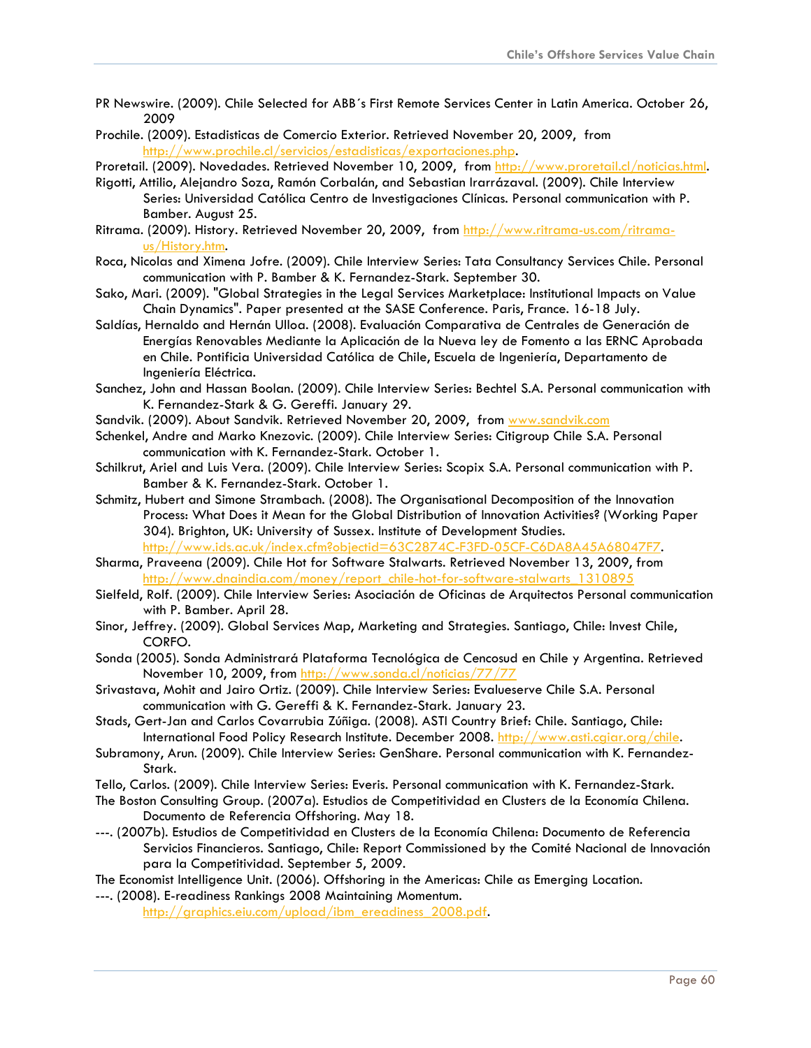PR Newswire. (2009). Chile Selected for ABB´s First Remote Services Center in Latin America. October 26, 2009

Prochile. (2009). Estadisticas de Comercio Exterior. Retrieved November 20, 2009, from http://www.prochile.cl/servicios/estadisticas/exportaciones.php.

Proretail. (2009). Novedades. Retrieved November 10, 2009, from http://www.proretail.cl/noticias.html.

Rigotti, Attilio, Alejandro Soza, Ramón Corbalán, and Sebastian Irarrázaval. (2009). Chile Interview Series: Universidad Católica Centro de Investigaciones Clínicas. Personal communication with P. Bamber. August 25.

Ritrama. (2009). History. Retrieved November 20, 2009, from http://www.ritrama-us.com/ritrama-us/History.htm.

Roca, Nicolas and Ximena Jofre. (2009). Chile Interview Series: Tata Consultancy Services Chile. Personal communication with P. Bamber & K. Fernandez-Stark. September 30.

Sako, Mari. (2009). "Global Strategies in the Legal Services Marketplace: Institutional Impacts on Value Chain Dynamics". Paper presented at the SASE Conference. Paris, France. 16-18 July.

Saldías, Hernaldo and Hernán Ulloa. (2008). Evaluación Comparativa de Centrales de Generación de Energías Renovables Mediante la Aplicación de la Nueva ley de Fomento a las ERNC Aprobada en Chile. Pontificia Universidad Católica de Chile, Escuela de Ingeniería, Departamento de Ingeniería Eléctrica.

Sanchez, John and Hassan Boolan. (2009). Chile Interview Series: Bechtel S.A. Personal communication with K. Fernandez-Stark & G. Gereffi. January 29.

Sandvik. (2009). About Sandvik. Retrieved November 20, 2009, from www.sandvik.com

Schenkel, Andre and Marko Knezovic. (2009). Chile Interview Series: Citigroup Chile S.A. Personal communication with K. Fernandez-Stark. October 1.

Schilkrut, Ariel and Luis Vera. (2009). Chile Interview Series: Scopix S.A. Personal communication with P. Bamber & K. Fernandez-Stark. October 1.

Schmitz, Hubert and Simone Strambach. (2008). The Organisational Decomposition of the Innovation Process: What Does it Mean for the Global Distribution of Innovation Activities? (Working Paper 304). Brighton, UK: University of Sussex. Institute of Development Studies. http://www.ids.ac.uk/index.cfm?objectid=63C2874C-F3FD-05CF-C6DA8A45A68047F7.

Sharma, Praveena (2009). Chile Hot for Software Stalwarts. Retrieved November 13, 2009, from http://www.dnaindia.com/money/report_chile-hot-for-software-stalwarts_1310895

Sielfeld, Rolf. (2009). Chile Interview Series: Asociación de Oficinas de Arquitectos Personal communication with P. Bamber. April 28.

Sinor, Jeffrey. (2009). Global Services Map, Marketing and Strategies. Santiago, Chile: Invest Chile, CORFO.

Sonda (2005). Sonda Administrará Plataforma Tecnológica de Cencosud en Chile y Argentina. Retrieved November 10, 2009, from http://www.sonda.cl/noticias/77/77

Srivastava, Mohit and Jairo Ortiz. (2009). Chile Interview Series: Evalueserve Chile S.A. Personal communication with G. Gereffi & K. Fernandez-Stark. January 23.

Stads, Gert-Jan and Carlos Covarrubia Zúñiga. (2008). ASTI Country Brief: Chile. Santiago, Chile: International Food Policy Research Institute. December 2008. http://www.asti.cgiar.org/chile.

Subramony, Arun. (2009). Chile Interview Series: GenShare. Personal communication with K. Fernandez-Stark.

Tello, Carlos. (2009). Chile Interview Series: Everis. Personal communication with K. Fernandez-Stark.

The Boston Consulting Group. (2007a). Estudios de Competitividad en Clusters de la Economía Chilena. Documento de Referencia Offshoring. May 18.

---. (2007b). Estudios de Competitividad en Clusters de la Economía Chilena: Documento de Referencia Servicios Financieros. Santiago, Chile: Report Commissioned by the Comité Nacional de Innovación para la Competitividad. September 5, 2009.

The Economist Intelligence Unit. (2006). Offshoring in the Americas: Chile as Emerging Location.

---. (2008). E-readiness Rankings 2008 Maintaining Momentum. http://graphics.eiu.com/upload/ibm_ereadiness_2008.pdf.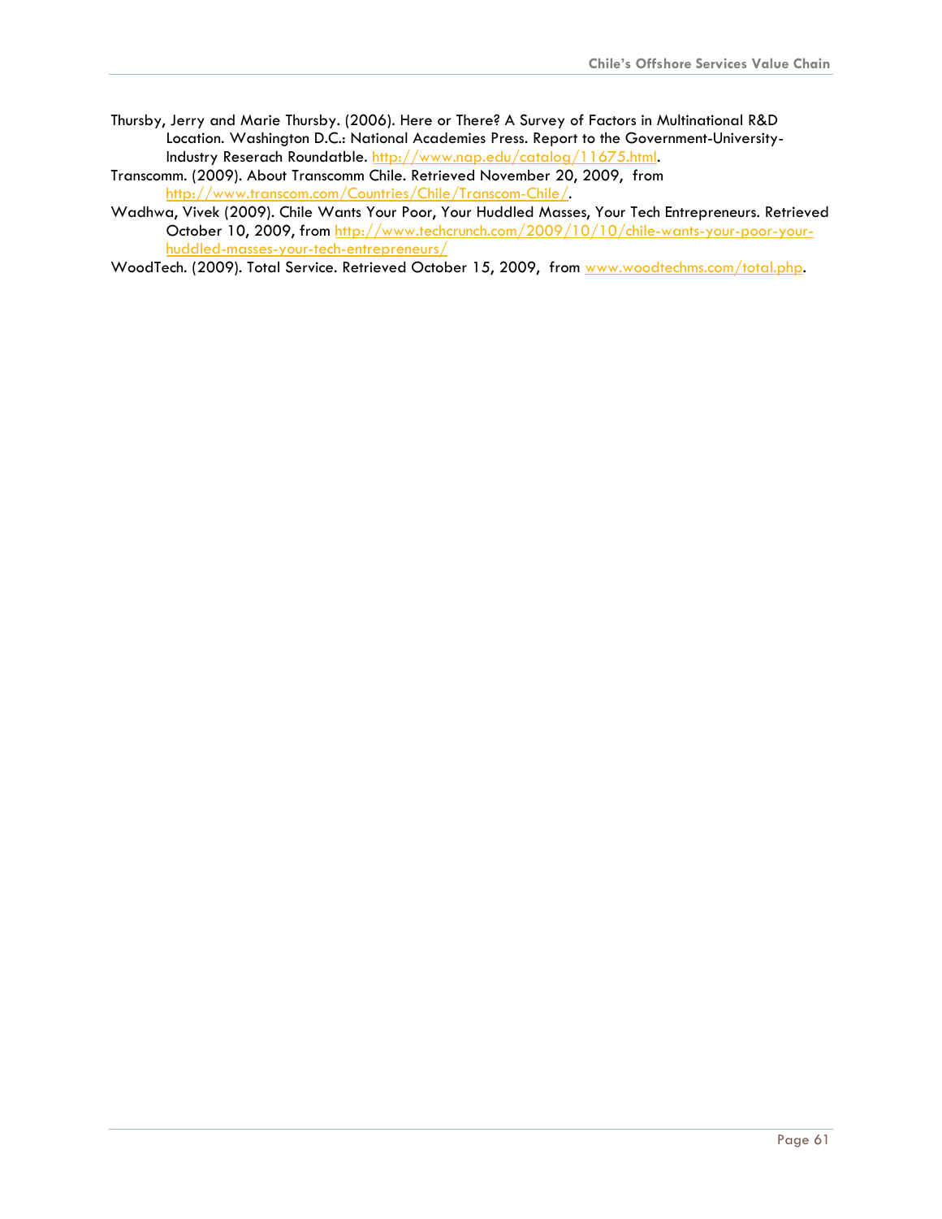Thursby, Jerry and Marie Thursby. (2006). Here or There? A Survey of Factors in Multinational R&D Location. Washington D.C.: National Academies Press. Report to the Government-University-Industry Reserach Roundatble. http://www.nap.edu/catalog/11675.html.

Transcomm. (2009). About Transcomm Chile. Retrieved November 20, 2009, from http://www.transcom.com/Countries/Chile/Transcom-Chile/.

Wadhwa, Vivek (2009). Chile Wants Your Poor, Your Huddled Masses, Your Tech Entrepreneurs. Retrieved October 10, 2009, from http://www.techcrunch.com/2009/10/10/chile-wants-your-poor-your-huddled-masses-your-tech-entrepreneurs/

WoodTech. (2009). Total Service. Retrieved October 15, 2009, from www.woodtechms.com/total.php.